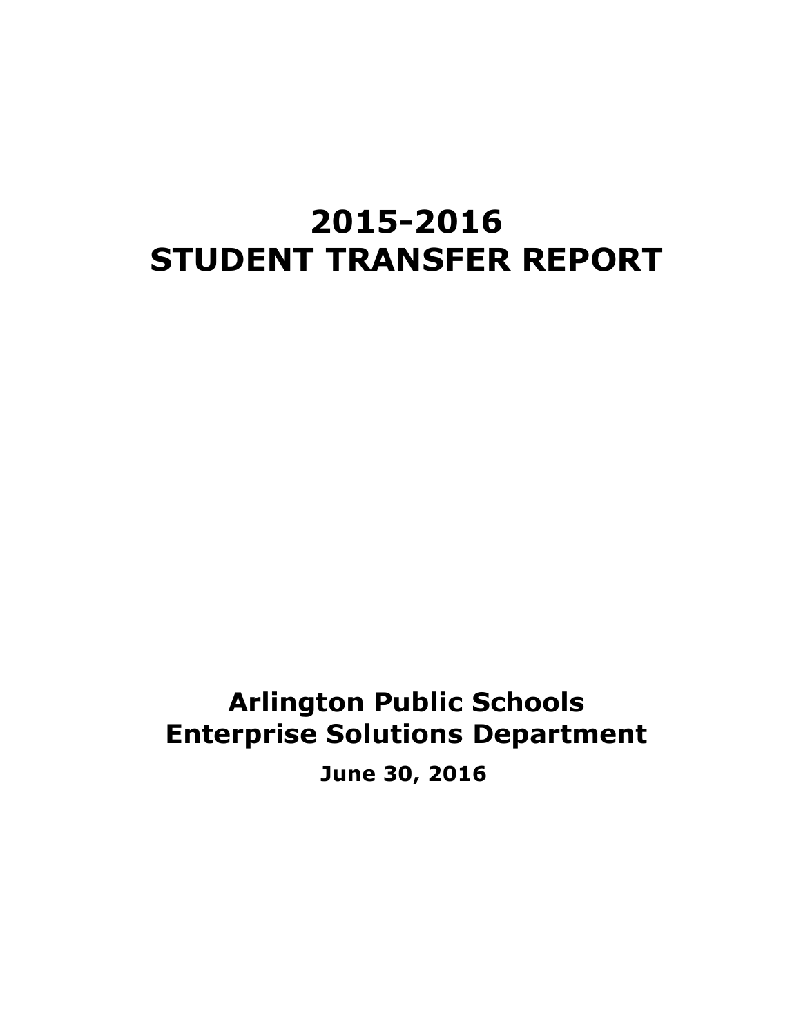# 2015-2016
# STUDENT TRANSFER REPORT

## Arlington Public Schools
## Enterprise Solutions Department

**June 30, 2016**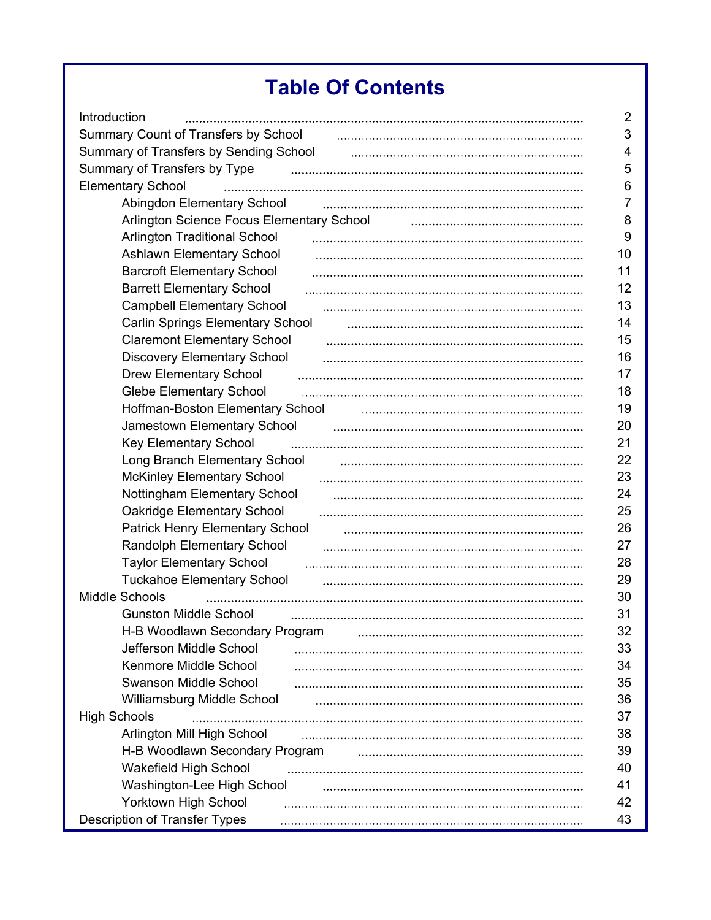# Table Of Contents

| | |
|---|---|
| Introduction | 2 |
| Summary Count of Transfers by School | 3 |
| Summary of Transfers by Sending School | 4 |
| Summary of Transfers by Type | 5 |
| Elementary School | 6 |
| Abingdon Elementary School | 7 |
| Arlington Science Focus Elementary School | 8 |
| Arlington Traditional School | 9 |
| Ashlawn Elementary School | 10 |
| Barcroft Elementary School | 11 |
| Barrett Elementary School | 12 |
| Campbell Elementary School | 13 |
| Carlin Springs Elementary School | 14 |
| Claremont Elementary School | 15 |
| Discovery Elementary School | 16 |
| Drew Elementary School | 17 |
| Glebe Elementary School | 18 |
| Hoffman-Boston Elementary School | 19 |
| Jamestown Elementary School | 20 |
| Key Elementary School | 21 |
| Long Branch Elementary School | 22 |
| McKinley Elementary School | 23 |
| Nottingham Elementary School | 24 |
| Oakridge Elementary School | 25 |
| Patrick Henry Elementary School | 26 |
| Randolph Elementary School | 27 |
| Taylor Elementary School | 28 |
| Tuckahoe Elementary School | 29 |
| Middle Schools | 30 |
| Gunston Middle School | 31 |
| H-B Woodlawn Secondary Program | 32 |
| Jefferson Middle School | 33 |
| Kenmore Middle School | 34 |
| Swanson Middle School | 35 |
| Williamsburg Middle School | 36 |
| High Schools | 37 |
| Arlington Mill High School | 38 |
| H-B Woodlawn Secondary Program | 39 |
| Wakefield High School | 40 |
| Washington-Lee High School | 41 |
| Yorktown High School | 42 |
| Description of Transfer Types | 43 |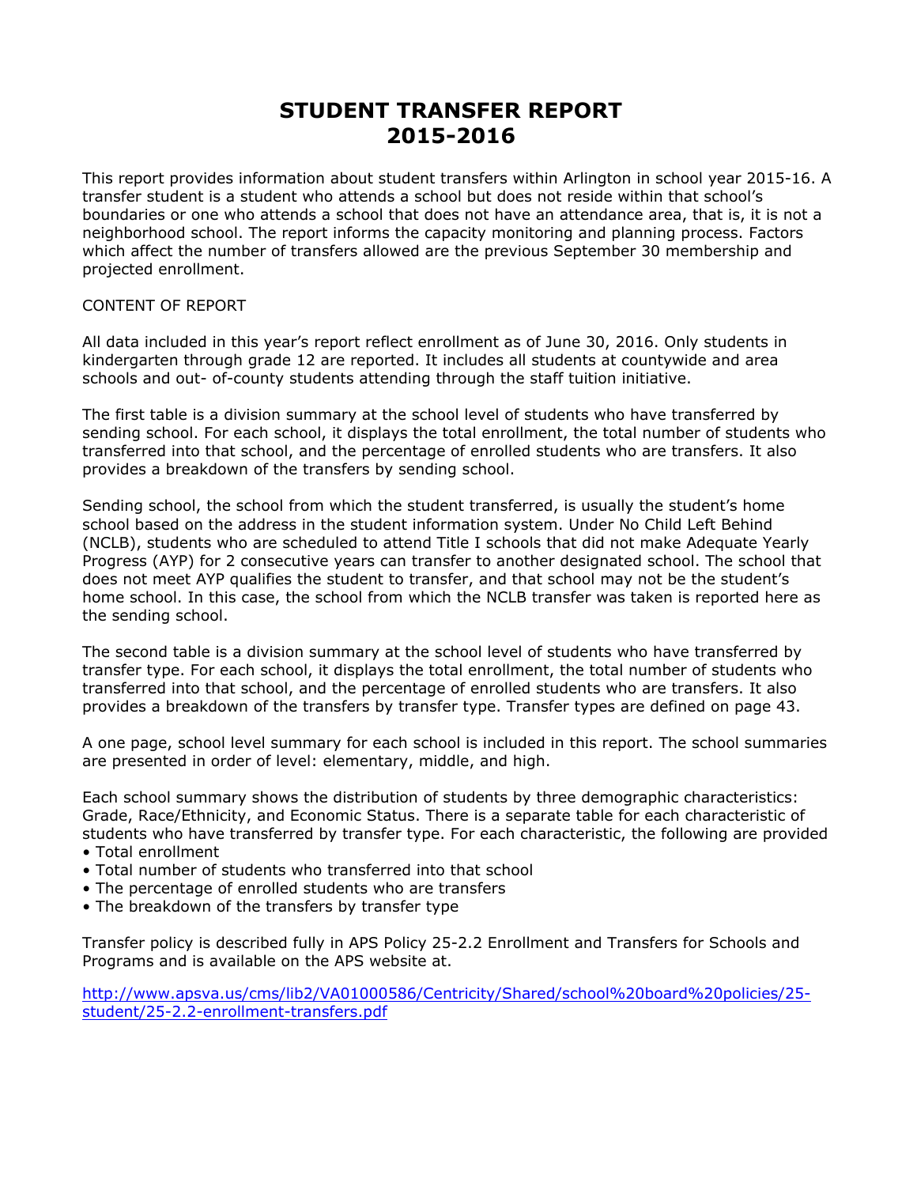# STUDENT TRANSFER REPORT 2015-2016

This report provides information about student transfers within Arlington in school year 2015-16. A transfer student is a student who attends a school but does not reside within that school's boundaries or one who attends a school that does not have an attendance area, that is, it is not a neighborhood school. The report informs the capacity monitoring and planning process. Factors which affect the number of transfers allowed are the previous September 30 membership and projected enrollment.

CONTENT OF REPORT

All data included in this year's report reflect enrollment as of June 30, 2016. Only students in kindergarten through grade 12 are reported. It includes all students at countywide and area schools and out- of-county students attending through the staff tuition initiative.

The first table is a division summary at the school level of students who have transferred by sending school. For each school, it displays the total enrollment, the total number of students who transferred into that school, and the percentage of enrolled students who are transfers. It also provides a breakdown of the transfers by sending school.

Sending school, the school from which the student transferred, is usually the student's home school based on the address in the student information system. Under No Child Left Behind (NCLB), students who are scheduled to attend Title I schools that did not make Adequate Yearly Progress (AYP) for 2 consecutive years can transfer to another designated school. The school that does not meet AYP qualifies the student to transfer, and that school may not be the student's home school. In this case, the school from which the NCLB transfer was taken is reported here as the sending school.

The second table is a division summary at the school level of students who have transferred by transfer type. For each school, it displays the total enrollment, the total number of students who transferred into that school, and the percentage of enrolled students who are transfers. It also provides a breakdown of the transfers by transfer type. Transfer types are defined on page 43.

A one page, school level summary for each school is included in this report. The school summaries are presented in order of level: elementary, middle, and high.

Each school summary shows the distribution of students by three demographic characteristics: Grade, Race/Ethnicity, and Economic Status. There is a separate table for each characteristic of students who have transferred by transfer type. For each characteristic, the following are provided

- Total enrollment
- Total number of students who transferred into that school
- The percentage of enrolled students who are transfers
- The breakdown of the transfers by transfer type

Transfer policy is described fully in APS Policy 25-2.2 Enrollment and Transfers for Schools and Programs and is available on the APS website at.

http://www.apsva.us/cms/lib2/VA01000586/Centricity/Shared/school%20board%20policies/25-student/25-2.2-enrollment-transfers.pdf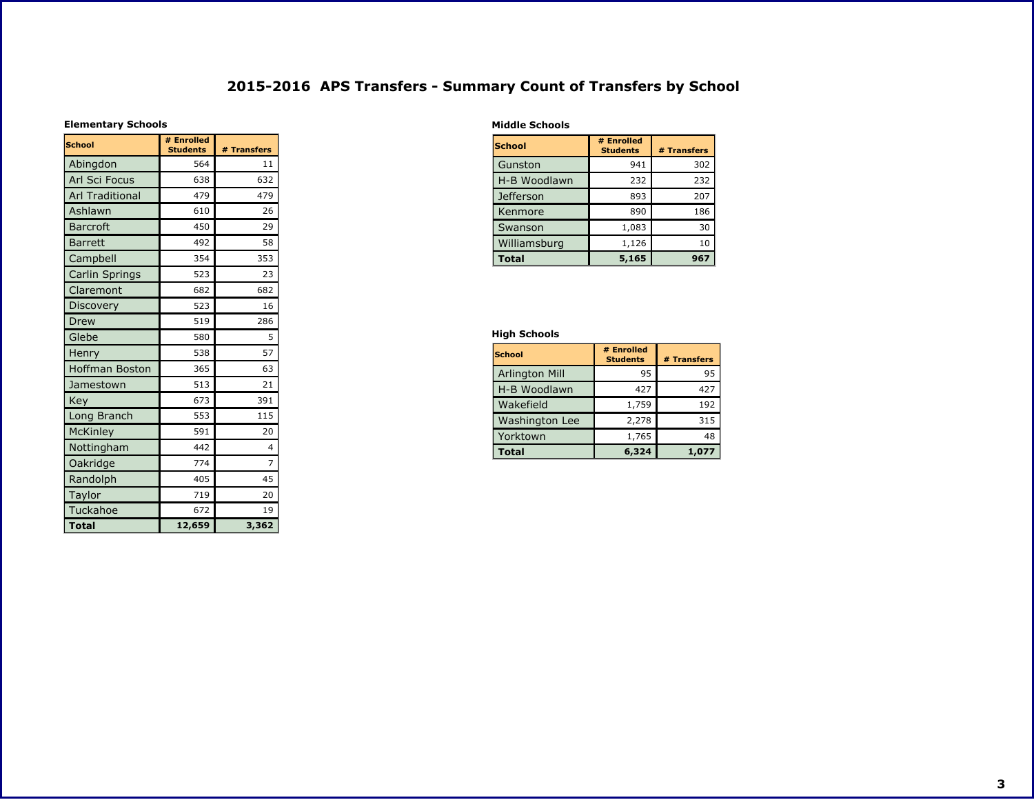# 2015-2016 APS Transfers - Summary Count of Transfers by School

### Elementary Schools

| School | # Enrolled Students | # Transfers |
|---|---|---|
| Abingdon | 564 | 11 |
| Arl Sci Focus | 638 | 632 |
| Arl Traditional | 479 | 479 |
| Ashlawn | 610 | 26 |
| Barcroft | 450 | 29 |
| Barrett | 492 | 58 |
| Campbell | 354 | 353 |
| Carlin Springs | 523 | 23 |
| Claremont | 682 | 682 |
| Discovery | 523 | 16 |
| Drew | 519 | 286 |
| Glebe | 580 | 5 |
| Henry | 538 | 57 |
| Hoffman Boston | 365 | 63 |
| Jamestown | 513 | 21 |
| Key | 673 | 391 |
| Long Branch | 553 | 115 |
| McKinley | 591 | 20 |
| Nottingham | 442 | 4 |
| Oakridge | 774 | 7 |
| Randolph | 405 | 45 |
| Taylor | 719 | 20 |
| Tuckahoe | 672 | 19 |
| **Total** | **12,659** | **3,362** |

### Middle Schools

| School | # Enrolled Students | # Transfers |
|---|---|---|
| Gunston | 941 | 302 |
| H-B Woodlawn | 232 | 232 |
| Jefferson | 893 | 207 |
| Kenmore | 890 | 186 |
| Swanson | 1,083 | 30 |
| Williamsburg | 1,126 | 10 |
| **Total** | **5,165** | **967** |

### High Schools

| School | # Enrolled Students | # Transfers |
|---|---|---|
| Arlington Mill | 95 | 95 |
| H-B Woodlawn | 427 | 427 |
| Wakefield | 1,759 | 192 |
| Washington Lee | 2,278 | 315 |
| Yorktown | 1,765 | 48 |
| **Total** | **6,324** | **1,077** |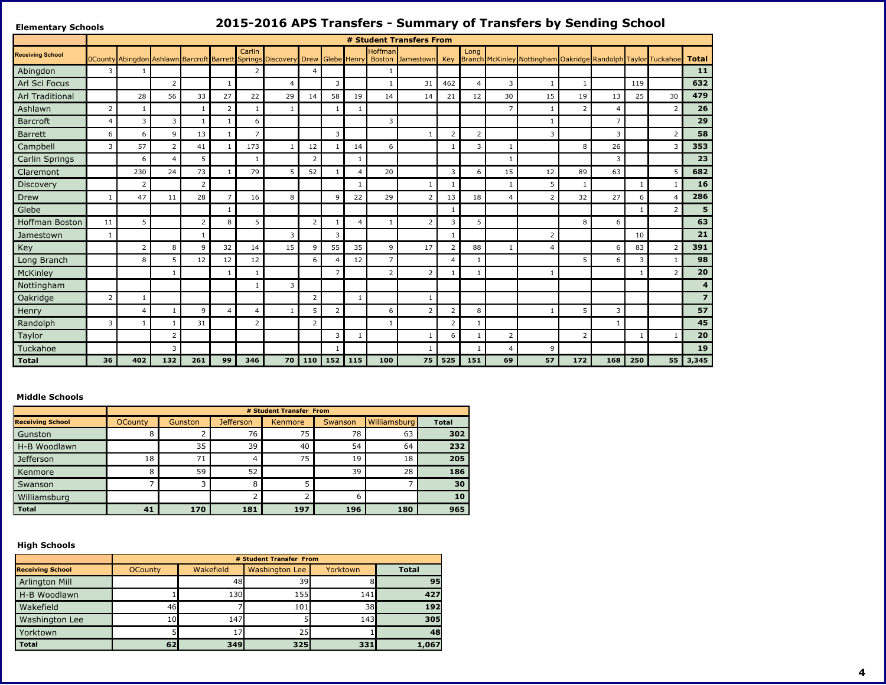# 2015-2016 APS Transfers - Summary of Transfers by Sending School

## Elementary Schools

| Receiving School | # Student Transfers From | | | | | | | | | | | | | | | | | | | | |
|---|---|---|---|---|---|---|---|---|---|---|---|---|---|---|---|---|---|---|---|---|---|
| | 0County | Abingdon | Ashlawn | Barcroft | Barrett | Carlin Springs | Discovery | Drew | Glebe | Henry | Hoffman Boston | Jamestown | Key | Long Branch | McKinley | Nottingham | Oakridge | Randolph | Taylor | Tuckahoe | Total |
| Abingdon | 3 | 1 | | | | 2 | | 4 | | | 1 | | | | | | | | | | **11** |
| Arl Sci Focus | | | 2 | | 1 | | 4 | | 3 | | 1 | 31 | 462 | 4 | 3 | 1 | 1 | | 119 | | **632** |
| Arl Traditional | | 28 | 56 | 33 | 27 | 22 | 29 | 14 | 58 | 19 | 14 | 14 | 21 | 12 | 30 | 15 | 19 | 13 | 25 | 30 | **479** |
| Ashlawn | 2 | 1 | | 1 | 2 | 1 | 1 | | 1 | 1 | | | | | 7 | 1 | 2 | 4 | | 2 | **26** |
| Barcroft | 4 | 3 | 3 | 1 | 1 | 6 | | | | | 3 | | | | | 1 | | 7 | | | **29** |
| Barrett | 6 | 6 | 9 | 13 | 1 | 7 | | | 3 | | | 1 | 2 | 2 | | 3 | | 3 | | 2 | **58** |
| Campbell | 3 | 57 | 2 | 41 | 1 | 173 | 1 | 12 | 1 | 14 | 6 | | 1 | 3 | 1 | | 8 | 26 | | 3 | **353** |
| Carlin Springs | | 6 | 4 | 5 | | 1 | | 2 | | 1 | | | | | 1 | | | 3 | | | **23** |
| Claremont | | 230 | 24 | 73 | 1 | 79 | 5 | 52 | 1 | 4 | 20 | | 3 | 6 | 15 | 12 | 89 | 63 | | 5 | **682** |
| Discovery | | 2 | | 2 | | | | | | 1 | | 1 | 1 | | 1 | 5 | 1 | | 1 | 1 | **16** |
| Drew | 1 | 47 | 11 | 28 | 7 | 16 | 8 | | 9 | 22 | 29 | 2 | 13 | 18 | 4 | 2 | 32 | 27 | 6 | 4 | **286** |
| Glebe | | | | | 1 | | | | | | | | 1 | | | | | | 1 | 2 | **5** |
| Hoffman Boston | 11 | 5 | | 2 | 8 | 5 | | 2 | 1 | 4 | 1 | 2 | 3 | 5 | | | 8 | 6 | | | **63** |
| Jamestown | 1 | | | 1 | | | 3 | | 3 | | | | 1 | | | 2 | | | 10 | | **21** |
| Key | | 2 | 8 | 9 | 32 | 14 | 15 | 9 | 55 | 35 | 9 | 17 | 2 | 88 | 1 | 4 | | 6 | 83 | 2 | **391** |
| Long Branch | | 8 | 5 | 12 | 12 | 12 | | 6 | 4 | 12 | 7 | | 4 | 1 | | | 5 | 6 | 3 | 1 | **98** |
| McKinley | | | 1 | | 1 | 1 | | | 7 | | 2 | 2 | 1 | 1 | | 1 | | | 1 | 2 | **20** |
| Nottingham | | | | | | 1 | 3 | | | | | | | | | | | | | | **4** |
| Oakridge | 2 | 1 | | | | | | 2 | | 1 | | 1 | | | | | | | | | **7** |
| Henry | | 4 | 1 | 9 | 4 | 4 | 1 | 5 | 2 | | 6 | 2 | 2 | 8 | | 1 | 5 | 3 | | | **57** |
| Randolph | 3 | 1 | 1 | 31 | | 2 | | 2 | | | 1 | | 2 | 1 | | | | 1 | | | **45** |
| Taylor | | | 2 | | | | | | 3 | 1 | | 1 | 6 | 1 | 2 | | 2 | | 1 | 1 | **20** |
| Tuckahoe | | | 3 | | | | | | 1 | | | 1 | | 1 | 4 | 9 | | | | | **19** |
| **Total** | **36** | **402** | **132** | **261** | **99** | **346** | **70** | **110** | **152** | **115** | **100** | **75** | **525** | **151** | **69** | **57** | **172** | **168** | **250** | **55** | **3,345** |

## Middle Schools

| Receiving School | # Student Transfer From | | | | | | |
|---|---|---|---|---|---|---|---|
| | OCounty | Gunston | Jefferson | Kenmore | Swanson | Williamsburg | Total |
| Gunston | 8 | 2 | 76 | 75 | 78 | 63 | **302** |
| H-B Woodlawn | | 35 | 39 | 40 | 54 | 64 | **232** |
| Jefferson | 18 | 71 | 4 | 75 | 19 | 18 | **205** |
| Kenmore | 8 | 59 | 52 | | 39 | 28 | **186** |
| Swanson | 7 | 3 | 8 | 5 | | 7 | **30** |
| Williamsburg | | | 2 | 2 | 6 | | **10** |
| **Total** | **41** | **170** | **181** | **197** | **196** | **180** | **965** |

## High Schools

| Receiving School | # Student Transfer From | | | | |
|---|---|---|---|---|---|
| | OCounty | Wakefield | Washington Lee | Yorktown | Total |
| Arlington Mill | | 48 | 39 | 8 | **95** |
| H-B Woodlawn | 1 | 130 | 155 | 141 | **427** |
| Wakefield | 46 | 7 | 101 | 38 | **192** |
| Washington Lee | 10 | 147 | 5 | 143 | **305** |
| Yorktown | 5 | 17 | 25 | 1 | **48** |
| **Total** | **62** | **349** | **325** | **331** | **1,067** |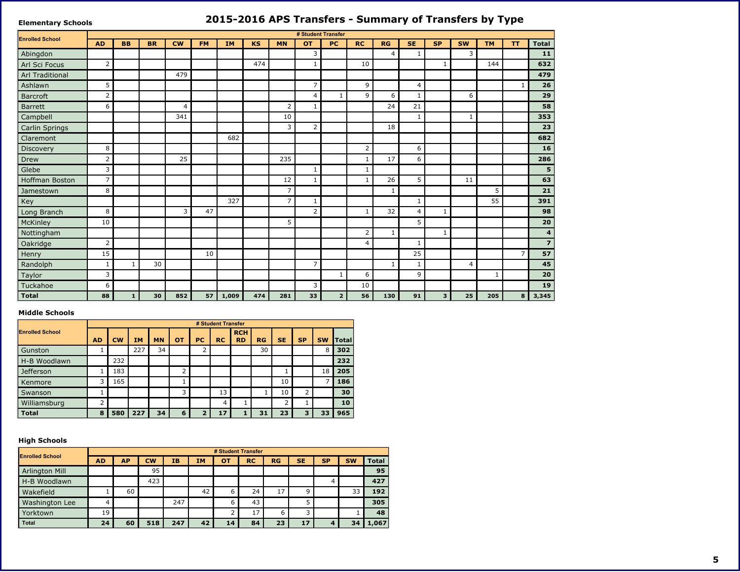# 2015-2016 APS Transfers - Summary of Transfers by Type

**Elementary Schools**

| Enrolled School | # Student Transfer | | | | | | | | | | | | | | | | | |
|---|---|---|---|---|---|---|---|---|---|---|---|---|---|---|---|---|---|---|
| | AD | BB | BR | CW | FM | IM | KS | MN | OT | PC | RC | RG | SE | SP | SW | TM | TT | Total |
| Abingdon | | | | | | | | | 3 | | | 4 | 1 | | 3 | | | **11** |
| Arl Sci Focus | 2 | | | | | | 474 | | 1 | | 10 | | | 1 | | 144 | | **632** |
| Arl Traditional | | | | 479 | | | | | | | | | | | | | | **479** |
| Ashlawn | 5 | | | | | | | | 7 | | 9 | | 4 | | | | 1 | **26** |
| Barcroft | 2 | | | | | | | | 4 | 1 | 9 | 6 | 1 | | 6 | | | **29** |
| Barrett | 6 | | | 4 | | | | 2 | 1 | | | 24 | 21 | | | | | **58** |
| Campbell | | | | 341 | | | | 10 | | | | | 1 | | 1 | | | **353** |
| Carlin Springs | | | | | | | | 3 | 2 | | | 18 | | | | | | **23** |
| Claremont | | | | | | 682 | | | | | | | | | | | | **682** |
| Discovery | 8 | | | | | | | | | | 2 | | 6 | | | | | **16** |
| Drew | 2 | | | 25 | | | | 235 | | | 1 | 17 | 6 | | | | | **286** |
| Glebe | 3 | | | | | | | | 1 | | 1 | | | | | | | **5** |
| Hoffman Boston | 7 | | | | | | | 12 | 1 | | 1 | 26 | 5 | | 11 | | | **63** |
| Jamestown | 8 | | | | | | | 7 | | | | 1 | | | | 5 | | **21** |
| Key | | | | | | 327 | | 7 | 1 | | | | 1 | | | 55 | | **391** |
| Long Branch | 8 | | | 3 | 47 | | | | 2 | | 1 | 32 | 4 | 1 | | | | **98** |
| McKinley | 10 | | | | | | | 5 | | | | | 5 | | | | | **20** |
| Nottingham | | | | | | | | | | | 2 | 1 | | 1 | | | | **4** |
| Oakridge | 2 | | | | | | | | | | 4 | | 1 | | | | | **7** |
| Henry | 15 | | | | 10 | | | | | | | | 25 | | | | 7 | **57** |
| Randolph | 1 | 1 | 30 | | | | | | 7 | | | 1 | 1 | | 4 | | | **45** |
| Taylor | 3 | | | | | | | | | 1 | 6 | | 9 | | | 1 | | **20** |
| Tuckahoe | 6 | | | | | | | | 3 | | 10 | | | | | | | **19** |
| **Total** | **88** | **1** | **30** | **852** | **57** | **1,009** | **474** | **281** | **33** | **2** | **56** | **130** | **91** | **3** | **25** | **205** | **8** | **3,345** |

**Middle Schools**

| Enrolled School | # Student Transfer | | | | | | | | | | | | |
|---|---|---|---|---|---|---|---|---|---|---|---|---|---|
| | AD | CW | IM | MN | OT | PC | RC | RCH RD | RG | SE | SP | SW | Total |
| Gunston | 1 | | 227 | 34 | | 2 | | | 30 | | | 8 | **302** |
| H-B Woodlawn | | 232 | | | | | | | | | | | **232** |
| Jefferson | 1 | 183 | | | 2 | | | | | 1 | | 18 | **205** |
| Kenmore | 3 | 165 | | | 1 | | | | | 10 | | 7 | **186** |
| Swanson | 1 | | | | 3 | | 13 | | 1 | 10 | 2 | | **30** |
| Williamsburg | 2 | | | | | | 4 | 1 | | 2 | 1 | | **10** |
| **Total** | **8** | **580** | **227** | **34** | **6** | **2** | **17** | **1** | **31** | **23** | **3** | **33** | **965** |

**High Schools**

| Enrolled School | # Student Transfer | | | | | | | | | | | |
|---|---|---|---|---|---|---|---|---|---|---|---|---|
| | AD | AP | CW | IB | IM | OT | RC | RG | SE | SP | SW | Total |
| Arlington Mill | | | 95 | | | | | | | | | **95** |
| H-B Woodlawn | | | 423 | | | | | | | 4 | | **427** |
| Wakefield | 1 | 60 | | | 42 | 6 | 24 | 17 | 9 | | 33 | **192** |
| Washington Lee | 4 | | | 247 | | 6 | 43 | | 5 | | | **305** |
| Yorktown | 19 | | | | | 2 | 17 | 6 | 3 | | 1 | **48** |
| **Total** | **24** | **60** | **518** | **247** | **42** | **14** | **84** | **23** | **17** | **4** | **34** | **1,067** |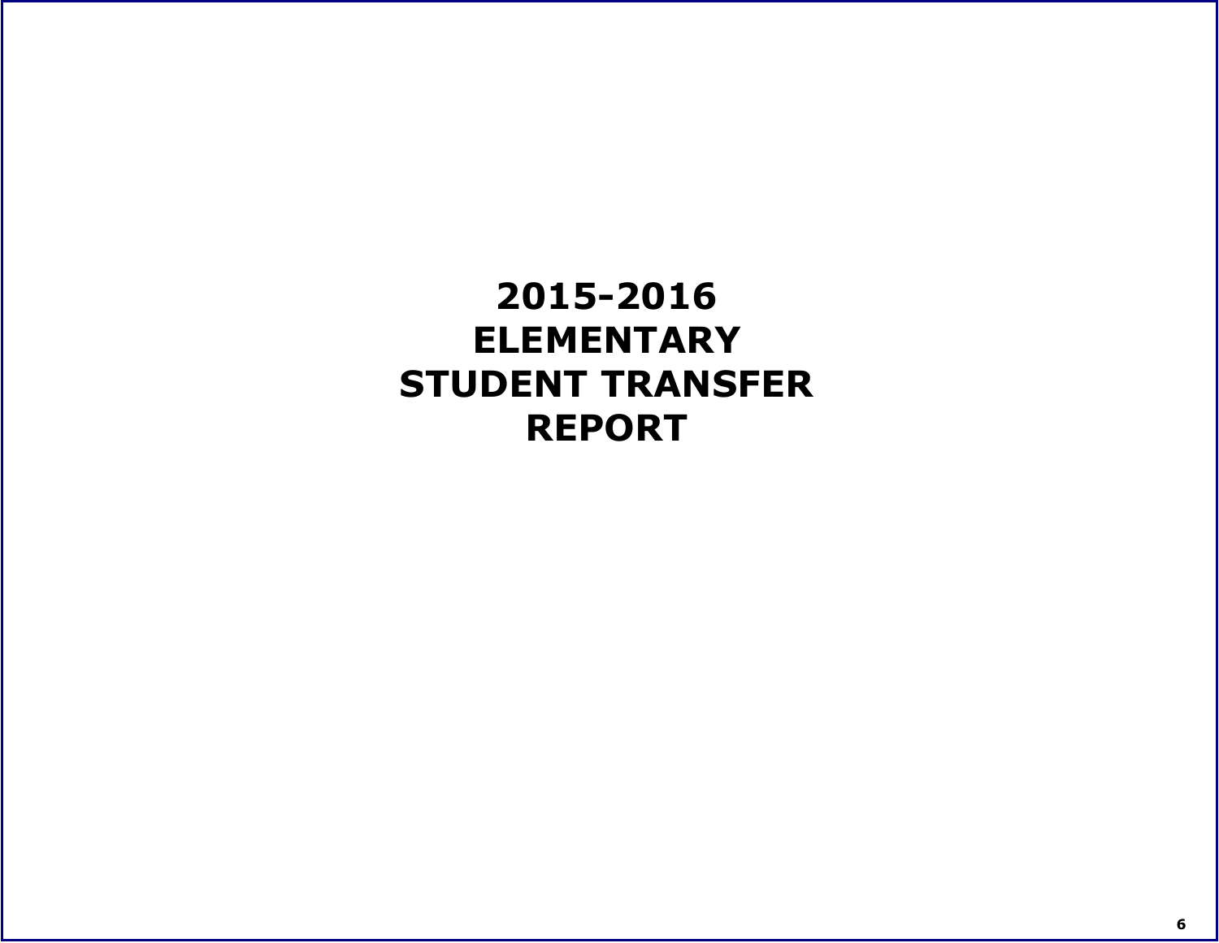# 2015-2016 ELEMENTARY STUDENT TRANSFER REPORT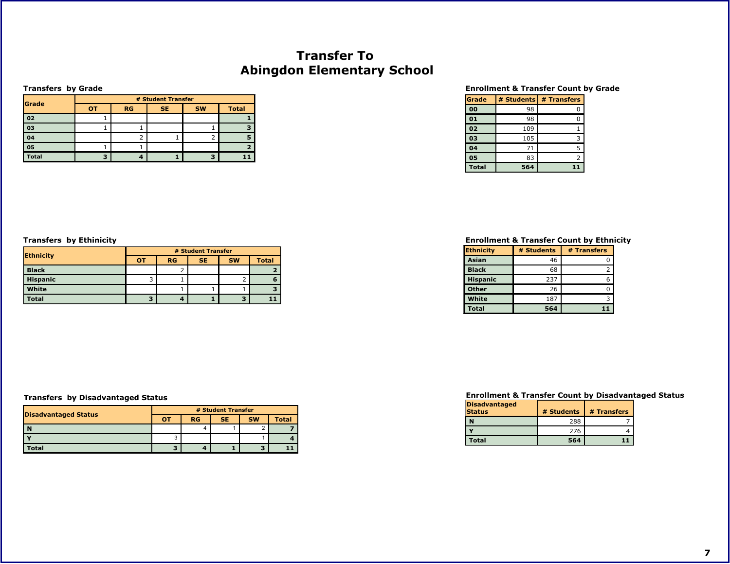# Transfer To
# Abingdon Elementary School

### Transfers by Grade

| Grade | # Student Transfer | | | | |
|---|---|---|---|---|---|
| | OT | RG | SE | SW | Total |
| 02 | 1 | | | | 1 |
| 03 | 1 | 1 | | 1 | 3 |
| 04 | | 2 | 1 | 2 | 5 |
| 05 | 1 | 1 | | | 2 |
| Total | 3 | 4 | 1 | 3 | 11 |

### Enrollment & Transfer Count by Grade

| Grade | # Students | # Transfers |
|---|---|---|
| 00 | 98 | 0 |
| 01 | 98 | 0 |
| 02 | 109 | 1 |
| 03 | 105 | 3 |
| 04 | 71 | 5 |
| 05 | 83 | 2 |
| Total | 564 | 11 |

### Transfers by Ethnicity

| Ethnicity | # Student Transfer | | | | |
|---|---|---|---|---|---|
| | OT | RG | SE | SW | Total |
| Black | | 2 | | | 2 |
| Hispanic | 3 | 1 | | 2 | 6 |
| White | | 1 | 1 | 1 | 3 |
| Total | 3 | 4 | 1 | 3 | 11 |

### Enrollment & Transfer Count by Ethnicity

| Ethnicity | # Students | # Transfers |
|---|---|---|
| Asian | 46 | 0 |
| Black | 68 | 2 |
| Hispanic | 237 | 6 |
| Other | 26 | 0 |
| White | 187 | 3 |
| Total | 564 | 11 |

### Transfers by Disadvantaged Status

| Disadvantaged Status | # Student Transfer | | | | |
|---|---|---|---|---|---|
| | OT | RG | SE | SW | Total |
| N | | 4 | 1 | 2 | 7 |
| Y | 3 | | | 1 | 4 |
| Total | 3 | 4 | 1 | 3 | 11 |

### Enrollment & Transfer Count by Disadvantaged Status

| Disadvantaged Status | # Students | # Transfers |
|---|---|---|
| N | 288 | 7 |
| Y | 276 | 4 |
| Total | 564 | 11 |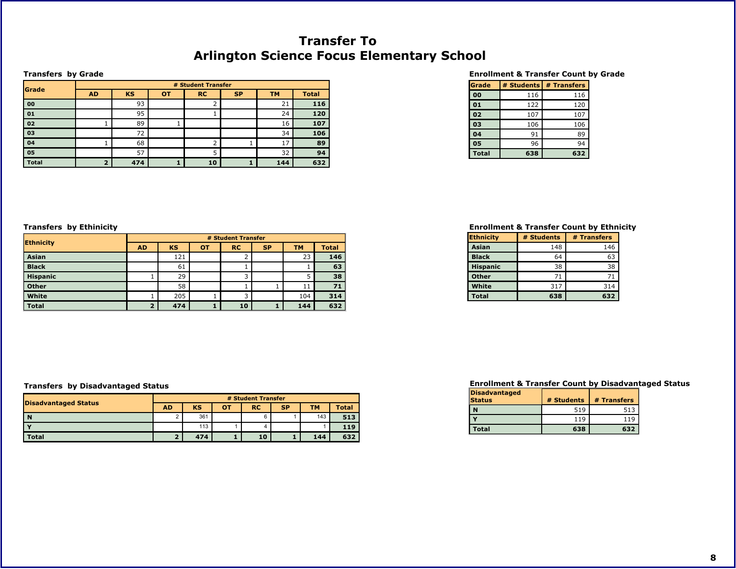# Transfer To
# Arlington Science Focus Elementary School

### Transfers by Grade

| Grade | # Student Transfer | | | | | | |
|---|---|---|---|---|---|---|---|
| | AD | KS | OT | RC | SP | TM | Total |
| 00 | | 93 | | 2 | | 21 | **116** |
| 01 | | 95 | | 1 | | 24 | **120** |
| 02 | 1 | 89 | 1 | | | 16 | **107** |
| 03 | | 72 | | | | 34 | **106** |
| 04 | 1 | 68 | | 2 | 1 | 17 | **89** |
| 05 | | 57 | | 5 | | 32 | **94** |
| **Total** | **2** | **474** | **1** | **10** | **1** | **144** | **632** |

### Enrollment & Transfer Count by Grade

| Grade | # Students | # Transfers |
|---|---|---|
| 00 | 116 | 116 |
| 01 | 122 | 120 |
| 02 | 107 | 107 |
| 03 | 106 | 106 |
| 04 | 91 | 89 |
| 05 | 96 | 94 |
| **Total** | **638** | **632** |

### Transfers by Ethinicity

| Ethnicity | # Student Transfer | | | | | | |
|---|---|---|---|---|---|---|---|
| | AD | KS | OT | RC | SP | TM | Total |
| Asian | | 121 | | 2 | | 23 | **146** |
| Black | | 61 | | 1 | | 1 | **63** |
| Hispanic | 1 | 29 | | 3 | | 5 | **38** |
| Other | | 58 | | 1 | 1 | 11 | **71** |
| White | 1 | 205 | 1 | 3 | | 104 | **314** |
| **Total** | **2** | **474** | **1** | **10** | **1** | **144** | **632** |

### Enrollment & Transfer Count by Ethinicity

| Ethnicity | # Students | # Transfers |
|---|---|---|
| Asian | 148 | 146 |
| Black | 64 | 63 |
| Hispanic | 38 | 38 |
| Other | 71 | 71 |
| White | 317 | 314 |
| **Total** | **638** | **632** |

### Transfers by Disadvantaged Status

| Disadvantaged Status | # Student Transfer | | | | | | |
|---|---|---|---|---|---|---|---|
| | AD | KS | OT | RC | SP | TM | Total |
| N | 2 | 361 | | 6 | 1 | 143 | **513** |
| Y | | 113 | 1 | 4 | | 1 | **119** |
| **Total** | **2** | **474** | **1** | **10** | **1** | **144** | **632** |

### Enrollment & Transfer Count by Disadvantaged Status

| Disadvantaged Status | # Students | # Transfers |
|---|---|---|
| N | 519 | 513 |
| Y | 119 | 119 |
| **Total** | **638** | **632** |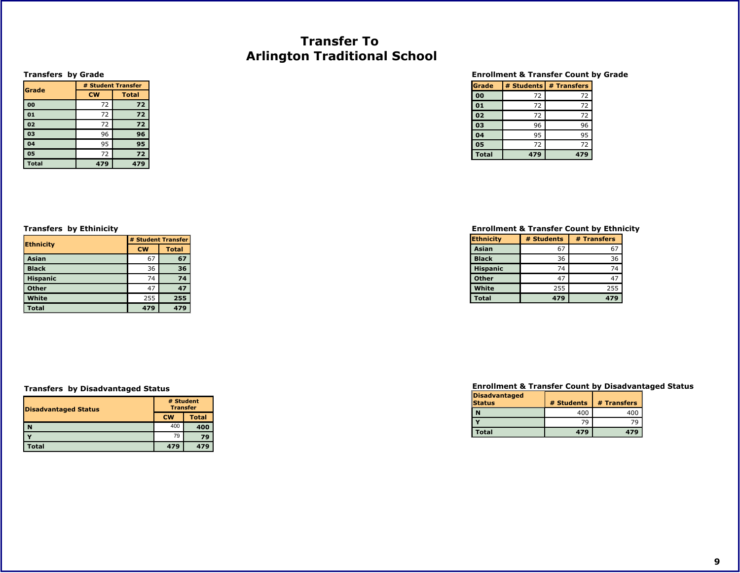# Transfer To
# Arlington Traditional School

### Transfers by Grade

| Grade | # Student Transfer | |
|---|---|---|
| | CW | Total |
| 00 | 72 | **72** |
| 01 | 72 | **72** |
| 02 | 72 | **72** |
| 03 | 96 | **96** |
| 04 | 95 | **95** |
| 05 | 72 | **72** |
| **Total** | **479** | **479** |

### Enrollment & Transfer Count by Grade

| Grade | # Students | # Transfers |
|---|---|---|
| 00 | 72 | 72 |
| 01 | 72 | 72 |
| 02 | 72 | 72 |
| 03 | 96 | 96 |
| 04 | 95 | 95 |
| 05 | 72 | 72 |
| **Total** | **479** | **479** |

### Transfers by Ethinicity

| Ethnicity | # Student Transfer | |
|---|---|---|
| | CW | Total |
| Asian | 67 | **67** |
| Black | 36 | **36** |
| Hispanic | 74 | **74** |
| Other | 47 | **47** |
| White | 255 | **255** |
| **Total** | **479** | **479** |

### Enrollment & Transfer Count by Ethnicity

| Ethnicity | # Students | # Transfers |
|---|---|---|
| Asian | 67 | 67 |
| Black | 36 | 36 |
| Hispanic | 74 | 74 |
| Other | 47 | 47 |
| White | 255 | 255 |
| **Total** | **479** | **479** |

### Transfers by Disadvantaged Status

| Disadvantaged Status | # Student Transfer | |
|---|---|---|
| | CW | Total |
| N | 400 | **400** |
| Y | 79 | **79** |
| **Total** | **479** | **479** |

### Enrollment & Transfer Count by Disadvantaged Status

| Disadvantaged Status | # Students | # Transfers |
|---|---|---|
| N | 400 | 400 |
| Y | 79 | 79 |
| **Total** | **479** | **479** |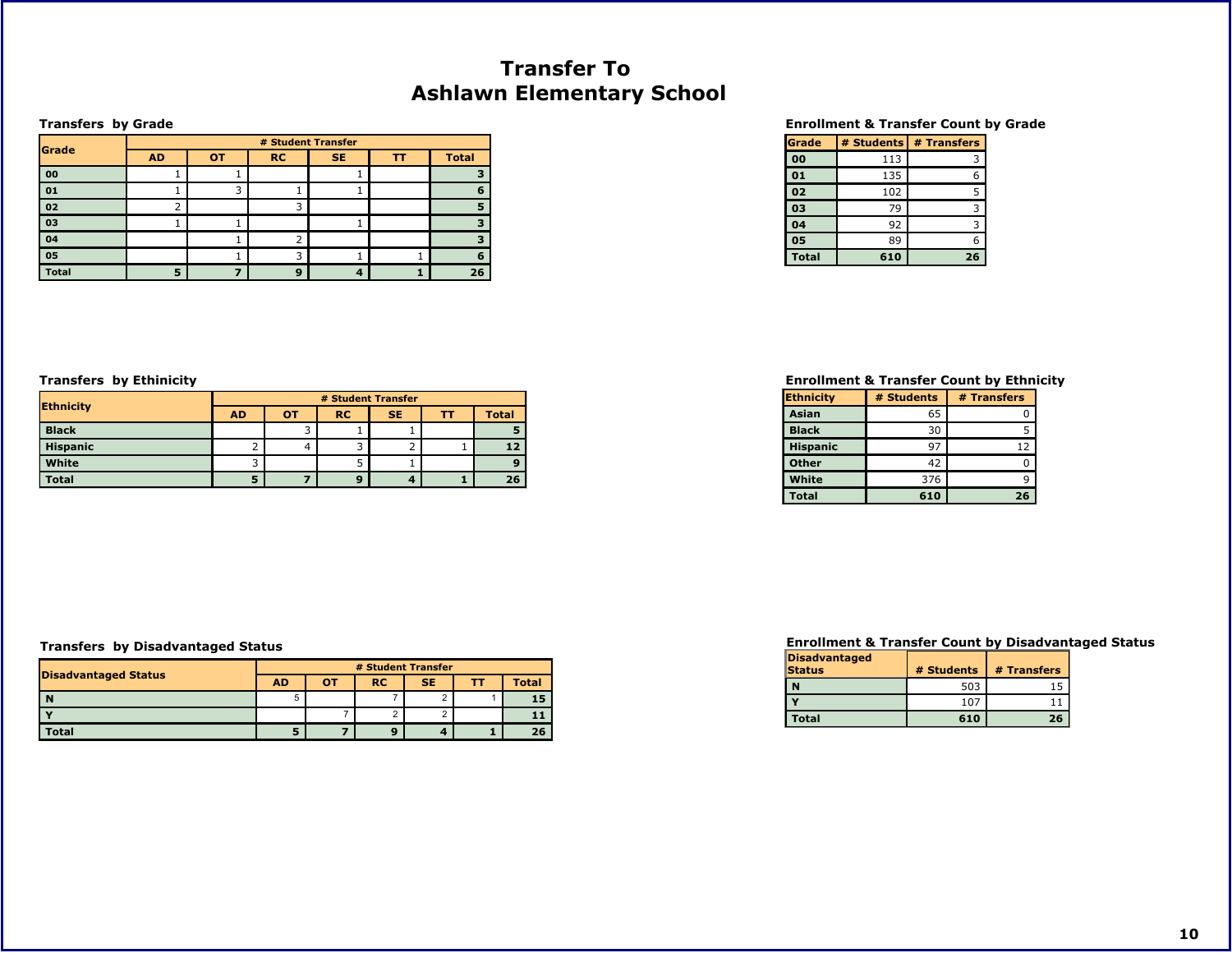# Transfer To
# Ashlawn Elementary School

### Transfers by Grade

| Grade | # Student Transfer | | | | | |
|---|---|---|---|---|---|---|
| | AD | OT | RC | SE | TT | Total |
| 00 | 1 | 1 | | 1 | | 3 |
| 01 | 1 | 3 | 1 | 1 | | 6 |
| 02 | 2 | | 3 | | | 5 |
| 03 | 1 | 1 | | 1 | | 3 |
| 04 | | 1 | 2 | | | 3 |
| 05 | | 1 | 3 | 1 | 1 | 6 |
| Total | 5 | 7 | 9 | 4 | 1 | 26 |

### Enrollment & Transfer Count by Grade

| Grade | # Students | # Transfers |
|---|---|---|
| 00 | 113 | 3 |
| 01 | 135 | 6 |
| 02 | 102 | 5 |
| 03 | 79 | 3 |
| 04 | 92 | 3 |
| 05 | 89 | 6 |
| Total | 610 | 26 |

### Transfers by Ethinicity

| Ethnicity | # Student Transfer | | | | | |
|---|---|---|---|---|---|---|
| | AD | OT | RC | SE | TT | Total |
| Black | | 3 | 1 | 1 | | 5 |
| Hispanic | 2 | 4 | 3 | 2 | 1 | 12 |
| White | 3 | | 5 | 1 | | 9 |
| Total | 5 | 7 | 9 | 4 | 1 | 26 |

### Enrollment & Transfer Count by Ethnicity

| Ethnicity | # Students | # Transfers |
|---|---|---|
| Asian | 65 | 0 |
| Black | 30 | 5 |
| Hispanic | 97 | 12 |
| Other | 42 | 0 |
| White | 376 | 9 |
| Total | 610 | 26 |

### Transfers by Disadvantaged Status

| Disadvantaged Status | # Student Transfer | | | | | |
|---|---|---|---|---|---|---|
| | AD | OT | RC | SE | TT | Total |
| N | 5 | | 7 | 2 | 1 | 15 |
| Y | | 7 | 2 | 2 | | 11 |
| Total | 5 | 7 | 9 | 4 | 1 | 26 |

### Enrollment & Transfer Count by Disadvantaged Status

| Disadvantaged Status | # Students | # Transfers |
|---|---|---|
| N | 503 | 15 |
| Y | 107 | 11 |
| Total | 610 | 26 |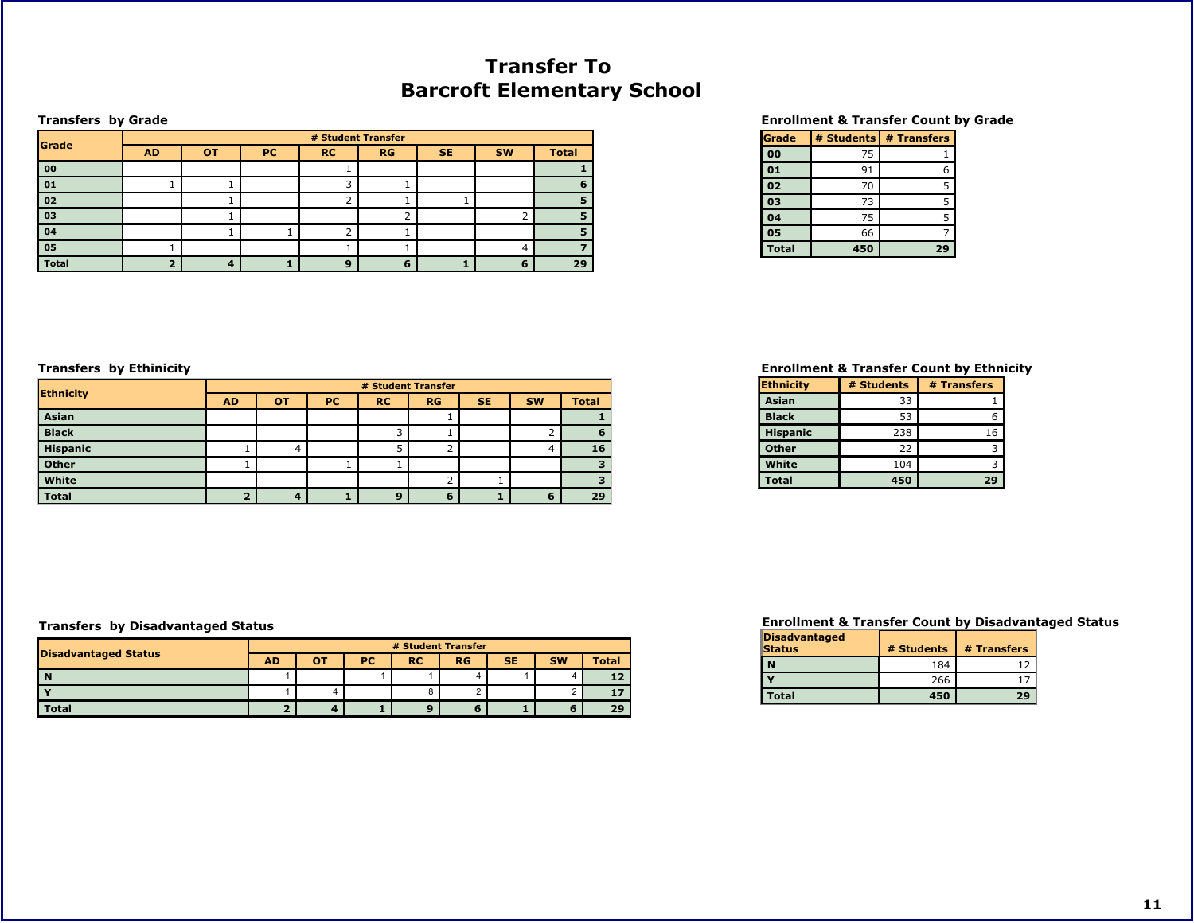# Transfer To
# Barcroft Elementary School

### Transfers by Grade

| Grade | # Student Transfer | | | | | | | |
|---|---|---|---|---|---|---|---|---|
| | AD | OT | PC | RC | RG | SE | SW | Total |
| 00 | | | | 1 | | | | 1 |
| 01 | 1 | 1 | | 3 | 1 | | | 6 |
| 02 | | 1 | | 2 | 1 | 1 | | 5 |
| 03 | | 1 | | | 2 | | 2 | 5 |
| 04 | | 1 | 1 | 2 | 1 | | | 5 |
| 05 | 1 | | | 1 | 1 | | 4 | 7 |
| Total | 2 | 4 | 1 | 9 | 6 | 1 | 6 | 29 |

### Enrollment & Transfer Count by Grade

| Grade | # Students | # Transfers |
|---|---|---|
| 00 | 75 | 1 |
| 01 | 91 | 6 |
| 02 | 70 | 5 |
| 03 | 73 | 5 |
| 04 | 75 | 5 |
| 05 | 66 | 7 |
| Total | 450 | 29 |

### Transfers by Ethinicity

| Ethnicity | # Student Transfer | | | | | | | |
|---|---|---|---|---|---|---|---|---|
| | AD | OT | PC | RC | RG | SE | SW | Total |
| Asian | | | | | 1 | | | 1 |
| Black | | | | 3 | 1 | | 2 | 6 |
| Hispanic | 1 | 4 | | 5 | 2 | | 4 | 16 |
| Other | 1 | | 1 | 1 | | | | 3 |
| White | | | | | 2 | 1 | | 3 |
| Total | 2 | 4 | 1 | 9 | 6 | 1 | 6 | 29 |

### Enrollment & Transfer Count by Ethnicity

| Ethnicity | # Students | # Transfers |
|---|---|---|
| Asian | 33 | 1 |
| Black | 53 | 6 |
| Hispanic | 238 | 16 |
| Other | 22 | 3 |
| White | 104 | 3 |
| Total | 450 | 29 |

### Transfers by Disadvantaged Status

| Disadvantaged Status | # Student Transfer | | | | | | | |
|---|---|---|---|---|---|---|---|---|
| | AD | OT | PC | RC | RG | SE | SW | Total |
| N | 1 | | 1 | 1 | 4 | 1 | 4 | 12 |
| Y | 1 | 4 | | 8 | 2 | | 2 | 17 |
| Total | 2 | 4 | 1 | 9 | 6 | 1 | 6 | 29 |

### Enrollment & Transfer Count by Disadvantaged Status

| Disadvantaged Status | # Students | # Transfers |
|---|---|---|
| N | 184 | 12 |
| Y | 266 | 17 |
| Total | 450 | 29 |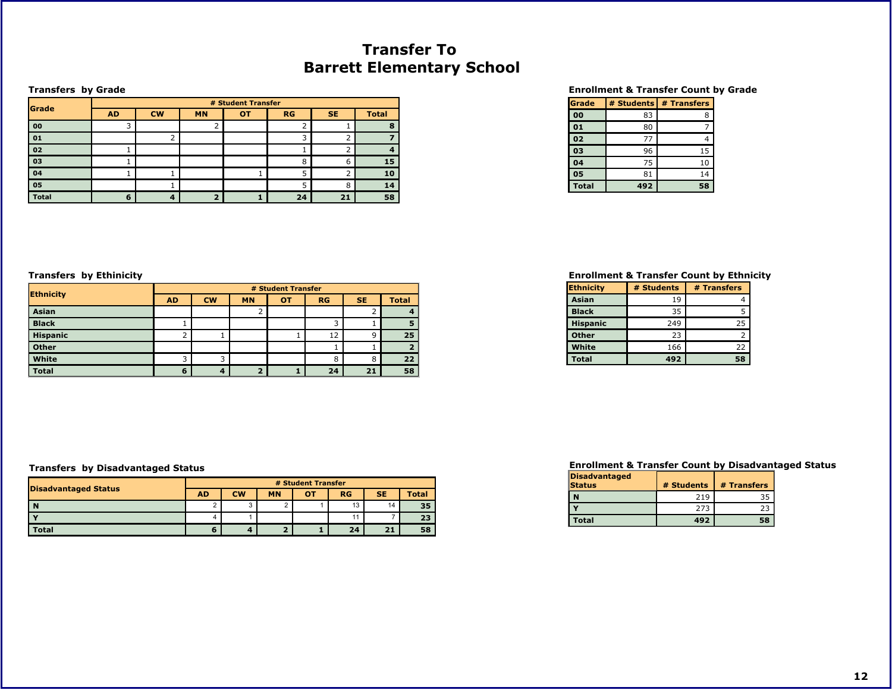# Transfer To
# Barrett Elementary School

### Transfers by Grade

| Grade | # Student Transfer | | | | | | |
|---|---|---|---|---|---|---|---|
| | AD | CW | MN | OT | RG | SE | Total |
| 00 | 3 | | 2 | | 2 | 1 | **8** |
| 01 | | 2 | | | 3 | 2 | **7** |
| 02 | 1 | | | | 1 | 2 | **4** |
| 03 | 1 | | | | 8 | 6 | **15** |
| 04 | 1 | 1 | | 1 | 5 | 2 | **10** |
| 05 | | 1 | | | 5 | 8 | **14** |
| **Total** | **6** | **4** | **2** | **1** | **24** | **21** | **58** |

### Enrollment & Transfer Count by Grade

| Grade | # Students | # Transfers |
|---|---|---|
| 00 | 83 | 8 |
| 01 | 80 | 7 |
| 02 | 77 | 4 |
| 03 | 96 | 15 |
| 04 | 75 | 10 |
| 05 | 81 | 14 |
| **Total** | **492** | **58** |

### Transfers by Ethinicity

| Ethnicity | # Student Transfer | | | | | | |
|---|---|---|---|---|---|---|---|
| | AD | CW | MN | OT | RG | SE | Total |
| Asian | | | 2 | | | 2 | **4** |
| Black | 1 | | | | 3 | 1 | **5** |
| Hispanic | 2 | 1 | | 1 | 12 | 9 | **25** |
| Other | | | | | 1 | 1 | **2** |
| White | 3 | 3 | | | 8 | 8 | **22** |
| **Total** | **6** | **4** | **2** | **1** | **24** | **21** | **58** |

### Enrollment & Transfer Count by Ethnicity

| Ethnicity | # Students | # Transfers |
|---|---|---|
| Asian | 19 | 4 |
| Black | 35 | 5 |
| Hispanic | 249 | 25 |
| Other | 23 | 2 |
| White | 166 | 22 |
| **Total** | **492** | **58** |

### Transfers by Disadvantaged Status

| Disadvantaged Status | # Student Transfer | | | | | | |
|---|---|---|---|---|---|---|---|
| | AD | CW | MN | OT | RG | SE | Total |
| N | 2 | 3 | 2 | 1 | 13 | 14 | **35** |
| Y | 4 | 1 | | | 11 | 7 | **23** |
| **Total** | **6** | **4** | **2** | **1** | **24** | **21** | **58** |

### Enrollment & Transfer Count by Disadvantaged Status

| Disadvantaged Status | # Students | # Transfers |
|---|---|---|
| N | 219 | 35 |
| Y | 273 | 23 |
| **Total** | **492** | **58** |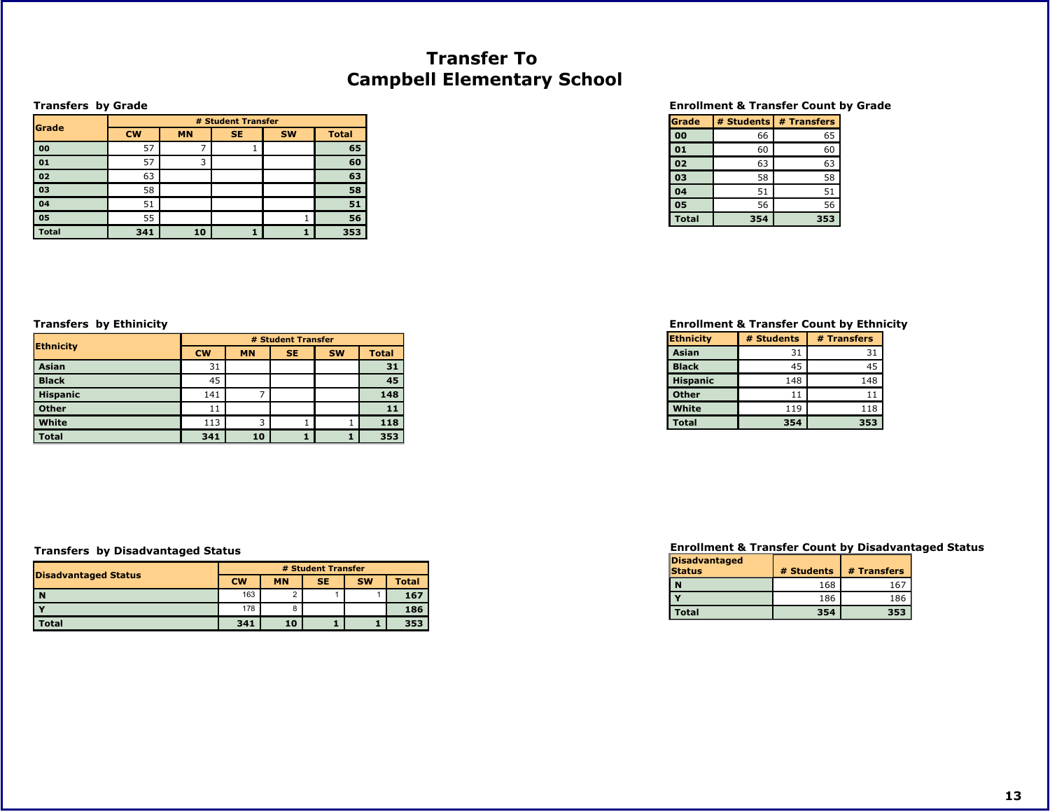# Transfer To
# Campbell Elementary School

### Transfers by Grade

| Grade | # Student Transfer | | | | |
|---|---|---|---|---|---|
| | CW | MN | SE | SW | Total |
| 00 | 57 | 7 | 1 | | 65 |
| 01 | 57 | 3 | | | 60 |
| 02 | 63 | | | | 63 |
| 03 | 58 | | | | 58 |
| 04 | 51 | | | | 51 |
| 05 | 55 | | | 1 | 56 |
| Total | 341 | 10 | 1 | 1 | 353 |

### Enrollment & Transfer Count by Grade

| Grade | # Students | # Transfers |
|---|---|---|
| 00 | 66 | 65 |
| 01 | 60 | 60 |
| 02 | 63 | 63 |
| 03 | 58 | 58 |
| 04 | 51 | 51 |
| 05 | 56 | 56 |
| Total | 354 | 353 |

### Transfers by Ethinicity

| Ethnicity | # Student Transfer | | | | |
|---|---|---|---|---|---|
| | CW | MN | SE | SW | Total |
| Asian | 31 | | | | 31 |
| Black | 45 | | | | 45 |
| Hispanic | 141 | 7 | | | 148 |
| Other | 11 | | | | 11 |
| White | 113 | 3 | 1 | 1 | 118 |
| Total | 341 | 10 | 1 | 1 | 353 |

### Enrollment & Transfer Count by Ethnicity

| Ethnicity | # Students | # Transfers |
|---|---|---|
| Asian | 31 | 31 |
| Black | 45 | 45 |
| Hispanic | 148 | 148 |
| Other | 11 | 11 |
| White | 119 | 118 |
| Total | 354 | 353 |

### Transfers by Disadvantaged Status

| Disadvantaged Status | # Student Transfer | | | | |
|---|---|---|---|---|---|
| | CW | MN | SE | SW | Total |
| N | 163 | 2 | 1 | 1 | 167 |
| Y | 178 | 8 | | | 186 |
| Total | 341 | 10 | 1 | 1 | 353 |

### Enrollment & Transfer Count by Disadvantaged Status

| Disadvantaged Status | # Students | # Transfers |
|---|---|---|
| N | 168 | 167 |
| Y | 186 | 186 |
| Total | 354 | 353 |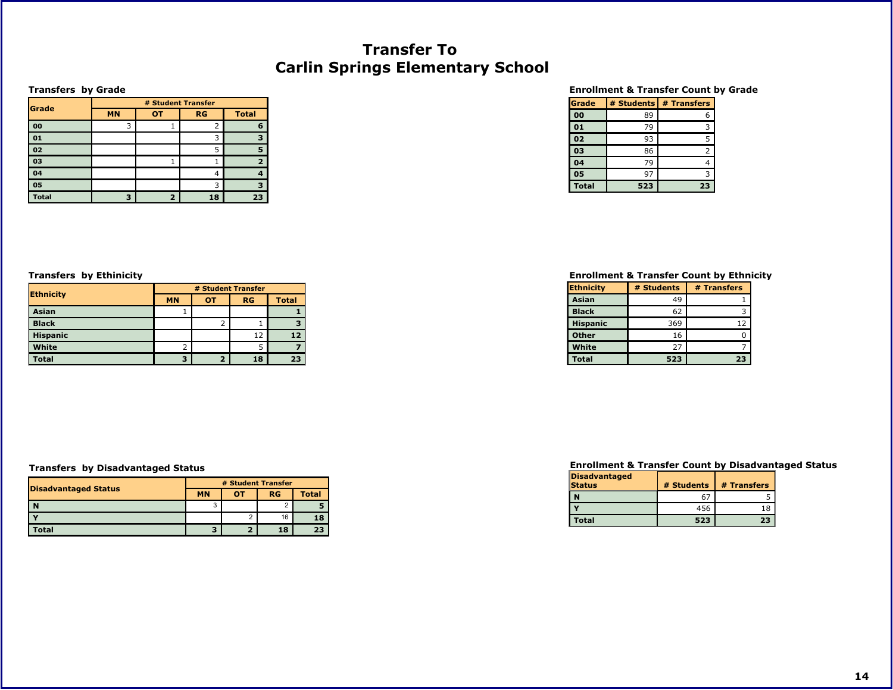# Transfer To
# Carlin Springs Elementary School

### Transfers by Grade

| Grade | # Student Transfer | | | |
|---|---|---|---|---|
| | MN | OT | RG | Total |
| 00 | 3 | 1 | 2 | 6 |
| 01 | | | 3 | 3 |
| 02 | | | 5 | 5 |
| 03 | | 1 | 1 | 2 |
| 04 | | | 4 | 4 |
| 05 | | | 3 | 3 |
| Total | 3 | 2 | 18 | 23 |

### Enrollment & Transfer Count by Grade

| Grade | # Students | # Transfers |
|---|---|---|
| 00 | 89 | 6 |
| 01 | 79 | 3 |
| 02 | 93 | 5 |
| 03 | 86 | 2 |
| 04 | 79 | 4 |
| 05 | 97 | 3 |
| Total | 523 | 23 |

### Transfers by Ethnicity

| Ethnicity | # Student Transfer | | | |
|---|---|---|---|---|
| | MN | OT | RG | Total |
| Asian | 1 | | | 1 |
| Black | | 2 | 1 | 3 |
| Hispanic | | | 12 | 12 |
| White | 2 | | 5 | 7 |
| Total | 3 | 2 | 18 | 23 |

### Enrollment & Transfer Count by Ethnicity

| Ethnicity | # Students | # Transfers |
|---|---|---|
| Asian | 49 | 1 |
| Black | 62 | 3 |
| Hispanic | 369 | 12 |
| Other | 16 | 0 |
| White | 27 | 7 |
| Total | 523 | 23 |

### Transfers by Disadvantaged Status

| Disadvantaged Status | # Student Transfer | | | |
|---|---|---|---|---|
| | MN | OT | RG | Total |
| N | 3 | | 2 | 5 |
| Y | | 2 | 16 | 18 |
| Total | 3 | 2 | 18 | 23 |

### Enrollment & Transfer Count by Disadvantaged Status

| Disadvantaged Status | # Students | # Transfers |
|---|---|---|
| N | 67 | 5 |
| Y | 456 | 18 |
| Total | 523 | 23 |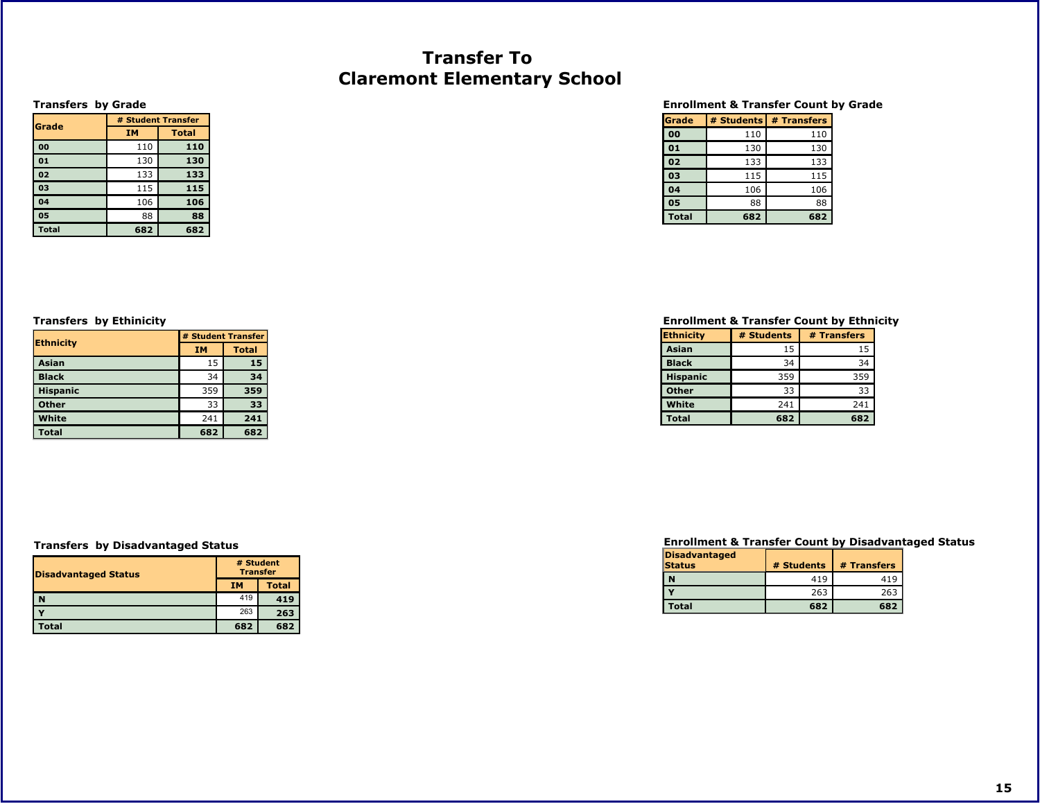# Transfer To
# Claremont Elementary School

### Transfers by Grade

| Grade | # Student Transfer | |
|---|---|---|
| | IM | Total |
| 00 | 110 | **110** |
| 01 | 130 | **130** |
| 02 | 133 | **133** |
| 03 | 115 | **115** |
| 04 | 106 | **106** |
| 05 | 88 | **88** |
| Total | **682** | **682** |

### Enrollment & Transfer Count by Grade

| Grade | # Students | # Transfers |
|---|---|---|
| 00 | 110 | 110 |
| 01 | 130 | 130 |
| 02 | 133 | 133 |
| 03 | 115 | 115 |
| 04 | 106 | 106 |
| 05 | 88 | 88 |
| Total | **682** | **682** |

### Transfers by Ethinicity

| Ethnicity | # Student Transfer | |
|---|---|---|
| | IM | Total |
| Asian | 15 | **15** |
| Black | 34 | **34** |
| Hispanic | 359 | **359** |
| Other | 33 | **33** |
| White | 241 | **241** |
| Total | **682** | **682** |

### Enrollment & Transfer Count by Ethnicity

| Ethnicity | # Students | # Transfers |
|---|---|---|
| Asian | 15 | 15 |
| Black | 34 | 34 |
| Hispanic | 359 | 359 |
| Other | 33 | 33 |
| White | 241 | 241 |
| Total | **682** | **682** |

### Transfers by Disadvantaged Status

| Disadvantaged Status | # Student Transfer | |
|---|---|---|
| | IM | Total |
| N | 419 | **419** |
| Y | 263 | **263** |
| Total | **682** | **682** |

### Enrollment & Transfer Count by Disadvantaged Status

| Disadvantaged Status | # Students | # Transfers |
|---|---|---|
| N | 419 | 419 |
| Y | 263 | 263 |
| Total | **682** | **682** |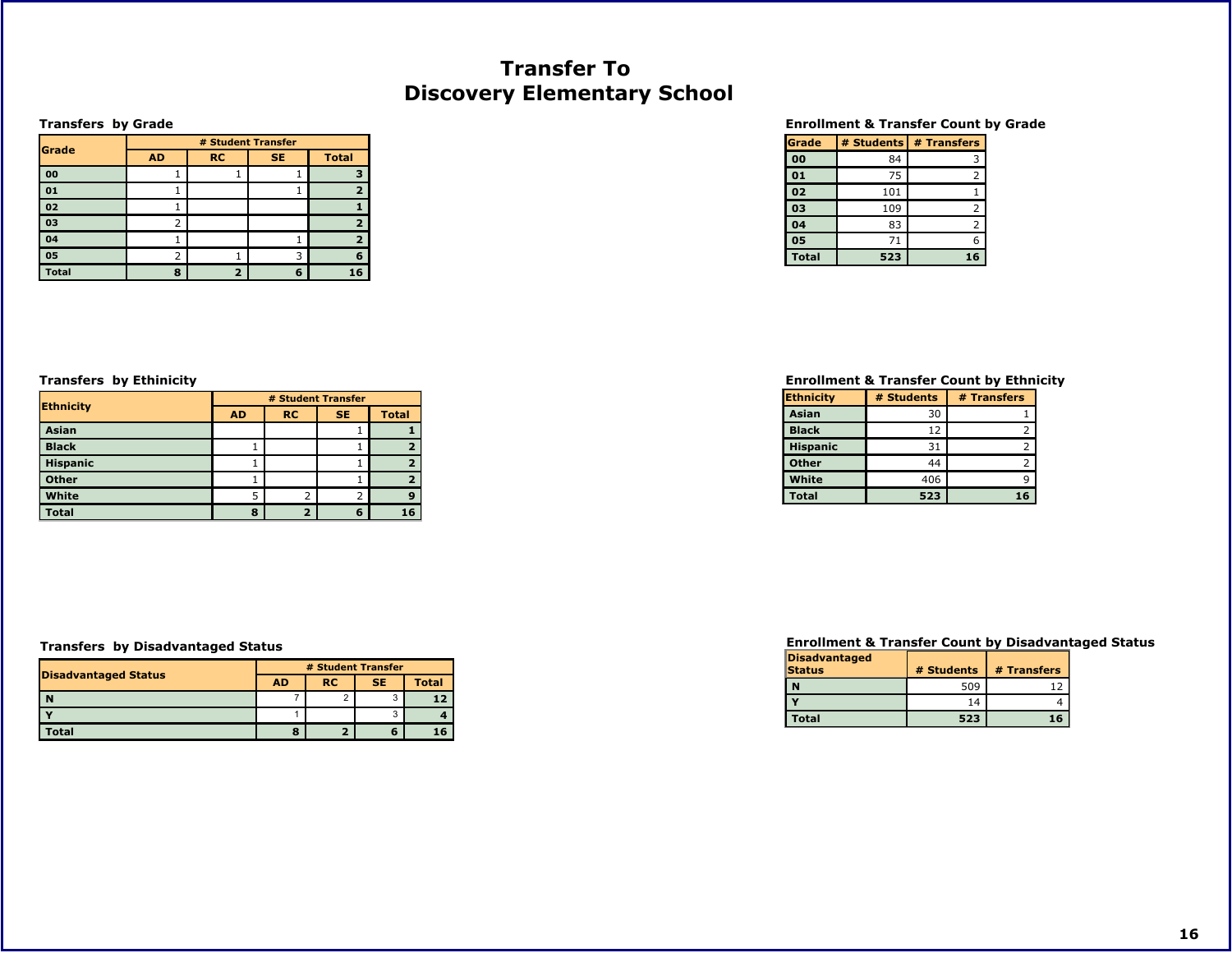# Transfer To
# Discovery Elementary School

### Transfers by Grade

| Grade | # Student Transfer | | | |
|---|---|---|---|---|
| | AD | RC | SE | Total |
| 00 | 1 | 1 | 1 | 3 |
| 01 | 1 | | 1 | 2 |
| 02 | 1 | | | 1 |
| 03 | 2 | | | 2 |
| 04 | 1 | | 1 | 2 |
| 05 | 2 | 1 | 3 | 6 |
| Total | 8 | 2 | 6 | 16 |

### Enrollment & Transfer Count by Grade

| Grade | # Students | # Transfers |
|---|---|---|
| 00 | 84 | 3 |
| 01 | 75 | 2 |
| 02 | 101 | 1 |
| 03 | 109 | 2 |
| 04 | 83 | 2 |
| 05 | 71 | 6 |
| Total | 523 | 16 |

### Transfers by Ethnicity

| Ethnicity | # Student Transfer | | | |
|---|---|---|---|---|
| | AD | RC | SE | Total |
| Asian | | | 1 | 1 |
| Black | 1 | | 1 | 2 |
| Hispanic | 1 | | 1 | 2 |
| Other | 1 | | 1 | 2 |
| White | 5 | 2 | 2 | 9 |
| Total | 8 | 2 | 6 | 16 |

### Enrollment & Transfer Count by Ethnicity

| Ethnicity | # Students | # Transfers |
|---|---|---|
| Asian | 30 | 1 |
| Black | 12 | 2 |
| Hispanic | 31 | 2 |
| Other | 44 | 2 |
| White | 406 | 9 |
| Total | 523 | 16 |

### Transfers by Disadvantaged Status

| Disadvantaged Status | # Student Transfer | | | |
|---|---|---|---|---|
| | AD | RC | SE | Total |
| N | 7 | 2 | 3 | 12 |
| Y | 1 | | 3 | 4 |
| Total | 8 | 2 | 6 | 16 |

### Enrollment & Transfer Count by Disadvantaged Status

| Disadvantaged Status | # Students | # Transfers |
|---|---|---|
| N | 509 | 12 |
| Y | 14 | 4 |
| Total | 523 | 16 |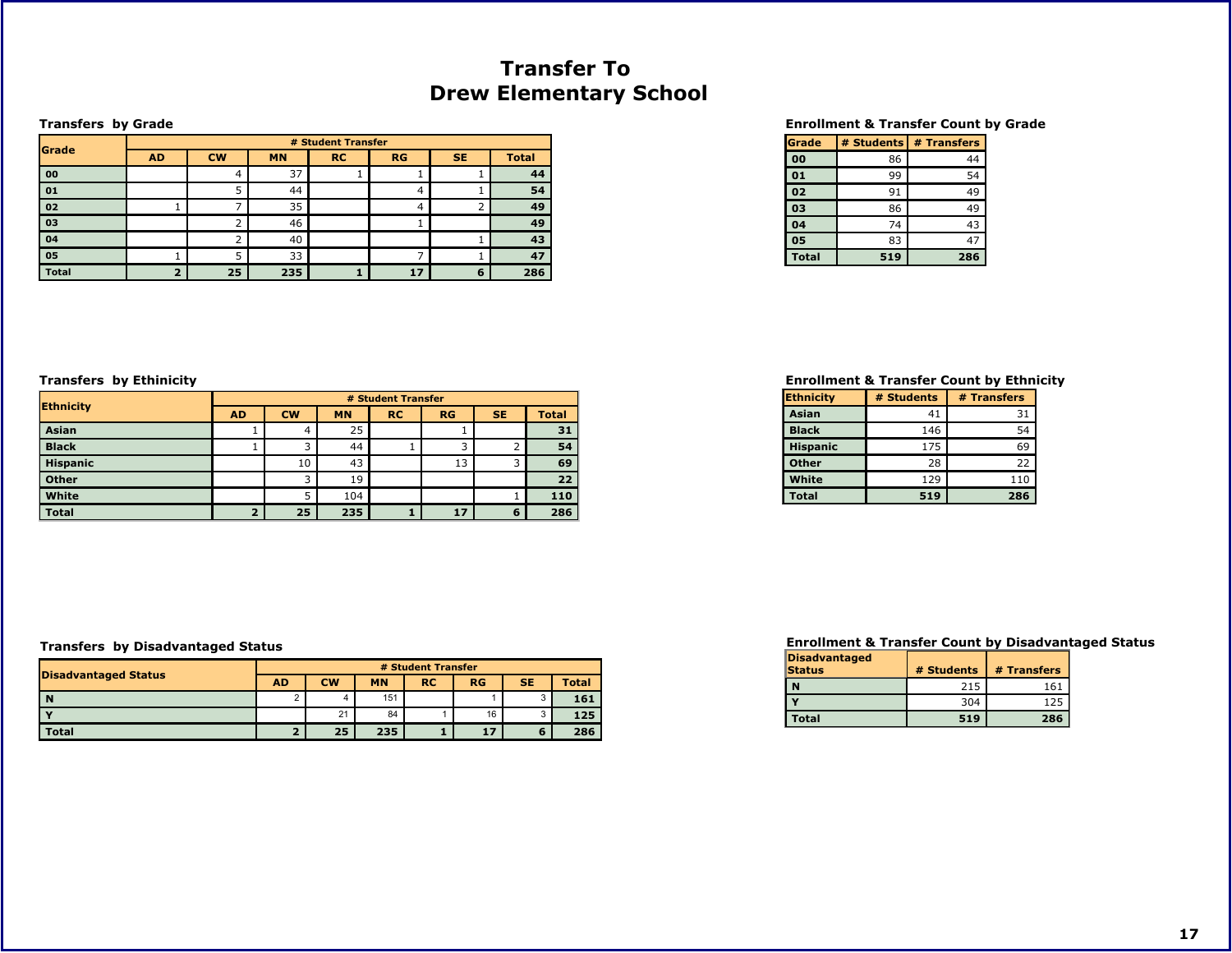# Transfer To
# Drew Elementary School

### Transfers by Grade

| Grade | # Student Transfer | | | | | | |
|---|---|---|---|---|---|---|---|
| | AD | CW | MN | RC | RG | SE | Total |
| 00 | | 4 | 37 | 1 | 1 | 1 | **44** |
| 01 | | 5 | 44 | | 4 | 1 | **54** |
| 02 | 1 | 7 | 35 | | 4 | 2 | **49** |
| 03 | | 2 | 46 | | 1 | | **49** |
| 04 | | 2 | 40 | | | 1 | **43** |
| 05 | 1 | 5 | 33 | | 7 | 1 | **47** |
| **Total** | **2** | **25** | **235** | **1** | **17** | **6** | **286** |

### Enrollment & Transfer Count by Grade

| Grade | # Students | # Transfers |
|---|---|---|
| 00 | 86 | 44 |
| 01 | 99 | 54 |
| 02 | 91 | 49 |
| 03 | 86 | 49 |
| 04 | 74 | 43 |
| 05 | 83 | 47 |
| **Total** | **519** | **286** |

### Transfers by Ethinicity

| Ethnicity | # Student Transfer | | | | | | |
|---|---|---|---|---|---|---|---|
| | AD | CW | MN | RC | RG | SE | Total |
| Asian | 1 | 4 | 25 | | 1 | | **31** |
| Black | 1 | 3 | 44 | 1 | 3 | 2 | **54** |
| Hispanic | | 10 | 43 | | 13 | 3 | **69** |
| Other | | 3 | 19 | | | | **22** |
| White | | 5 | 104 | | | 1 | **110** |
| **Total** | **2** | **25** | **235** | **1** | **17** | **6** | **286** |

### Enrollment & Transfer Count by Ethnicity

| Ethnicity | # Students | # Transfers |
|---|---|---|
| Asian | 41 | 31 |
| Black | 146 | 54 |
| Hispanic | 175 | 69 |
| Other | 28 | 22 |
| White | 129 | 110 |
| **Total** | **519** | **286** |

### Transfers by Disadvantaged Status

| Disadvantaged Status | # Student Transfer | | | | | | |
|---|---|---|---|---|---|---|---|
| | AD | CW | MN | RC | RG | SE | Total |
| N | 2 | 4 | 151 | | 1 | 3 | **161** |
| Y | | 21 | 84 | 1 | 16 | 3 | **125** |
| **Total** | **2** | **25** | **235** | **1** | **17** | **6** | **286** |

### Enrollment & Transfer Count by Disadvantaged Status

| Disadvantaged Status | # Students | # Transfers |
|---|---|---|
| N | 215 | 161 |
| Y | 304 | 125 |
| **Total** | **519** | **286** |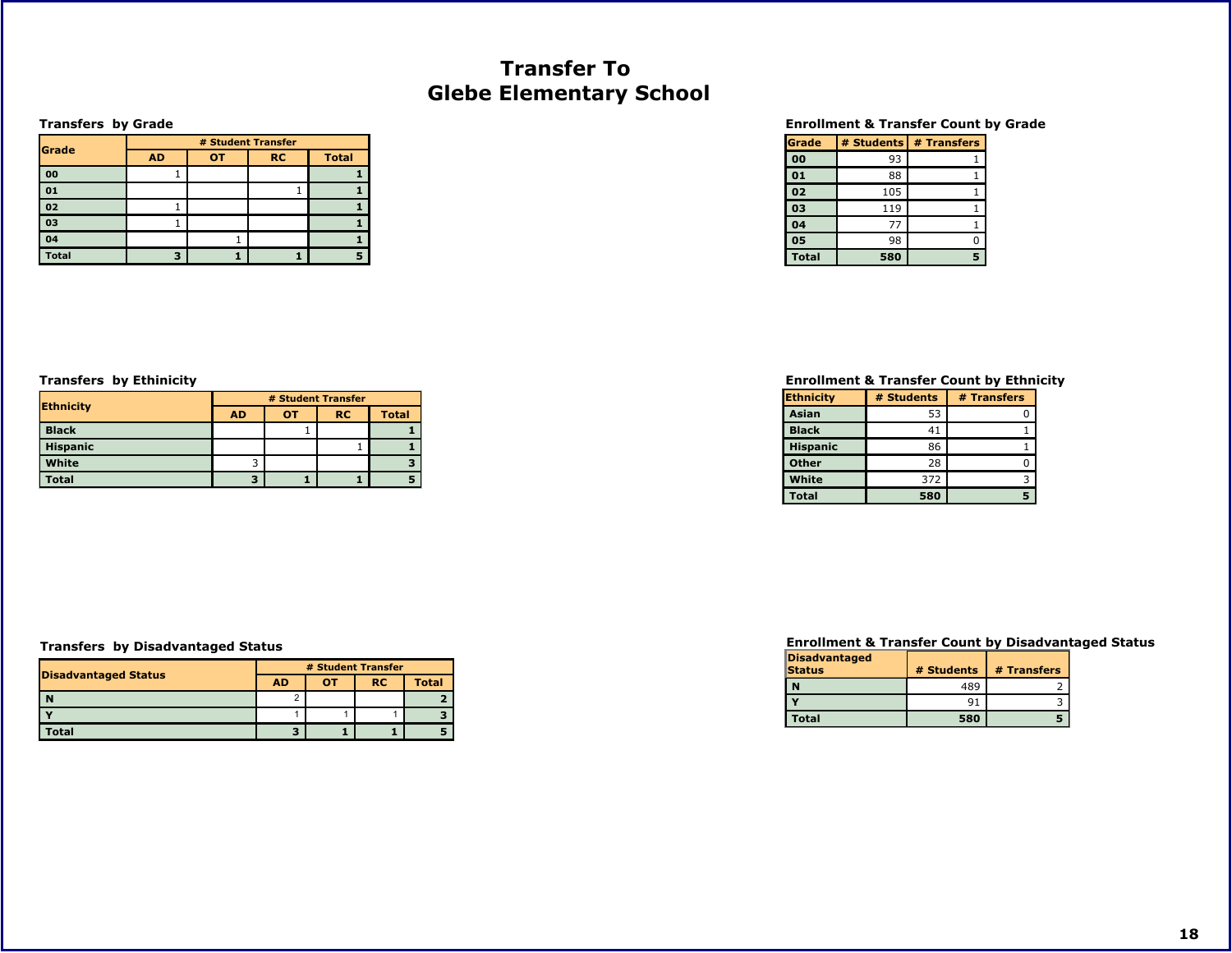# Transfer To
# Glebe Elementary School

### Transfers by Grade

| Grade | # Student Transfer | | | |
|---|---|---|---|---|
| | AD | OT | RC | Total |
| 00 | 1 | | | 1 |
| 01 | | | 1 | 1 |
| 02 | 1 | | | 1 |
| 03 | 1 | | | 1 |
| 04 | | 1 | | 1 |
| Total | 3 | 1 | 1 | 5 |

### Enrollment & Transfer Count by Grade

| Grade | # Students | # Transfers |
|---|---|---|
| 00 | 93 | 1 |
| 01 | 88 | 1 |
| 02 | 105 | 1 |
| 03 | 119 | 1 |
| 04 | 77 | 1 |
| 05 | 98 | 0 |
| Total | 580 | 5 |

### Transfers by Ethnicity

| Ethnicity | # Student Transfer | | | |
|---|---|---|---|---|
| | AD | OT | RC | Total |
| Black | | 1 | | 1 |
| Hispanic | | | 1 | 1 |
| White | 3 | | | 3 |
| Total | 3 | 1 | 1 | 5 |

### Enrollment & Transfer Count by Ethnicity

| Ethnicity | # Students | # Transfers |
|---|---|---|
| Asian | 53 | 0 |
| Black | 41 | 1 |
| Hispanic | 86 | 1 |
| Other | 28 | 0 |
| White | 372 | 3 |
| Total | 580 | 5 |

### Transfers by Disadvantaged Status

| Disadvantaged Status | # Student Transfer | | | |
|---|---|---|---|---|
| | AD | OT | RC | Total |
| N | 2 | | | 2 |
| Y | 1 | 1 | 1 | 3 |
| Total | 3 | 1 | 1 | 5 |

### Enrollment & Transfer Count by Disadvantaged Status

| Disadvantaged Status | # Students | # Transfers |
|---|---|---|
| N | 489 | 2 |
| Y | 91 | 3 |
| Total | 580 | 5 |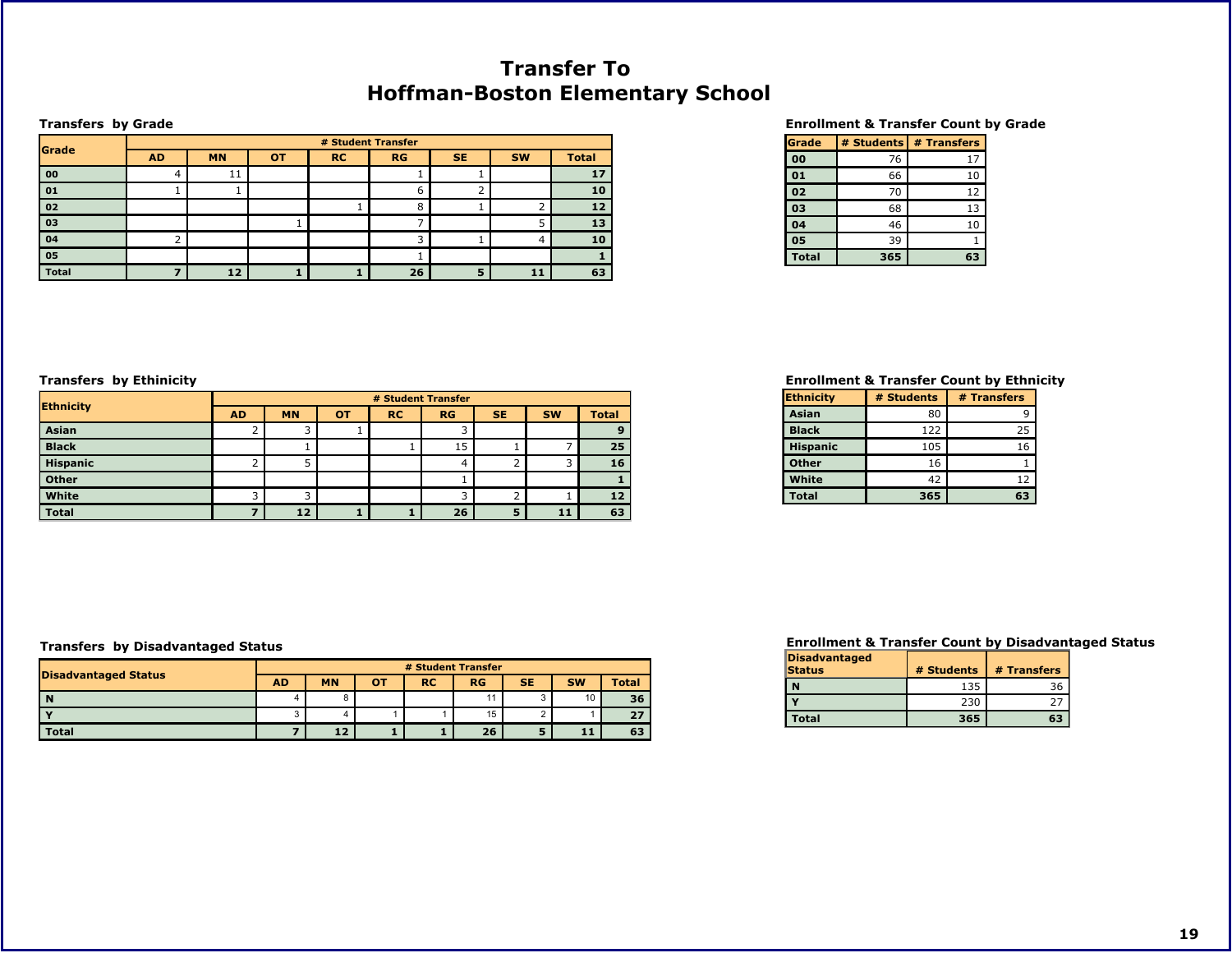# Transfer To
# Hoffman-Boston Elementary School

### Transfers by Grade

| Grade | # Student Transfer | | | | | | | |
|---|---|---|---|---|---|---|---|---|
| | AD | MN | OT | RC | RG | SE | SW | Total |
| 00 | 4 | 11 | | | 1 | 1 | | 17 |
| 01 | 1 | 1 | | | 6 | 2 | | 10 |
| 02 | | | | 1 | 8 | 1 | 2 | 12 |
| 03 | | | 1 | | 7 | | 5 | 13 |
| 04 | 2 | | | | 3 | 1 | 4 | 10 |
| 05 | | | | | 1 | | | 1 |
| Total | 7 | 12 | 1 | 1 | 26 | 5 | 11 | 63 |

### Enrollment & Transfer Count by Grade

| Grade | # Students | # Transfers |
|---|---|---|
| 00 | 76 | 17 |
| 01 | 66 | 10 |
| 02 | 70 | 12 |
| 03 | 68 | 13 |
| 04 | 46 | 10 |
| 05 | 39 | 1 |
| Total | 365 | 63 |

### Transfers by Ethinicity

| Ethnicity | # Student Transfer | | | | | | | |
|---|---|---|---|---|---|---|---|---|
| | AD | MN | OT | RC | RG | SE | SW | Total |
| Asian | 2 | 3 | 1 | | 3 | | | 9 |
| Black | | 1 | | 1 | 15 | 1 | 7 | 25 |
| Hispanic | 2 | 5 | | | 4 | 2 | 3 | 16 |
| Other | | | | | 1 | | | 1 |
| White | 3 | 3 | | | 3 | 2 | 1 | 12 |
| Total | 7 | 12 | 1 | 1 | 26 | 5 | 11 | 63 |

### Enrollment & Transfer Count by Ethnicity

| Ethnicity | # Students | # Transfers |
|---|---|---|
| Asian | 80 | 9 |
| Black | 122 | 25 |
| Hispanic | 105 | 16 |
| Other | 16 | 1 |
| White | 42 | 12 |
| Total | 365 | 63 |

### Transfers by Disadvantaged Status

| Disadvantaged Status | # Student Transfer | | | | | | | |
|---|---|---|---|---|---|---|---|---|
| | AD | MN | OT | RC | RG | SE | SW | Total |
| N | 4 | 8 | | | 11 | 3 | 10 | 36 |
| Y | 3 | 4 | 1 | 1 | 15 | 2 | 1 | 27 |
| Total | 7 | 12 | 1 | 1 | 26 | 5 | 11 | 63 |

### Enrollment & Transfer Count by Disadvantaged Status

| Disadvantaged Status | # Students | # Transfers |
|---|---|---|
| N | 135 | 36 |
| Y | 230 | 27 |
| Total | 365 | 63 |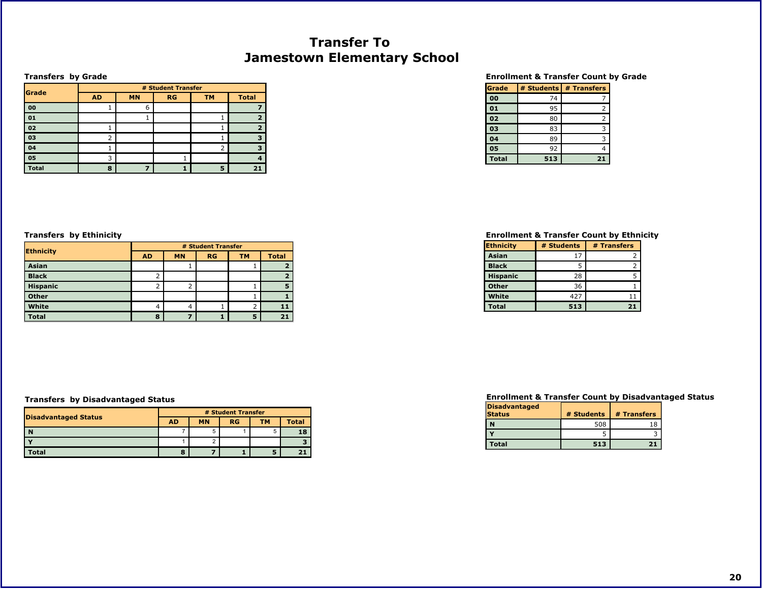# Transfer To
# Jamestown Elementary School

### Transfers by Grade

| Grade | # Student Transfer | | | | |
|---|---|---|---|---|---|
| | AD | MN | RG | TM | Total |
| 00 | 1 | 6 | | | 7 |
| 01 | | 1 | | 1 | 2 |
| 02 | 1 | | | 1 | 2 |
| 03 | 2 | | | 1 | 3 |
| 04 | 1 | | | 2 | 3 |
| 05 | 3 | | 1 | | 4 |
| Total | 8 | 7 | 1 | 5 | 21 |

### Enrollment & Transfer Count by Grade

| Grade | # Students | # Transfers |
|---|---|---|
| 00 | 74 | 7 |
| 01 | 95 | 2 |
| 02 | 80 | 2 |
| 03 | 83 | 3 |
| 04 | 89 | 3 |
| 05 | 92 | 4 |
| Total | 513 | 21 |

### Transfers by Ethnicity

| Ethnicity | # Student Transfer | | | | |
|---|---|---|---|---|---|
| | AD | MN | RG | TM | Total |
| Asian | | 1 | | 1 | 2 |
| Black | 2 | | | | 2 |
| Hispanic | 2 | 2 | | 1 | 5 |
| Other | | | | 1 | 1 |
| White | 4 | 4 | 1 | 2 | 11 |
| Total | 8 | 7 | 1 | 5 | 21 |

### Enrollment & Transfer Count by Ethnicity

| Ethnicity | # Students | # Transfers |
|---|---|---|
| Asian | 17 | 2 |
| Black | 5 | 2 |
| Hispanic | 28 | 5 |
| Other | 36 | 1 |
| White | 427 | 11 |
| Total | 513 | 21 |

### Transfers by Disadvantaged Status

| Disadvantaged Status | # Student Transfer | | | | |
|---|---|---|---|---|---|
| | AD | MN | RG | TM | Total |
| N | 7 | 5 | 1 | 5 | 18 |
| Y | 1 | 2 | | | 3 |
| Total | 8 | 7 | 1 | 5 | 21 |

### Enrollment & Transfer Count by Disadvantaged Status

| Disadvantaged Status | # Students | # Transfers |
|---|---|---|
| N | 508 | 18 |
| Y | 5 | 3 |
| Total | 513 | 21 |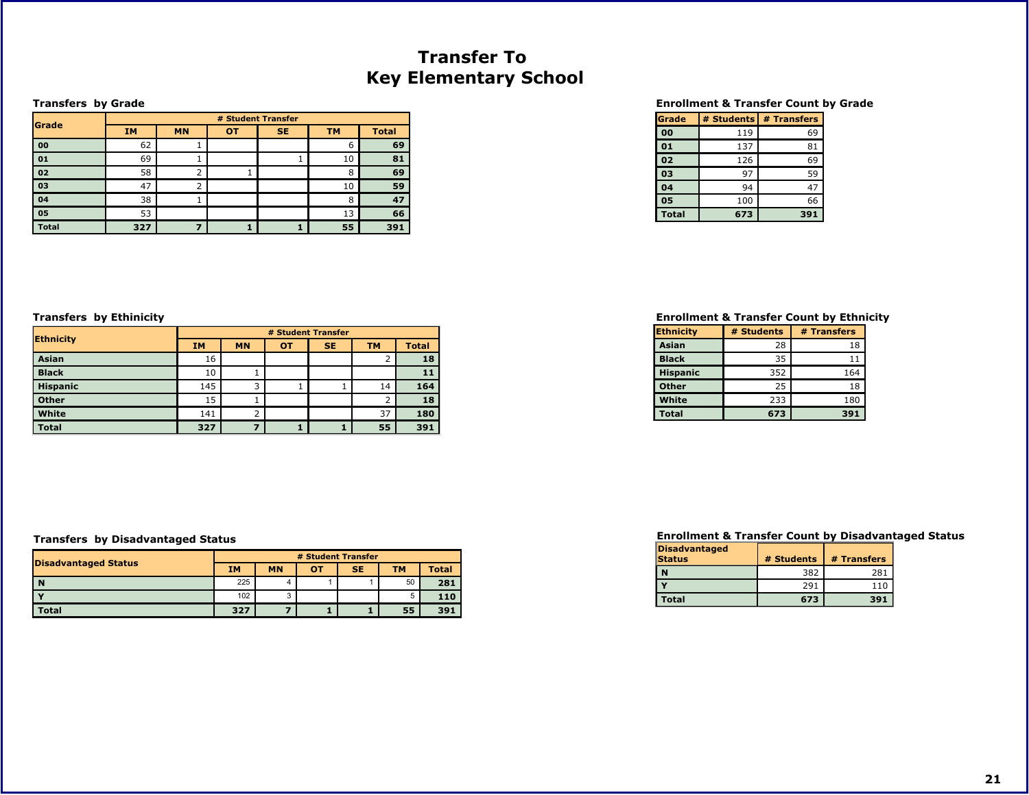# Transfer To
# Key Elementary School

### Transfers by Grade

| Grade | # Student Transfer | | | | | |
|---|---|---|---|---|---|---|
| | IM | MN | OT | SE | TM | Total |
| 00 | 62 | 1 | | | 6 | **69** |
| 01 | 69 | 1 | | 1 | 10 | **81** |
| 02 | 58 | 2 | 1 | | 8 | **69** |
| 03 | 47 | 2 | | | 10 | **59** |
| 04 | 38 | 1 | | | 8 | **47** |
| 05 | 53 | | | | 13 | **66** |
| **Total** | **327** | **7** | **1** | **1** | **55** | **391** |

### Enrollment & Transfer Count by Grade

| Grade | # Students | # Transfers |
|---|---|---|
| 00 | 119 | 69 |
| 01 | 137 | 81 |
| 02 | 126 | 69 |
| 03 | 97 | 59 |
| 04 | 94 | 47 |
| 05 | 100 | 66 |
| **Total** | **673** | **391** |

### Transfers by Ethinicity

| Ethnicity | # Student Transfer | | | | | |
|---|---|---|---|---|---|---|
| | IM | MN | OT | SE | TM | Total |
| Asian | 16 | | | | 2 | **18** |
| Black | 10 | 1 | | | | **11** |
| Hispanic | 145 | 3 | 1 | 1 | 14 | **164** |
| Other | 15 | 1 | | | 2 | **18** |
| White | 141 | 2 | | | 37 | **180** |
| **Total** | **327** | **7** | **1** | **1** | **55** | **391** |

### Enrollment & Transfer Count by Ethnicity

| Ethnicity | # Students | # Transfers |
|---|---|---|
| Asian | 28 | 18 |
| Black | 35 | 11 |
| Hispanic | 352 | 164 |
| Other | 25 | 18 |
| White | 233 | 180 |
| **Total** | **673** | **391** |

### Transfers by Disadvantaged Status

| Disadvantaged Status | # Student Transfer | | | | | |
|---|---|---|---|---|---|---|
| | IM | MN | OT | SE | TM | Total |
| N | 225 | 4 | 1 | 1 | 50 | **281** |
| Y | 102 | 3 | | | 5 | **110** |
| **Total** | **327** | **7** | **1** | **1** | **55** | **391** |

### Enrollment & Transfer Count by Disadvantaged Status

| Disadvantaged Status | # Students | # Transfers |
|---|---|---|
| N | 382 | 281 |
| Y | 291 | 110 |
| **Total** | **673** | **391** |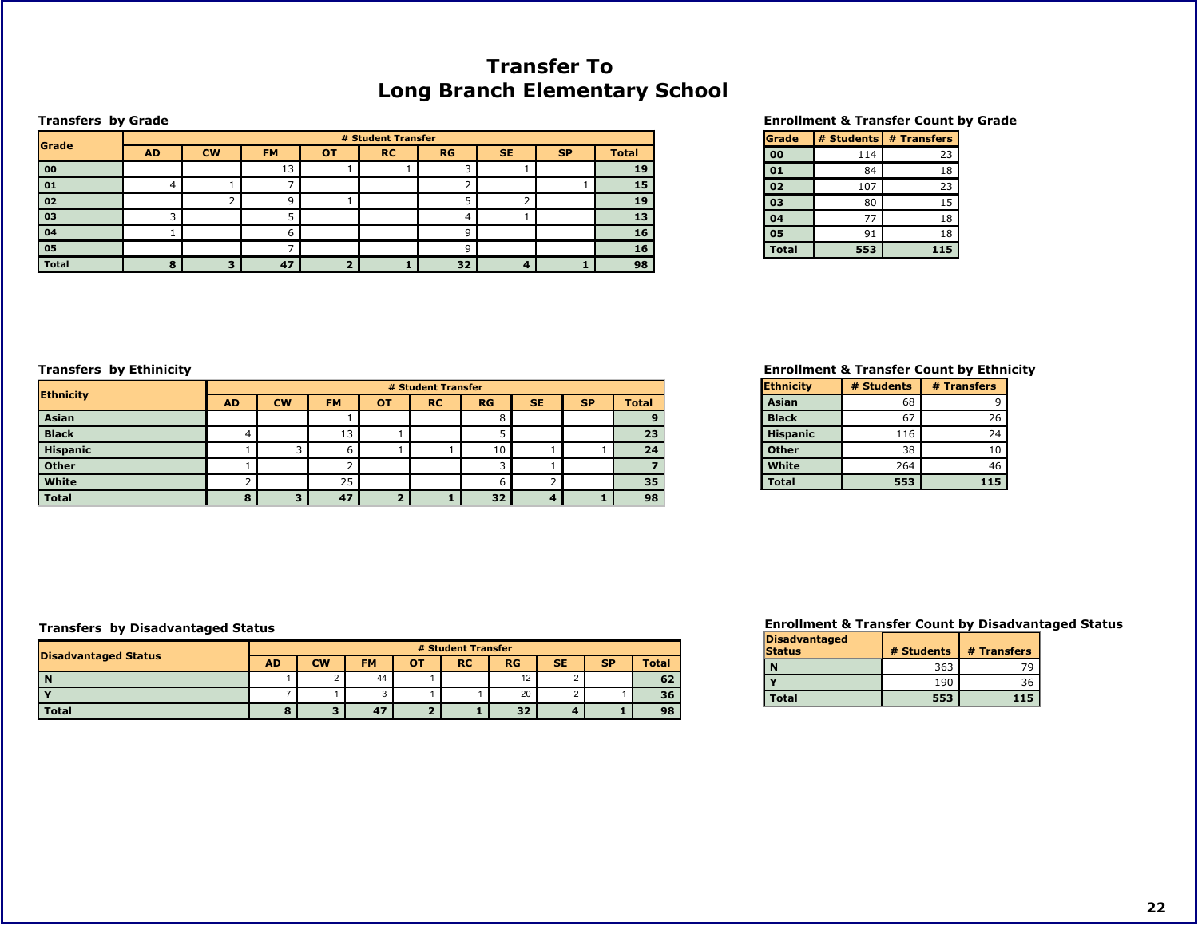# Transfer To
# Long Branch Elementary School

### Transfers by Grade

| Grade | # Student Transfer | | | | | | | | |
|---|---|---|---|---|---|---|---|---|---|
| | AD | CW | FM | OT | RC | RG | SE | SP | Total |
| 00 | | | 13 | 1 | 1 | 3 | 1 | | 19 |
| 01 | 4 | 1 | 7 | | | 2 | | 1 | 15 |
| 02 | | 2 | 9 | 1 | | 5 | 2 | | 19 |
| 03 | 3 | | 5 | | | 4 | 1 | | 13 |
| 04 | 1 | | 6 | | | 9 | | | 16 |
| 05 | | | 7 | | | 9 | | | 16 |
| Total | 8 | 3 | 47 | 2 | 1 | 32 | 4 | 1 | 98 |

### Enrollment & Transfer Count by Grade

| Grade | # Students | # Transfers |
|---|---|---|
| 00 | 114 | 23 |
| 01 | 84 | 18 |
| 02 | 107 | 23 |
| 03 | 80 | 15 |
| 04 | 77 | 18 |
| 05 | 91 | 18 |
| Total | 553 | 115 |

### Transfers by Ethinicity

| Ethnicity | # Student Transfer | | | | | | | | |
|---|---|---|---|---|---|---|---|---|---|
| | AD | CW | FM | OT | RC | RG | SE | SP | Total |
| Asian | | | 1 | | | 8 | | | 9 |
| Black | 4 | | 13 | 1 | | 5 | | | 23 |
| Hispanic | 1 | 3 | 6 | 1 | 1 | 10 | 1 | 1 | 24 |
| Other | 1 | | 2 | | | 3 | 1 | | 7 |
| White | 2 | | 25 | | | 6 | 2 | | 35 |
| Total | 8 | 3 | 47 | 2 | 1 | 32 | 4 | 1 | 98 |

### Enrollment & Transfer Count by Ethnicity

| Ethnicity | # Students | # Transfers |
|---|---|---|
| Asian | 68 | 9 |
| Black | 67 | 26 |
| Hispanic | 116 | 24 |
| Other | 38 | 10 |
| White | 264 | 46 |
| Total | 553 | 115 |

### Transfers by Disadvantaged Status

| Disadvantaged Status | # Student Transfer | | | | | | | | |
|---|---|---|---|---|---|---|---|---|---|
| | AD | CW | FM | OT | RC | RG | SE | SP | Total |
| N | 1 | 2 | 44 | 1 | | 12 | 2 | | 62 |
| Y | 7 | 1 | 3 | 1 | 1 | 20 | 2 | 1 | 36 |
| Total | 8 | 3 | 47 | 2 | 1 | 32 | 4 | 1 | 98 |

### Enrollment & Transfer Count by Disadvantaged Status

| Disadvantaged Status | # Students | # Transfers |
|---|---|---|
| N | 363 | 79 |
| Y | 190 | 36 |
| Total | 553 | 115 |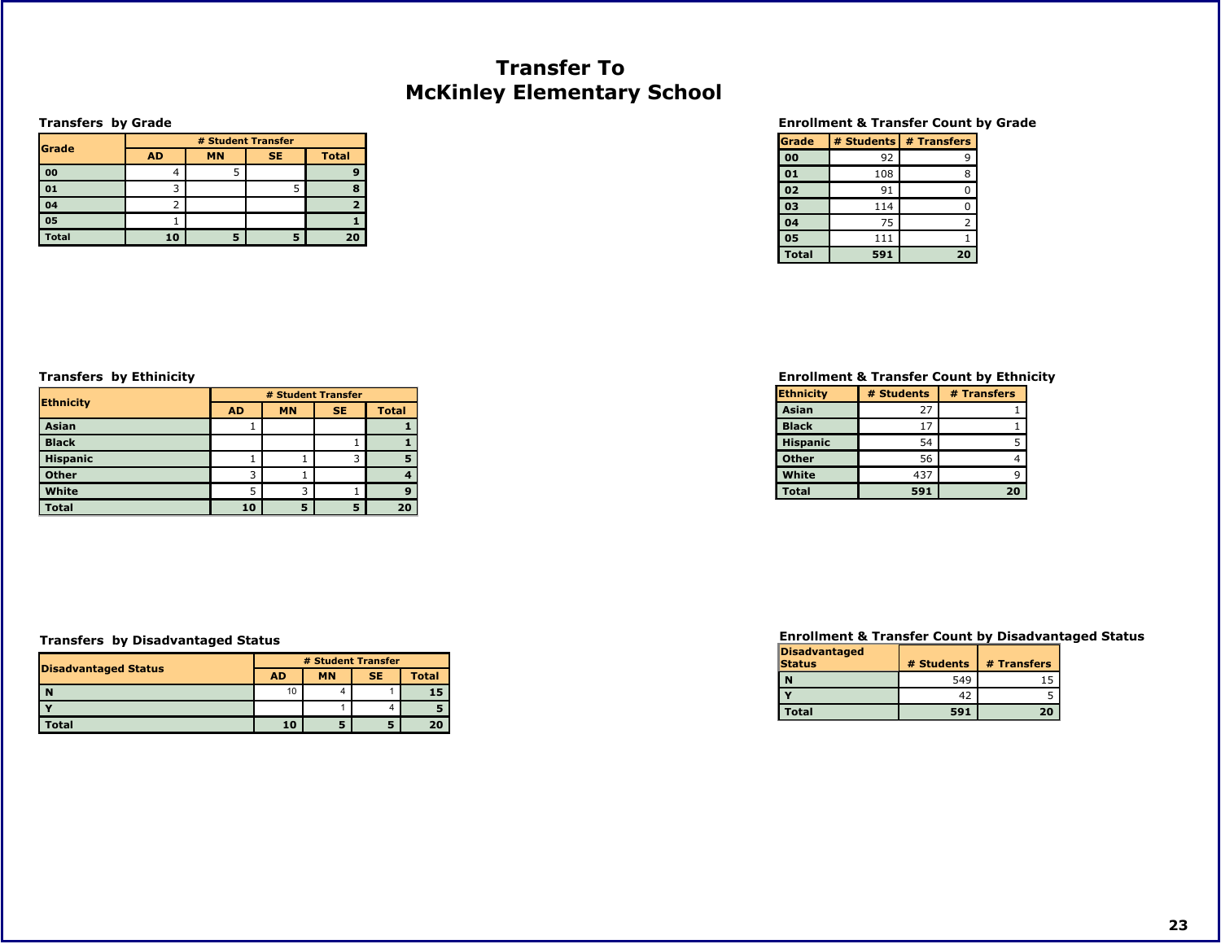# Transfer To McKinley Elementary School

### Transfers by Grade

| Grade | # Student Transfer | | | |
|---|---|---|---|---|
| | AD | MN | SE | Total |
| 00 | 4 | 5 | | 9 |
| 01 | 3 | | 5 | 8 |
| 04 | 2 | | | 2 |
| 05 | 1 | | | 1 |
| Total | 10 | 5 | 5 | 20 |

### Enrollment & Transfer Count by Grade

| Grade | # Students | # Transfers |
|---|---|---|
| 00 | 92 | 9 |
| 01 | 108 | 8 |
| 02 | 91 | 0 |
| 03 | 114 | 0 |
| 04 | 75 | 2 |
| 05 | 111 | 1 |
| Total | 591 | 20 |

### Transfers by Ethnicity

| Ethnicity | # Student Transfer | | | |
|---|---|---|---|---|
| | AD | MN | SE | Total |
| Asian | 1 | | | 1 |
| Black | | | 1 | 1 |
| Hispanic | 1 | 1 | 3 | 5 |
| Other | 3 | 1 | | 4 |
| White | 5 | 3 | 1 | 9 |
| Total | 10 | 5 | 5 | 20 |

### Enrollment & Transfer Count by Ethnicity

| Ethnicity | # Students | # Transfers |
|---|---|---|
| Asian | 27 | 1 |
| Black | 17 | 1 |
| Hispanic | 54 | 5 |
| Other | 56 | 4 |
| White | 437 | 9 |
| Total | 591 | 20 |

### Transfers by Disadvantaged Status

| Disadvantaged Status | # Student Transfer | | | |
|---|---|---|---|---|
| | AD | MN | SE | Total |
| N | 10 | 4 | 1 | 15 |
| Y | | 1 | 4 | 5 |
| Total | 10 | 5 | 5 | 20 |

### Enrollment & Transfer Count by Disadvantaged Status

| Disadvantaged Status | # Students | # Transfers |
|---|---|---|
| N | 549 | 15 |
| Y | 42 | 5 |
| Total | 591 | 20 |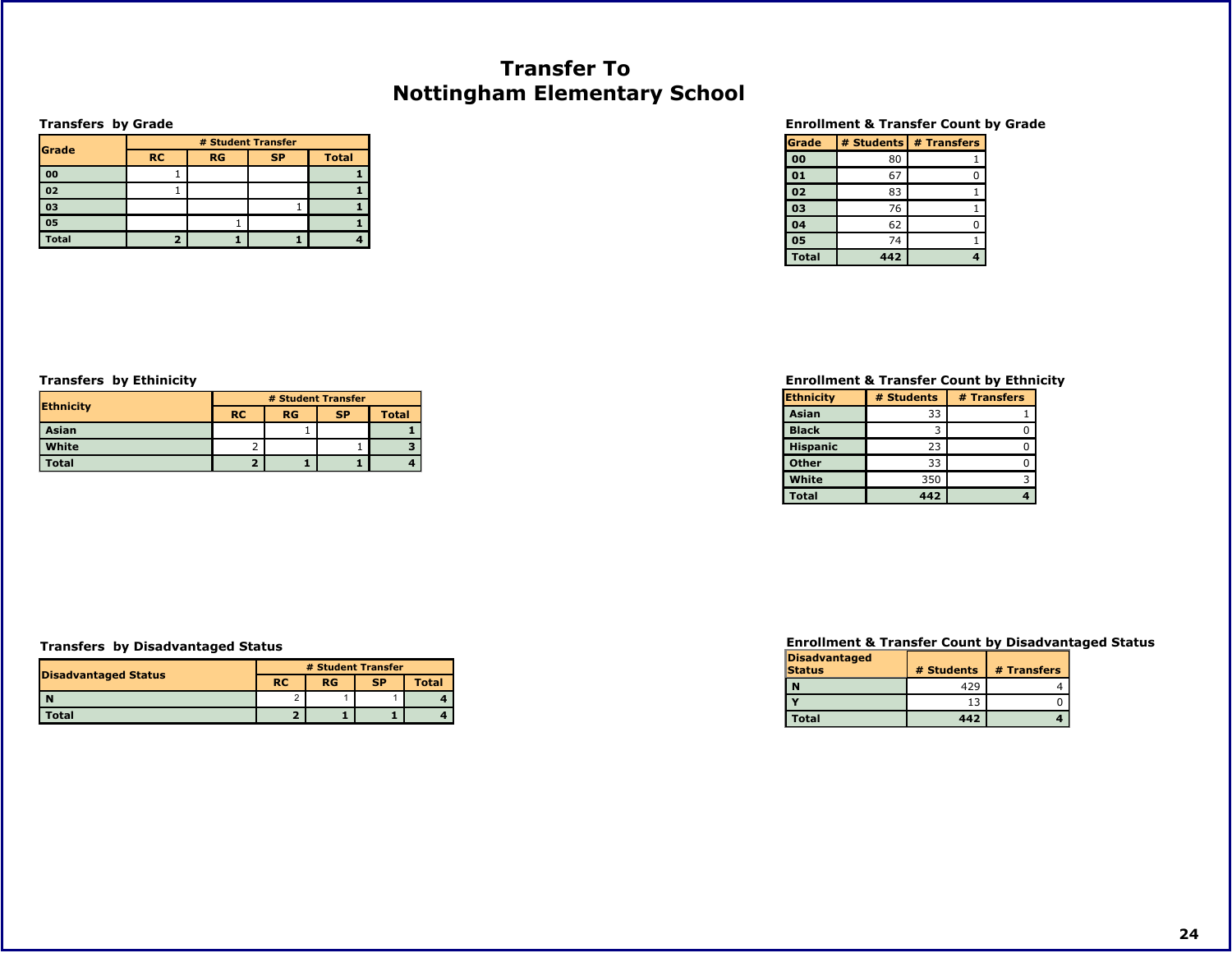# Transfer To
# Nottingham Elementary School

### Transfers by Grade

| Grade | # Student Transfer | | | |
|---|---|---|---|---|
| | RC | RG | SP | Total |
| 00 | 1 | | | 1 |
| 02 | 1 | | | 1 |
| 03 | | | 1 | 1 |
| 05 | | 1 | | 1 |
| Total | 2 | 1 | 1 | 4 |

### Enrollment & Transfer Count by Grade

| Grade | # Students | # Transfers |
|---|---|---|
| 00 | 80 | 1 |
| 01 | 67 | 0 |
| 02 | 83 | 1 |
| 03 | 76 | 1 |
| 04 | 62 | 0 |
| 05 | 74 | 1 |
| Total | 442 | 4 |

### Transfers by Ethnicity

| Ethnicity | # Student Transfer | | | |
|---|---|---|---|---|
| | RC | RG | SP | Total |
| Asian | | 1 | | 1 |
| White | 2 | | 1 | 3 |
| Total | 2 | 1 | 1 | 4 |

### Enrollment & Transfer Count by Ethnicity

| Ethnicity | # Students | # Transfers |
|---|---|---|
| Asian | 33 | 1 |
| Black | 3 | 0 |
| Hispanic | 23 | 0 |
| Other | 33 | 0 |
| White | 350 | 3 |
| Total | 442 | 4 |

### Transfers by Disadvantaged Status

| Disadvantaged Status | # Student Transfer | | | |
|---|---|---|---|---|
| | RC | RG | SP | Total |
| N | 2 | 1 | 1 | 4 |
| Total | 2 | 1 | 1 | 4 |

### Enrollment & Transfer Count by Disadvantaged Status

| Disadvantaged Status | # Students | # Transfers |
|---|---|---|
| N | 429 | 4 |
| Y | 13 | 0 |
| Total | 442 | 4 |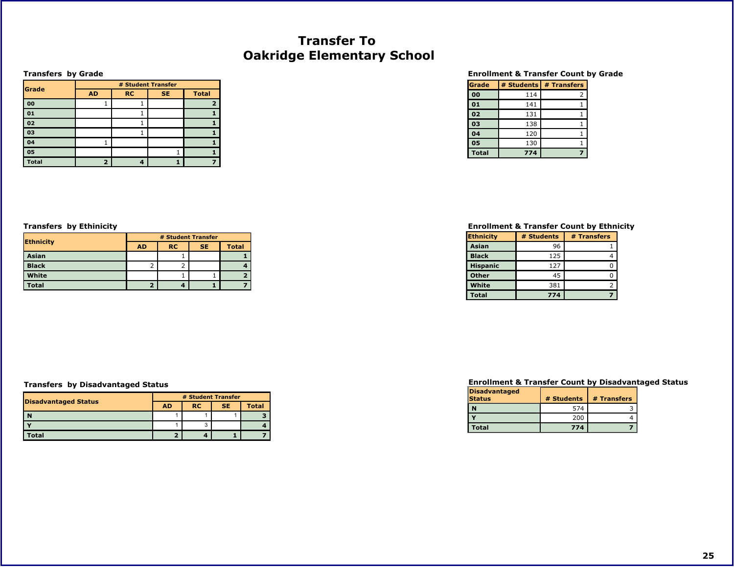# Transfer To
# Oakridge Elementary School

### Transfers by Grade

| Grade | # Student Transfer | | | |
|---|---|---|---|---|
| | AD | RC | SE | Total |
| 00 | 1 | 1 | | 2 |
| 01 | | 1 | | 1 |
| 02 | | 1 | | 1 |
| 03 | | 1 | | 1 |
| 04 | 1 | | | 1 |
| 05 | | | 1 | 1 |
| Total | 2 | 4 | 1 | 7 |

### Enrollment & Transfer Count by Grade

| Grade | # Students | # Transfers |
|---|---|---|
| 00 | 114 | 2 |
| 01 | 141 | 1 |
| 02 | 131 | 1 |
| 03 | 138 | 1 |
| 04 | 120 | 1 |
| 05 | 130 | 1 |
| Total | 774 | 7 |

### Transfers by Ethinicity

| Ethnicity | # Student Transfer | | | |
|---|---|---|---|---|
| | AD | RC | SE | Total |
| Asian | | 1 | | 1 |
| Black | 2 | 2 | | 4 |
| White | | 1 | 1 | 2 |
| Total | 2 | 4 | 1 | 7 |

### Enrollment & Transfer Count by Ethnicity

| Ethnicity | # Students | # Transfers |
|---|---|---|
| Asian | 96 | 1 |
| Black | 125 | 4 |
| Hispanic | 127 | 0 |
| Other | 45 | 0 |
| White | 381 | 2 |
| Total | 774 | 7 |

### Transfers by Disadvantaged Status

| Disadvantaged Status | # Student Transfer | | | |
|---|---|---|---|---|
| | AD | RC | SE | Total |
| N | 1 | 1 | 1 | 3 |
| Y | 1 | 3 | | 4 |
| Total | 2 | 4 | 1 | 7 |

### Enrollment & Transfer Count by Disadvantaged Status

| Disadvantaged Status | # Students | # Transfers |
|---|---|---|
| N | 574 | 3 |
| Y | 200 | 4 |
| Total | 774 | 7 |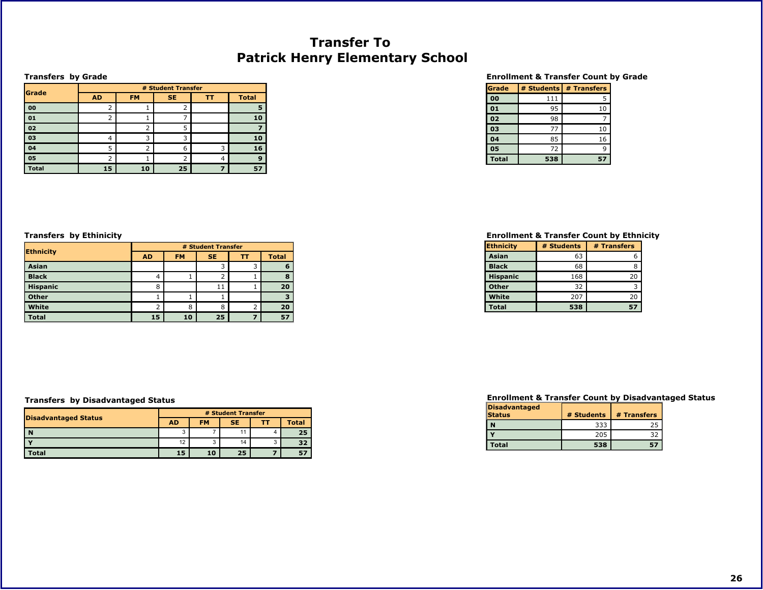# Transfer To
# Patrick Henry Elementary School

### Transfers by Grade

| Grade | # Student Transfer | | | | |
|---|---|---|---|---|---|
| | AD | FM | SE | TT | Total |
| 00 | 2 | 1 | 2 | | 5 |
| 01 | 2 | 1 | 7 | | 10 |
| 02 | | 2 | 5 | | 7 |
| 03 | 4 | 3 | 3 | | 10 |
| 04 | 5 | 2 | 6 | 3 | 16 |
| 05 | 2 | 1 | 2 | 4 | 9 |
| Total | 15 | 10 | 25 | 7 | 57 |

### Enrollment & Transfer Count by Grade

| Grade | # Students | # Transfers |
|---|---|---|
| 00 | 111 | 5 |
| 01 | 95 | 10 |
| 02 | 98 | 7 |
| 03 | 77 | 10 |
| 04 | 85 | 16 |
| 05 | 72 | 9 |
| Total | 538 | 57 |

### Transfers by Ethnicity

| Ethnicity | # Student Transfer | | | | |
|---|---|---|---|---|---|
| | AD | FM | SE | TT | Total |
| Asian | | | 3 | 3 | 6 |
| Black | 4 | 1 | 2 | 1 | 8 |
| Hispanic | 8 | | 11 | 1 | 20 |
| Other | 1 | 1 | 1 | | 3 |
| White | 2 | 8 | 8 | 2 | 20 |
| Total | 15 | 10 | 25 | 7 | 57 |

### Enrollment & Transfer Count by Ethnicity

| Ethnicity | # Students | # Transfers |
|---|---|---|
| Asian | 63 | 6 |
| Black | 68 | 8 |
| Hispanic | 168 | 20 |
| Other | 32 | 3 |
| White | 207 | 20 |
| Total | 538 | 57 |

### Transfers by Disadvantaged Status

| Disadvantaged Status | # Student Transfer | | | | |
|---|---|---|---|---|---|
| | AD | FM | SE | TT | Total |
| N | 3 | 7 | 11 | 4 | 25 |
| Y | 12 | 3 | 14 | 3 | 32 |
| Total | 15 | 10 | 25 | 7 | 57 |

### Enrollment & Transfer Count by Disadvantaged Status

| Disadvantaged Status | # Students | # Transfers |
|---|---|---|
| N | 333 | 25 |
| Y | 205 | 32 |
| Total | 538 | 57 |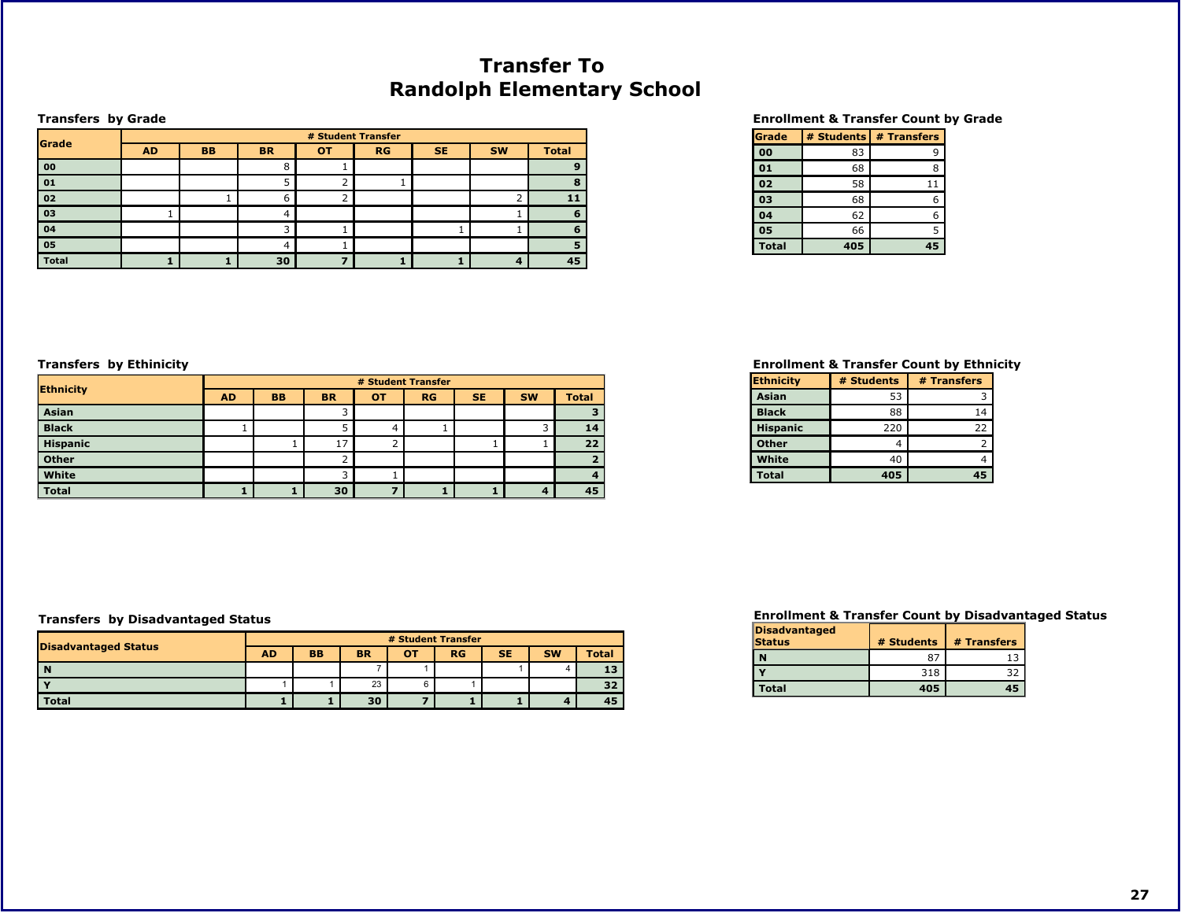# Transfer To
# Randolph Elementary School

### Transfers by Grade

| Grade | # Student Transfer | | | | | | | |
|---|---|---|---|---|---|---|---|---|
| | AD | BB | BR | OT | RG | SE | SW | Total |
| 00 | | | 8 | 1 | | | | **9** |
| 01 | | | 5 | 2 | 1 | | | **8** |
| 02 | | 1 | 6 | 2 | | | 2 | **11** |
| 03 | 1 | | 4 | | | | 1 | **6** |
| 04 | | | 3 | 1 | | 1 | 1 | **6** |
| 05 | | | 4 | 1 | | | | **5** |
| **Total** | **1** | **1** | **30** | **7** | **1** | **1** | **4** | **45** |

### Enrollment & Transfer Count by Grade

| Grade | # Students | # Transfers |
|---|---|---|
| 00 | 83 | 9 |
| 01 | 68 | 8 |
| 02 | 58 | 11 |
| 03 | 68 | 6 |
| 04 | 62 | 6 |
| 05 | 66 | 5 |
| **Total** | **405** | **45** |

### Transfers by Ethinicity

| Ethnicity | # Student Transfer | | | | | | | |
|---|---|---|---|---|---|---|---|---|
| | AD | BB | BR | OT | RG | SE | SW | Total |
| Asian | | | 3 | | | | | **3** |
| Black | 1 | | 5 | 4 | 1 | | 3 | **14** |
| Hispanic | | 1 | 17 | 2 | | 1 | 1 | **22** |
| Other | | | 2 | | | | | **2** |
| White | | | 3 | 1 | | | | **4** |
| **Total** | **1** | **1** | **30** | **7** | **1** | **1** | **4** | **45** |

### Enrollment & Transfer Count by Ethnicity

| Ethnicity | # Students | # Transfers |
|---|---|---|
| Asian | 53 | 3 |
| Black | 88 | 14 |
| Hispanic | 220 | 22 |
| Other | 4 | 2 |
| White | 40 | 4 |
| **Total** | **405** | **45** |

### Transfers by Disadvantaged Status

| Disadvantaged Status | # Student Transfer | | | | | | | |
|---|---|---|---|---|---|---|---|---|
| | AD | BB | BR | OT | RG | SE | SW | Total |
| N | | | 7 | 1 | | 1 | 4 | **13** |
| Y | 1 | 1 | 23 | 6 | 1 | | | **32** |
| **Total** | **1** | **1** | **30** | **7** | **1** | **1** | **4** | **45** |

### Enrollment & Transfer Count by Disadvantaged Status

| Disadvantaged Status | # Students | # Transfers |
|---|---|---|
| N | 87 | 13 |
| Y | 318 | 32 |
| **Total** | **405** | **45** |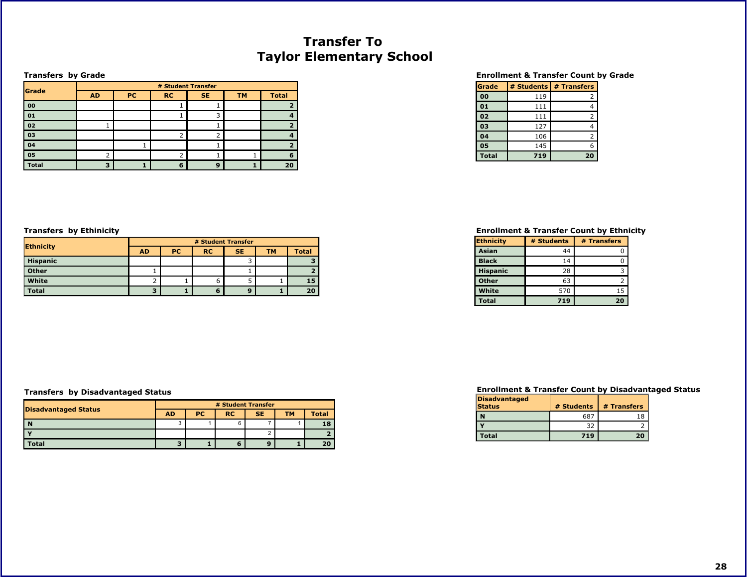# Transfer To
# Taylor Elementary School

### Transfers by Grade

| Grade | # Student Transfer | | | | | |
|---|---|---|---|---|---|---|
| | AD | PC | RC | SE | TM | Total |
| 00 | | | 1 | 1 | | 2 |
| 01 | | | 1 | 3 | | 4 |
| 02 | 1 | | | 1 | | 2 |
| 03 | | | 2 | 2 | | 4 |
| 04 | | 1 | | 1 | | 2 |
| 05 | 2 | | 2 | 1 | 1 | 6 |
| Total | 3 | 1 | 6 | 9 | 1 | 20 |

### Enrollment & Transfer Count by Grade

| Grade | # Students | # Transfers |
|---|---|---|
| 00 | 119 | 2 |
| 01 | 111 | 4 |
| 02 | 111 | 2 |
| 03 | 127 | 4 |
| 04 | 106 | 2 |
| 05 | 145 | 6 |
| Total | 719 | 20 |

### Transfers by Ethinicity

| Ethnicity | # Student Transfer | | | | | |
|---|---|---|---|---|---|---|
| | AD | PC | RC | SE | TM | Total |
| Hispanic | | | | 3 | | 3 |
| Other | 1 | | | 1 | | 2 |
| White | 2 | 1 | 6 | 5 | 1 | 15 |
| Total | 3 | 1 | 6 | 9 | 1 | 20 |

### Enrollment & Transfer Count by Ethnicity

| Ethnicity | # Students | # Transfers |
|---|---|---|
| Asian | 44 | 0 |
| Black | 14 | 0 |
| Hispanic | 28 | 3 |
| Other | 63 | 2 |
| White | 570 | 15 |
| Total | 719 | 20 |

### Transfers by Disadvantaged Status

| Disadvantaged Status | # Student Transfer | | | | | |
|---|---|---|---|---|---|---|
| | AD | PC | RC | SE | TM | Total |
| N | 3 | 1 | 6 | 7 | 1 | 18 |
| Y | | | | 2 | | 2 |
| Total | 3 | 1 | 6 | 9 | 1 | 20 |

### Enrollment & Transfer Count by Disadvantaged Status

| Disadvantaged Status | # Students | # Transfers |
|---|---|---|
| N | 687 | 18 |
| Y | 32 | 2 |
| Total | 719 | 20 |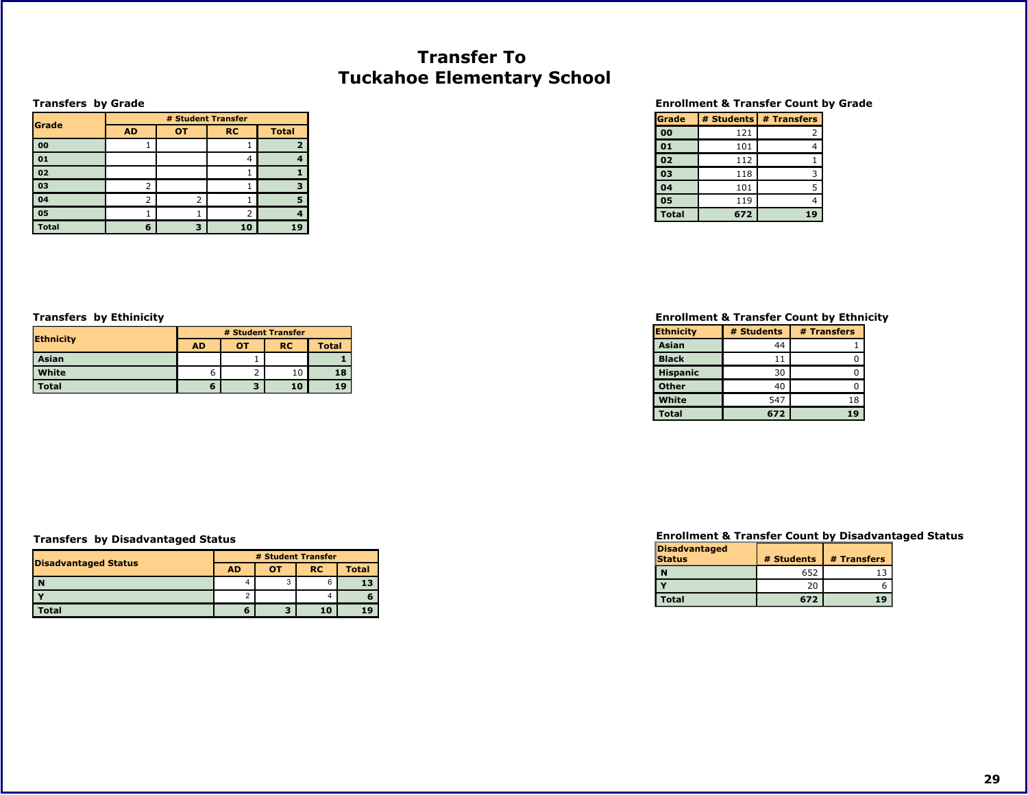# Transfer To
# Tuckahoe Elementary School

### Transfers by Grade

| Grade | # Student Transfer | | | |
|---|---|---|---|---|
| | AD | OT | RC | Total |
| 00 | 1 | | 1 | 2 |
| 01 | | | 4 | 4 |
| 02 | | | 1 | 1 |
| 03 | 2 | | 1 | 3 |
| 04 | 2 | 2 | 1 | 5 |
| 05 | 1 | 1 | 2 | 4 |
| Total | 6 | 3 | 10 | 19 |

### Enrollment & Transfer Count by Grade

| Grade | # Students | # Transfers |
|---|---|---|
| 00 | 121 | 2 |
| 01 | 101 | 4 |
| 02 | 112 | 1 |
| 03 | 118 | 3 |
| 04 | 101 | 5 |
| 05 | 119 | 4 |
| Total | 672 | 19 |

### Transfers by Ethnicity

| Ethnicity | # Student Transfer | | | |
|---|---|---|---|---|
| | AD | OT | RC | Total |
| Asian | | 1 | | 1 |
| White | 6 | 2 | 10 | 18 |
| Total | 6 | 3 | 10 | 19 |

### Enrollment & Transfer Count by Ethnicity

| Ethnicity | # Students | # Transfers |
|---|---|---|
| Asian | 44 | 1 |
| Black | 11 | 0 |
| Hispanic | 30 | 0 |
| Other | 40 | 0 |
| White | 547 | 18 |
| Total | 672 | 19 |

### Transfers by Disadvantaged Status

| Disadvantaged Status | # Student Transfer | | | |
|---|---|---|---|---|
| | AD | OT | RC | Total |
| N | 4 | 3 | 6 | 13 |
| Y | 2 | | 4 | 6 |
| Total | 6 | 3 | 10 | 19 |

### Enrollment & Transfer Count by Disadvantaged Status

| Disadvantaged Status | # Students | # Transfers |
|---|---|---|
| N | 652 | 13 |
| Y | 20 | 6 |
| Total | 672 | 19 |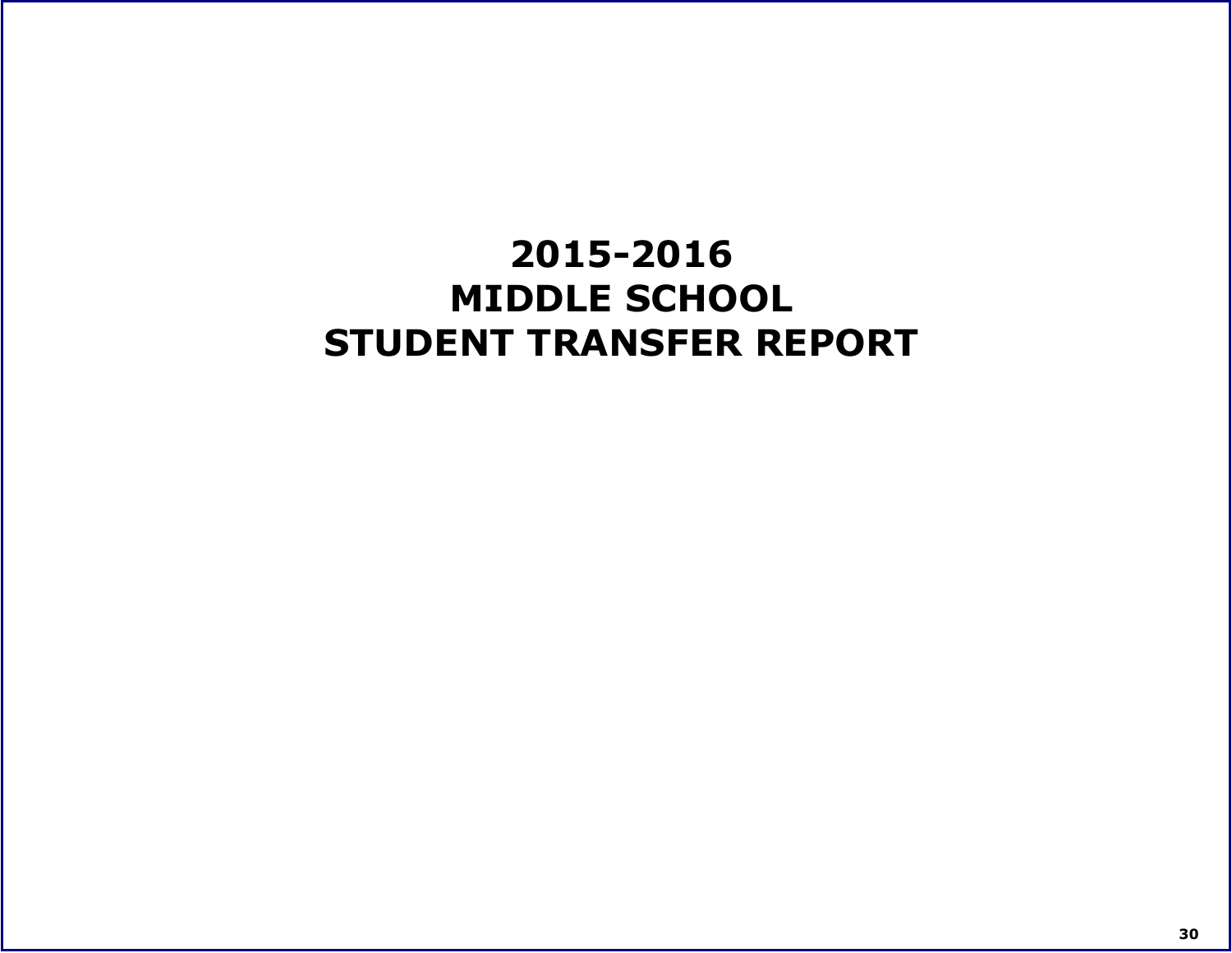# 2015-2016
# MIDDLE SCHOOL
# STUDENT TRANSFER REPORT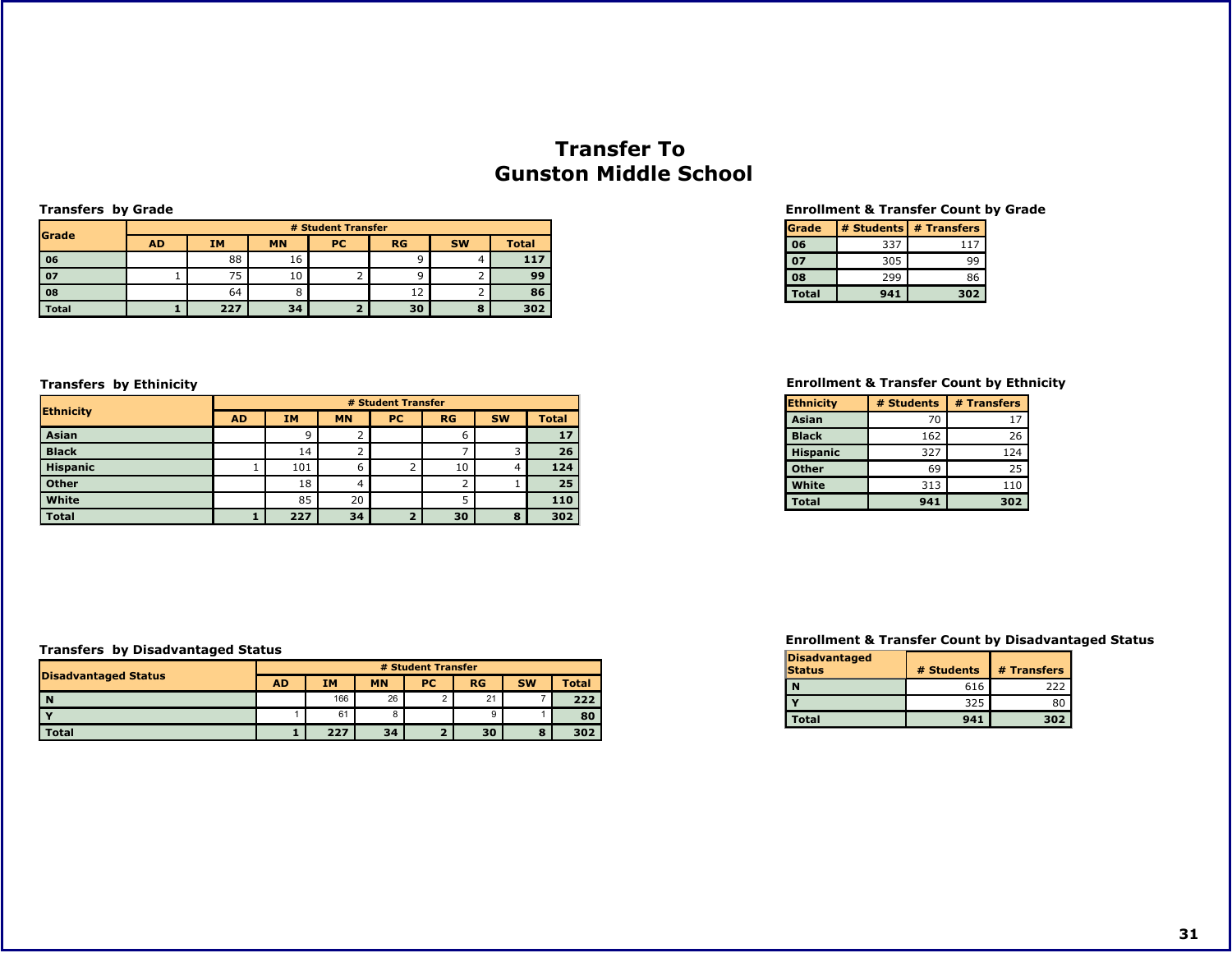# Transfer To
# Gunston Middle School

### Transfers by Grade

| Grade | # Student Transfer | | | | | | |
|---|---|---|---|---|---|---|---|
| | AD | IM | MN | PC | RG | SW | Total |
| 06 | | 88 | 16 | | 9 | 4 | 117 |
| 07 | 1 | 75 | 10 | 2 | 9 | 2 | 99 |
| 08 | | 64 | 8 | | 12 | 2 | 86 |
| Total | 1 | 227 | 34 | 2 | 30 | 8 | 302 |

### Enrollment & Transfer Count by Grade

| Grade | # Students | # Transfers |
|---|---|---|
| 06 | 337 | 117 |
| 07 | 305 | 99 |
| 08 | 299 | 86 |
| Total | 941 | 302 |

### Transfers by Ethinicity

| Ethnicity | # Student Transfer | | | | | | |
|---|---|---|---|---|---|---|---|
| | AD | IM | MN | PC | RG | SW | Total |
| Asian | | 9 | 2 | | 6 | | 17 |
| Black | | 14 | 2 | | 7 | 3 | 26 |
| Hispanic | 1 | 101 | 6 | 2 | 10 | 4 | 124 |
| Other | | 18 | 4 | | 2 | 1 | 25 |
| White | | 85 | 20 | | 5 | | 110 |
| Total | 1 | 227 | 34 | 2 | 30 | 8 | 302 |

### Enrollment & Transfer Count by Ethnicity

| Ethnicity | # Students | # Transfers |
|---|---|---|
| Asian | 70 | 17 |
| Black | 162 | 26 |
| Hispanic | 327 | 124 |
| Other | 69 | 25 |
| White | 313 | 110 |
| Total | 941 | 302 |

### Transfers by Disadvantaged Status

| Disadvantaged Status | # Student Transfer | | | | | | |
|---|---|---|---|---|---|---|---|
| | AD | IM | MN | PC | RG | SW | Total |
| N | | 166 | 26 | 2 | 21 | 7 | 222 |
| Y | 1 | 61 | 8 | | 9 | 1 | 80 |
| Total | 1 | 227 | 34 | 2 | 30 | 8 | 302 |

### Enrollment & Transfer Count by Disadvantaged Status

| Disadvantaged Status | # Students | # Transfers |
|---|---|---|
| N | 616 | 222 |
| Y | 325 | 80 |
| Total | 941 | 302 |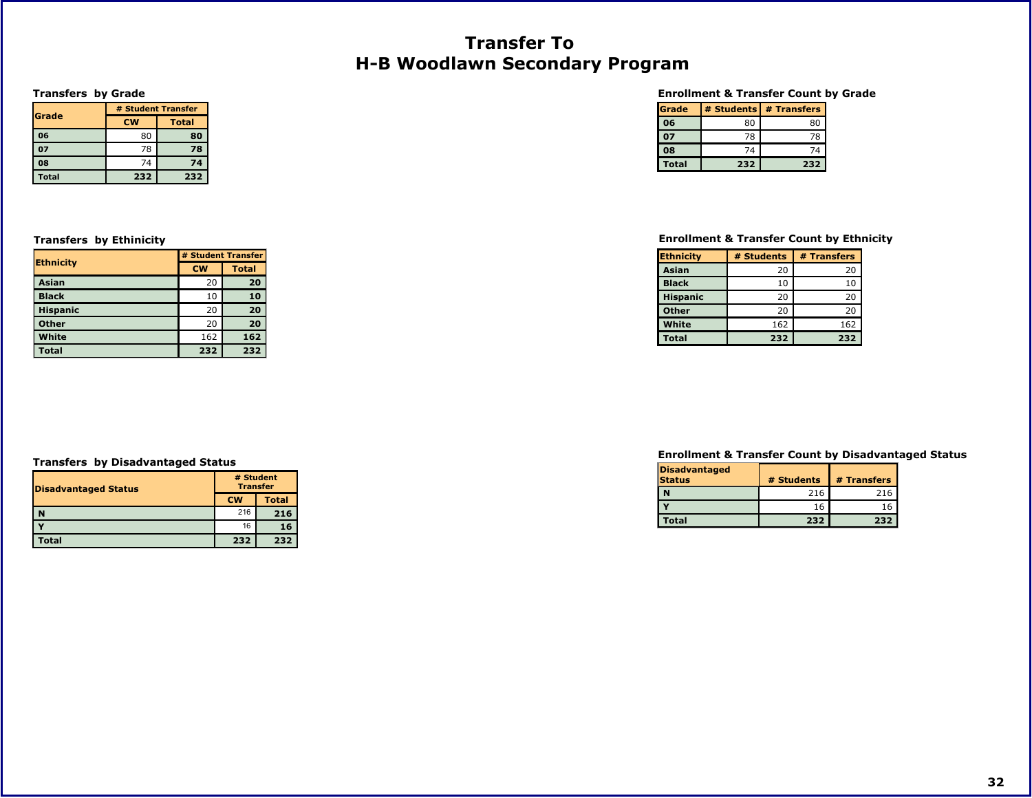# Transfer To
# H-B Woodlawn Secondary Program

### Transfers by Grade

| Grade | # Student Transfer | |
|---|---|---|
| | CW | Total |
| 06 | 80 | **80** |
| 07 | 78 | **78** |
| 08 | 74 | **74** |
| Total | 232 | 232 |

### Enrollment & Transfer Count by Grade

| Grade | # Students | # Transfers |
|---|---|---|
| 06 | 80 | 80 |
| 07 | 78 | 78 |
| 08 | 74 | 74 |
| Total | 232 | 232 |

### Transfers by Ethinicity

| Ethnicity | # Student Transfer | |
|---|---|---|
| | CW | Total |
| Asian | 20 | **20** |
| Black | 10 | **10** |
| Hispanic | 20 | **20** |
| Other | 20 | **20** |
| White | 162 | **162** |
| Total | 232 | 232 |

### Enrollment & Transfer Count by Ethnicity

| Ethnicity | # Students | # Transfers |
|---|---|---|
| Asian | 20 | 20 |
| Black | 10 | 10 |
| Hispanic | 20 | 20 |
| Other | 20 | 20 |
| White | 162 | 162 |
| Total | 232 | 232 |

### Transfers by Disadvantaged Status

| Disadvantaged Status | # Student Transfer | |
|---|---|---|
| | CW | Total |
| N | 216 | **216** |
| Y | 16 | **16** |
| Total | 232 | 232 |

### Enrollment & Transfer Count by Disadvantaged Status

| Disadvantaged Status | # Students | # Transfers |
|---|---|---|
| N | 216 | 216 |
| Y | 16 | 16 |
| Total | 232 | 232 |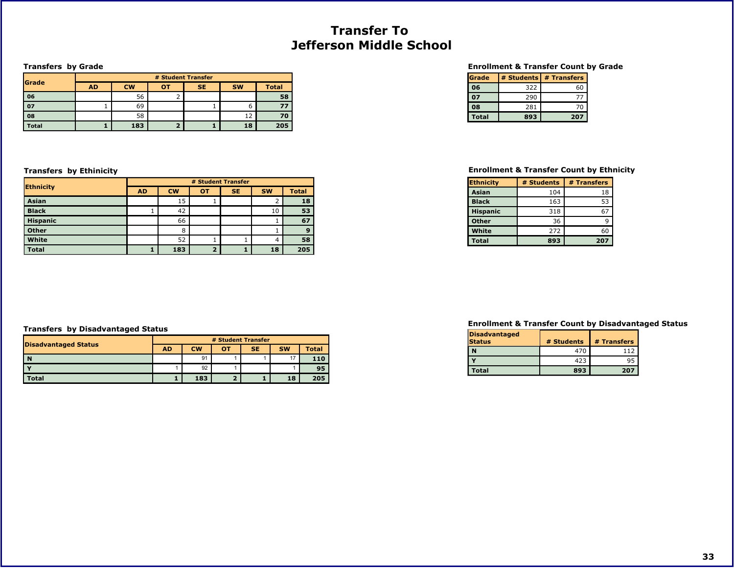# Transfer To
# Jefferson Middle School

### Transfers by Grade

| Grade | # Student Transfer | | | | | |
|---|---|---|---|---|---|---|
| | AD | CW | OT | SE | SW | Total |
| 06 | | 56 | 2 | | | 58 |
| 07 | 1 | 69 | | 1 | 6 | 77 |
| 08 | | 58 | | | 12 | 70 |
| Total | 1 | 183 | 2 | 1 | 18 | 205 |

### Enrollment & Transfer Count by Grade

| Grade | # Students | # Transfers |
|---|---|---|
| 06 | 322 | 60 |
| 07 | 290 | 77 |
| 08 | 281 | 70 |
| Total | 893 | 207 |

### Transfers by Ethinicity

| Ethnicity | # Student Transfer | | | | | |
|---|---|---|---|---|---|---|
| | AD | CW | OT | SE | SW | Total |
| Asian | | 15 | 1 | | 2 | 18 |
| Black | 1 | 42 | | | 10 | 53 |
| Hispanic | | 66 | | | 1 | 67 |
| Other | | 8 | | | 1 | 9 |
| White | | 52 | 1 | 1 | 4 | 58 |
| Total | 1 | 183 | 2 | 1 | 18 | 205 |

### Enrollment & Transfer Count by Ethnicity

| Ethnicity | # Students | # Transfers |
|---|---|---|
| Asian | 104 | 18 |
| Black | 163 | 53 |
| Hispanic | 318 | 67 |
| Other | 36 | 9 |
| White | 272 | 60 |
| Total | 893 | 207 |

### Transfers by Disadvantaged Status

| Disadvantaged Status | # Student Transfer | | | | | |
|---|---|---|---|---|---|---|
| | AD | CW | OT | SE | SW | Total |
| N | | 91 | 1 | 1 | 17 | 110 |
| Y | 1 | 92 | 1 | | 1 | 95 |
| Total | 1 | 183 | 2 | 1 | 18 | 205 |

### Enrollment & Transfer Count by Disadvantaged Status

| Disadvantaged Status | # Students | # Transfers |
|---|---|---|
| N | 470 | 112 |
| Y | 423 | 95 |
| Total | 893 | 207 |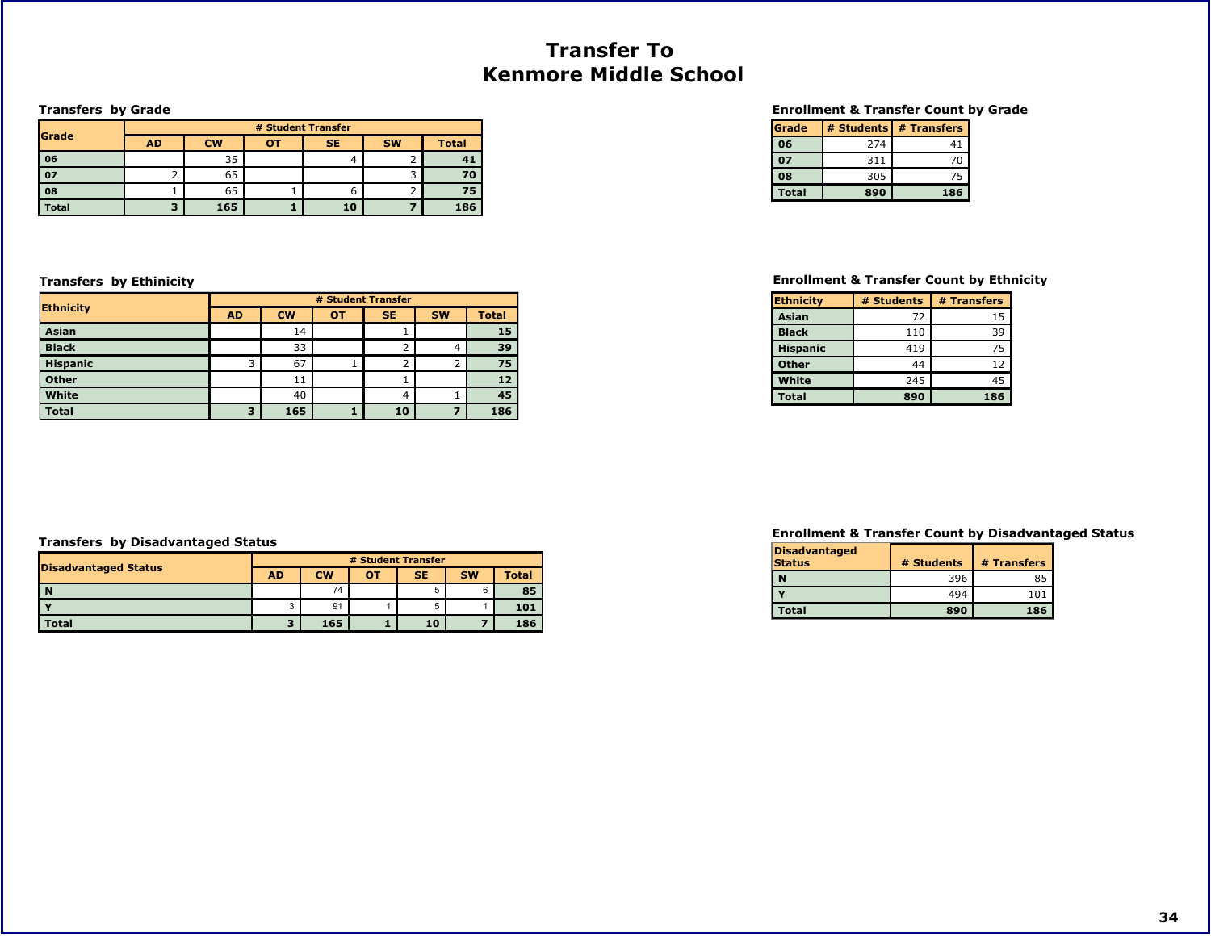# Transfer To
# Kenmore Middle School

### Transfers by Grade

| Grade | # Student Transfer | | | | | |
|---|---|---|---|---|---|---|
| | AD | CW | OT | SE | SW | Total |
| 06 | | 35 | | 4 | 2 | **41** |
| 07 | 2 | 65 | | | 3 | **70** |
| 08 | 1 | 65 | 1 | 6 | 2 | **75** |
| **Total** | **3** | **165** | **1** | **10** | **7** | **186** |

### Enrollment & Transfer Count by Grade

| Grade | # Students | # Transfers |
|---|---|---|
| 06 | 274 | 41 |
| 07 | 311 | 70 |
| 08 | 305 | 75 |
| **Total** | **890** | **186** |

### Transfers by Ethinicity

| Ethnicity | # Student Transfer | | | | | |
|---|---|---|---|---|---|---|
| | AD | CW | OT | SE | SW | Total |
| Asian | | 14 | | 1 | | **15** |
| Black | | 33 | | 2 | 4 | **39** |
| Hispanic | 3 | 67 | 1 | 2 | 2 | **75** |
| Other | | 11 | | 1 | | **12** |
| White | | 40 | | 4 | 1 | **45** |
| **Total** | **3** | **165** | **1** | **10** | **7** | **186** |

### Enrollment & Transfer Count by Ethnicity

| Ethnicity | # Students | # Transfers |
|---|---|---|
| Asian | 72 | 15 |
| Black | 110 | 39 |
| Hispanic | 419 | 75 |
| Other | 44 | 12 |
| White | 245 | 45 |
| **Total** | **890** | **186** |

### Transfers by Disadvantaged Status

| Disadvantaged Status | # Student Transfer | | | | | |
|---|---|---|---|---|---|---|
| | AD | CW | OT | SE | SW | Total |
| N | | 74 | | 5 | 6 | **85** |
| Y | 3 | 91 | 1 | 5 | 1 | **101** |
| **Total** | **3** | **165** | **1** | **10** | **7** | **186** |

### Enrollment & Transfer Count by Disadvantaged Status

| Disadvantaged Status | # Students | # Transfers |
|---|---|---|
| N | 396 | 85 |
| Y | 494 | 101 |
| **Total** | **890** | **186** |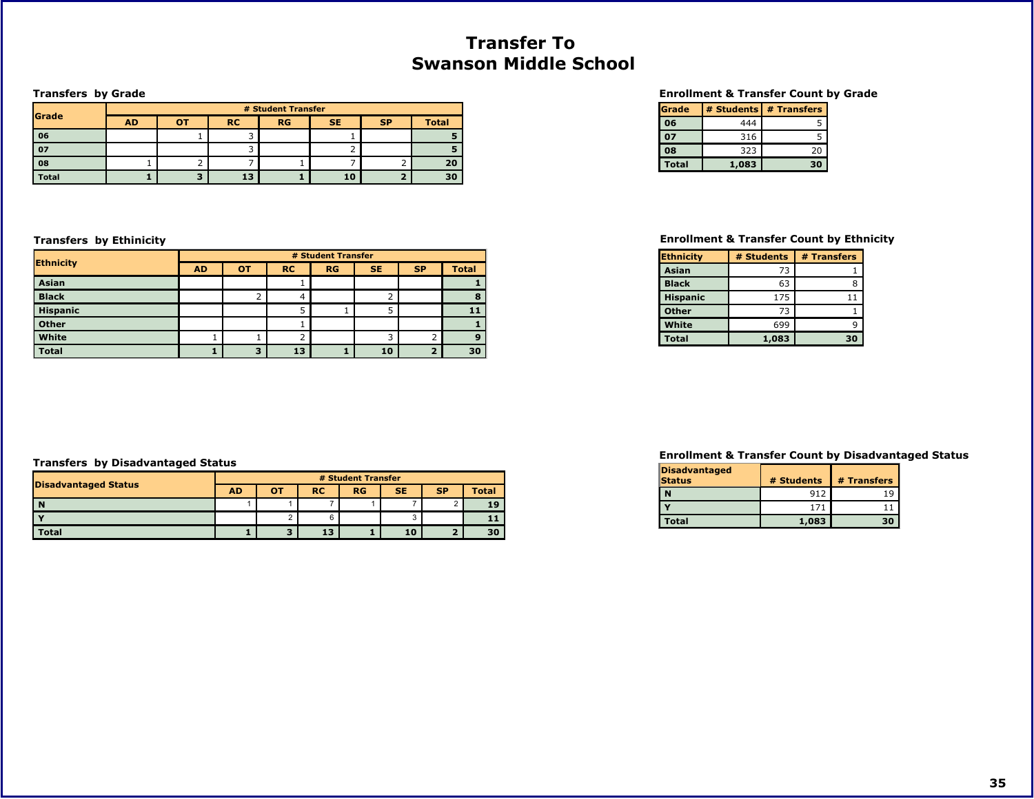# Transfer To
# Swanson Middle School

### Transfers by Grade

| Grade | # Student Transfer | | | | | | |
|---|---|---|---|---|---|---|---|
| | AD | OT | RC | RG | SE | SP | Total |
| 06 | | 1 | 3 | | 1 | | 5 |
| 07 | | | 3 | | 2 | | 5 |
| 08 | 1 | 2 | 7 | 1 | 7 | 2 | 20 |
| Total | 1 | 3 | 13 | 1 | 10 | 2 | 30 |

### Enrollment & Transfer Count by Grade

| Grade | # Students | # Transfers |
|---|---|---|
| 06 | 444 | 5 |
| 07 | 316 | 5 |
| 08 | 323 | 20 |
| Total | 1,083 | 30 |

### Transfers by Ethnicity

| Ethnicity | # Student Transfer | | | | | | |
|---|---|---|---|---|---|---|---|
| | AD | OT | RC | RG | SE | SP | Total |
| Asian | | | 1 | | | | 1 |
| Black | | 2 | 4 | | 2 | | 8 |
| Hispanic | | | 5 | 1 | 5 | | 11 |
| Other | | | 1 | | | | 1 |
| White | 1 | 1 | 2 | | 3 | 2 | 9 |
| Total | 1 | 3 | 13 | 1 | 10 | 2 | 30 |

### Enrollment & Transfer Count by Ethnicity

| Ethnicity | # Students | # Transfers |
|---|---|---|
| Asian | 73 | 1 |
| Black | 63 | 8 |
| Hispanic | 175 | 11 |
| Other | 73 | 1 |
| White | 699 | 9 |
| Total | 1,083 | 30 |

### Transfers by Disadvantaged Status

| Disadvantaged Status | # Student Transfer | | | | | | |
|---|---|---|---|---|---|---|---|
| | AD | OT | RC | RG | SE | SP | Total |
| N | 1 | 1 | 7 | 1 | 7 | 2 | 19 |
| Y | | 2 | 6 | | 3 | | 11 |
| Total | 1 | 3 | 13 | 1 | 10 | 2 | 30 |

### Enrollment & Transfer Count by Disadvantaged Status

| Disadvantaged Status | # Students | # Transfers |
|---|---|---|
| N | 912 | 19 |
| Y | 171 | 11 |
| Total | 1,083 | 30 |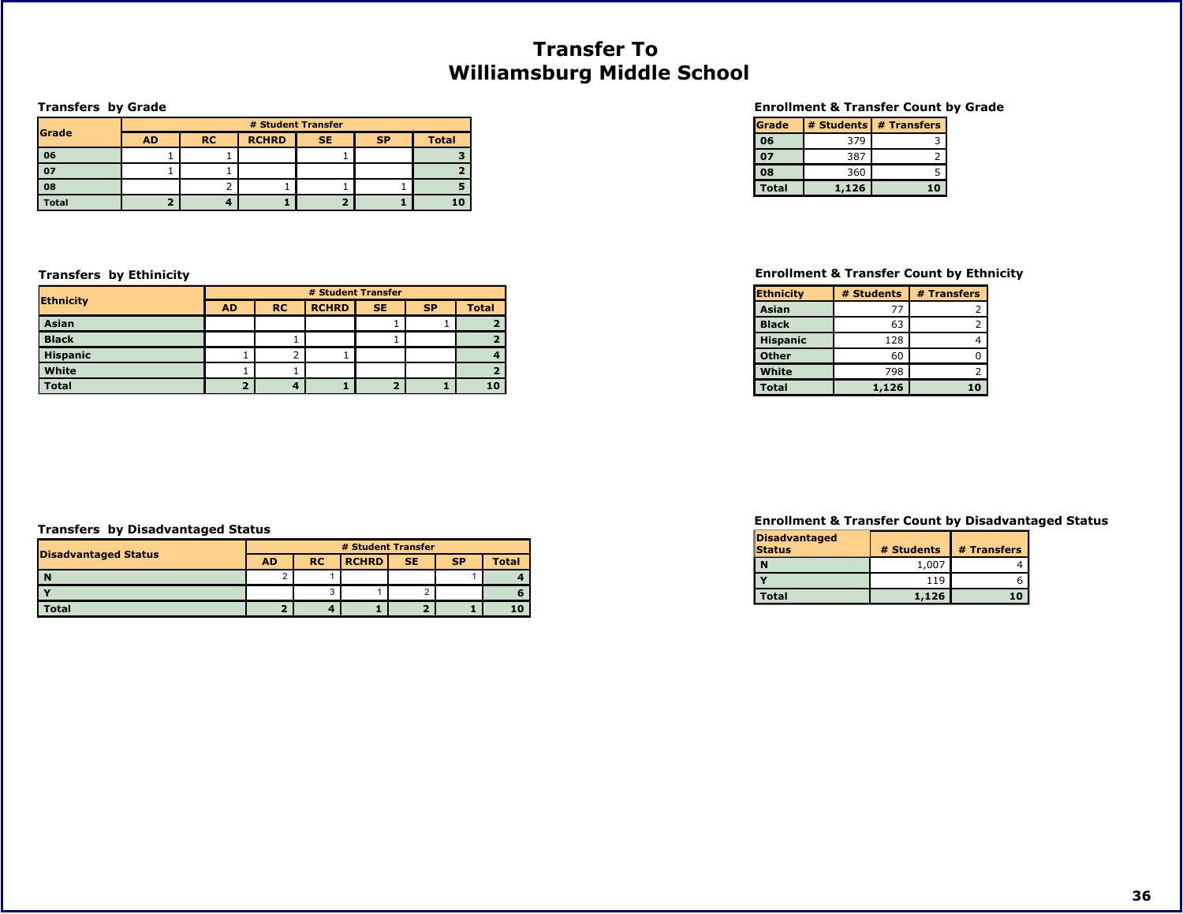# Transfer To
# Williamsburg Middle School

### Transfers by Grade

| Grade | # Student Transfer | | | | | |
|---|---|---|---|---|---|---|
| | AD | RC | RCHRD | SE | SP | Total |
| 06 | 1 | 1 | | 1 | | 3 |
| 07 | 1 | 1 | | | | 2 |
| 08 | | 2 | 1 | 1 | 1 | 5 |
| Total | 2 | 4 | 1 | 2 | 1 | 10 |

### Enrollment & Transfer Count by Grade

| Grade | # Students | # Transfers |
|---|---|---|
| 06 | 379 | 3 |
| 07 | 387 | 2 |
| 08 | 360 | 5 |
| Total | 1,126 | 10 |

### Transfers by Ethnicity

| Ethnicity | # Student Transfer | | | | | |
|---|---|---|---|---|---|---|
| | AD | RC | RCHRD | SE | SP | Total |
| Asian | | | | 1 | 1 | 2 |
| Black | | 1 | | 1 | | 2 |
| Hispanic | 1 | 2 | 1 | | | 4 |
| White | 1 | 1 | | | | 2 |
| Total | 2 | 4 | 1 | 2 | 1 | 10 |

### Enrollment & Transfer Count by Ethnicity

| Ethnicity | # Students | # Transfers |
|---|---|---|
| Asian | 77 | 2 |
| Black | 63 | 2 |
| Hispanic | 128 | 4 |
| Other | 60 | 0 |
| White | 798 | 2 |
| Total | 1,126 | 10 |

### Transfers by Disadvantaged Status

| Disadvantaged Status | # Student Transfer | | | | | |
|---|---|---|---|---|---|---|
| | AD | RC | RCHRD | SE | SP | Total |
| N | 2 | 1 | | | 1 | 4 |
| Y | | 3 | 1 | 2 | | 6 |
| Total | 2 | 4 | 1 | 2 | 1 | 10 |

### Enrollment & Transfer Count by Disadvantaged Status

| Disadvantaged Status | # Students | # Transfers |
|---|---|---|
| N | 1,007 | 4 |
| Y | 119 | 6 |
| Total | 1,126 | 10 |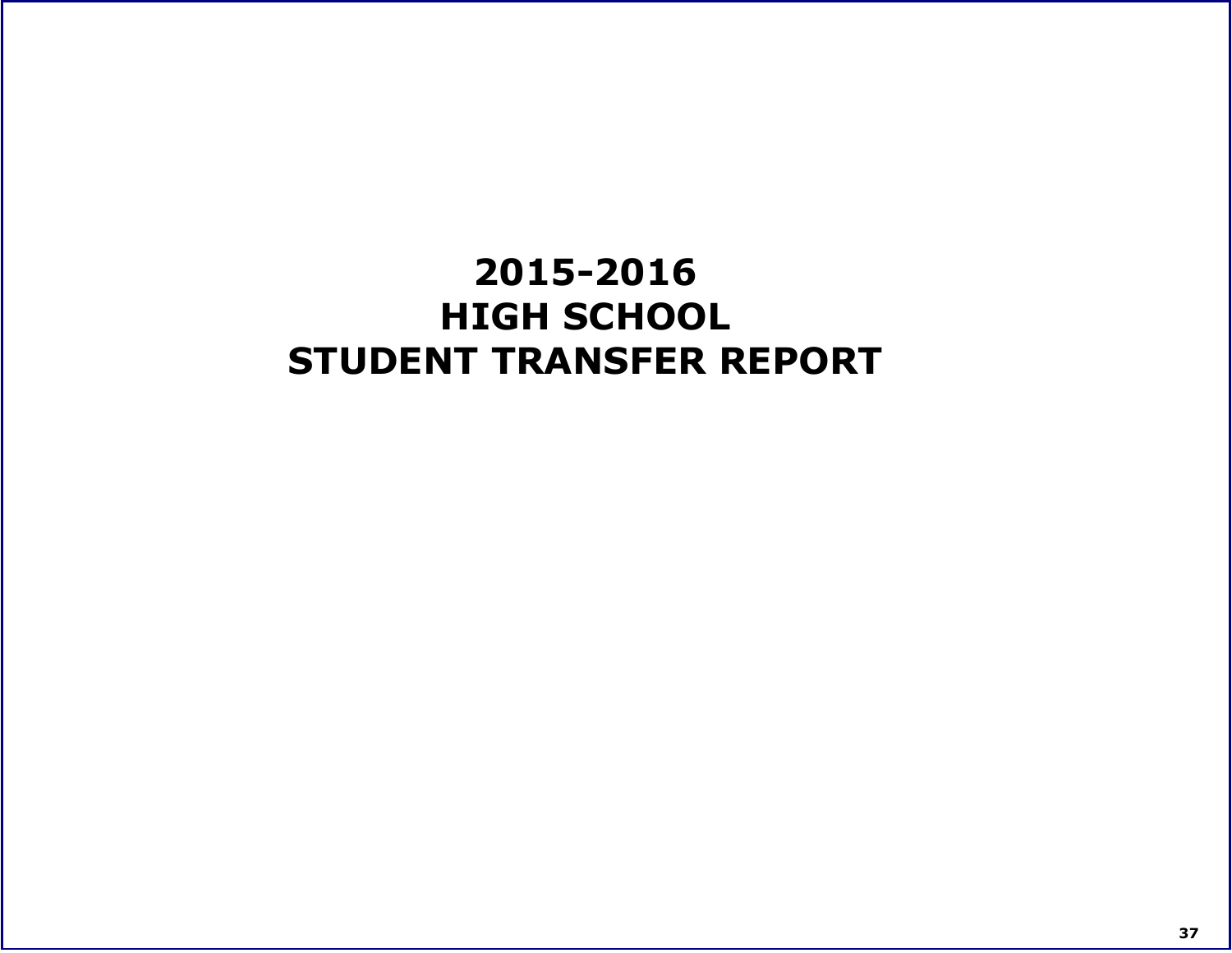# 2015-2016
# HIGH SCHOOL
# STUDENT TRANSFER REPORT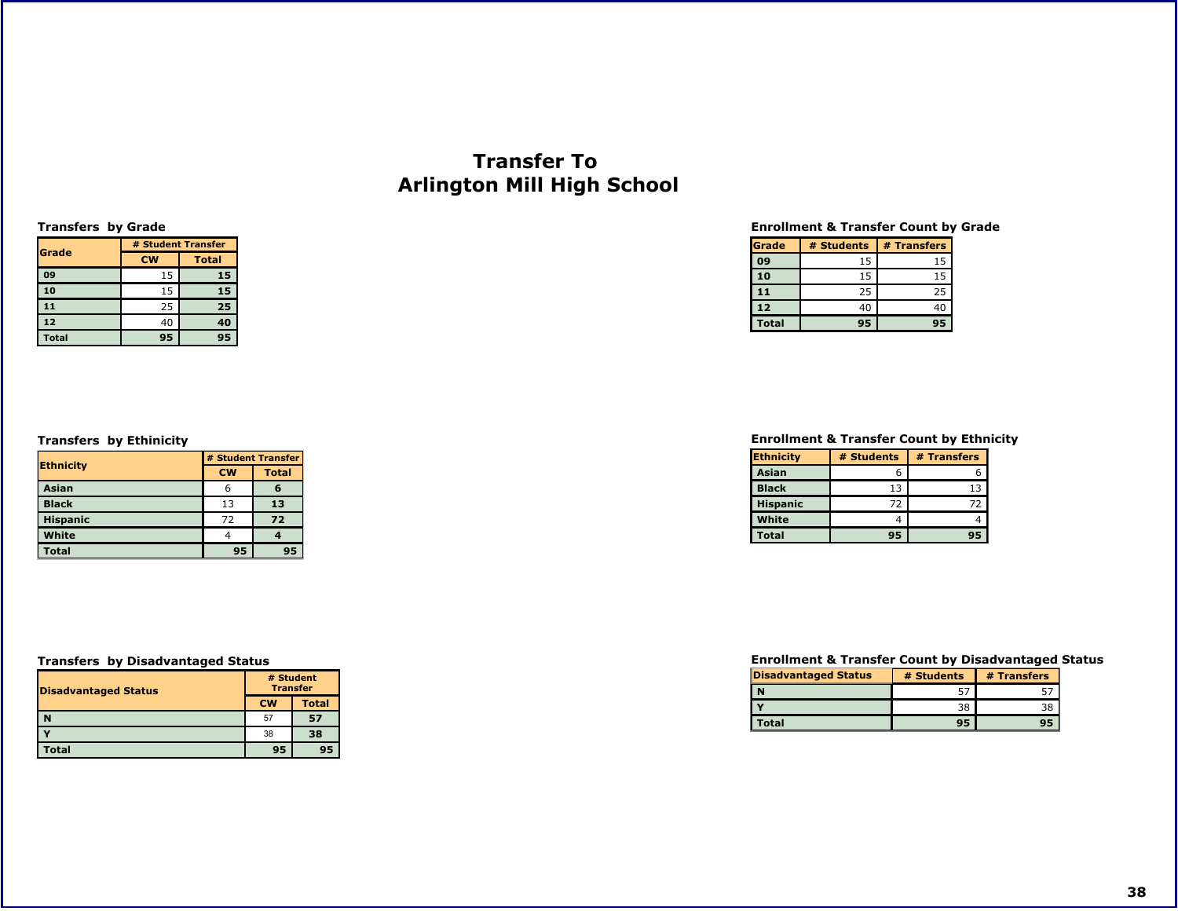# Transfer To
# Arlington Mill High School

### Transfers by Grade

| Grade | # Student Transfer | |
|---|---|---|
| | CW | Total |
| 09 | 15 | **15** |
| 10 | 15 | **15** |
| 11 | 25 | **25** |
| 12 | 40 | **40** |
| Total | **95** | **95** |

### Enrollment & Transfer Count by Grade

| Grade | # Students | # Transfers |
|---|---|---|
| 09 | 15 | 15 |
| 10 | 15 | 15 |
| 11 | 25 | 25 |
| 12 | 40 | 40 |
| Total | **95** | **95** |

### Transfers by Ethinicity

| Ethnicity | # Student Transfer | |
|---|---|---|
| | CW | Total |
| Asian | 6 | **6** |
| Black | 13 | **13** |
| Hispanic | 72 | **72** |
| White | 4 | **4** |
| Total | **95** | **95** |

### Enrollment & Transfer Count by Ethnicity

| Ethnicity | # Students | # Transfers |
|---|---|---|
| Asian | 6 | 6 |
| Black | 13 | 13 |
| Hispanic | 72 | 72 |
| White | 4 | 4 |
| Total | **95** | **95** |

### Transfers by Disadvantaged Status

| Disadvantaged Status | # Student Transfer | |
|---|---|---|
| | CW | Total |
| N | 57 | **57** |
| Y | 38 | **38** |
| Total | **95** | **95** |

### Enrollment & Transfer Count by Disadvantaged Status

| Disadvantaged Status | # Students | # Transfers |
|---|---|---|
| N | 57 | 57 |
| Y | 38 | 38 |
| Total | **95** | **95** |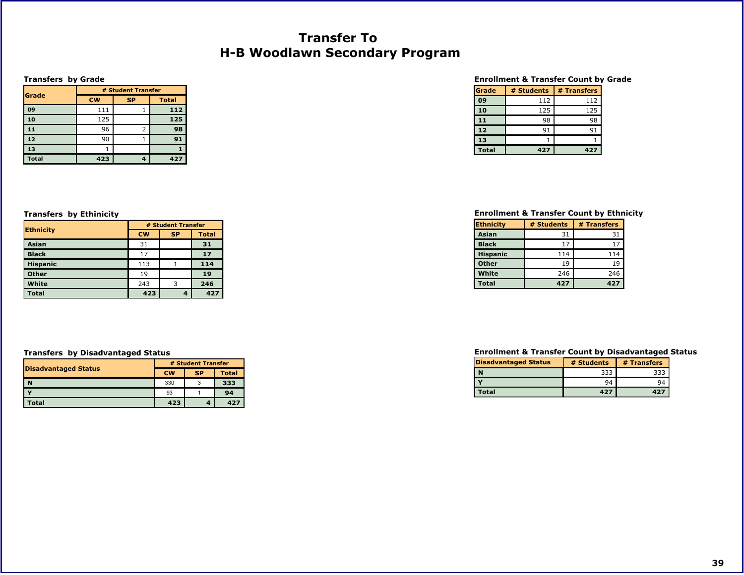# Transfer To
# H-B Woodlawn Secondary Program

### Transfers by Grade

| Grade | # Student Transfer | | |
|---|---|---|---|
| | CW | SP | Total |
| 09 | 111 | 1 | 112 |
| 10 | 125 | | 125 |
| 11 | 96 | 2 | 98 |
| 12 | 90 | 1 | 91 |
| 13 | 1 | | 1 |
| Total | 423 | 4 | 427 |

### Enrollment & Transfer Count by Grade

| Grade | # Students | # Transfers |
|---|---|---|
| 09 | 112 | 112 |
| 10 | 125 | 125 |
| 11 | 98 | 98 |
| 12 | 91 | 91 |
| 13 | 1 | 1 |
| Total | 427 | 427 |

### Transfers by Ethinicity

| Ethnicity | # Student Transfer | | |
|---|---|---|---|
| | CW | SP | Total |
| Asian | 31 | | 31 |
| Black | 17 | | 17 |
| Hispanic | 113 | 1 | 114 |
| Other | 19 | | 19 |
| White | 243 | 3 | 246 |
| Total | 423 | 4 | 427 |

### Enrollment & Transfer Count by Ethnicity

| Ethnicity | # Students | # Transfers |
|---|---|---|
| Asian | 31 | 31 |
| Black | 17 | 17 |
| Hispanic | 114 | 114 |
| Other | 19 | 19 |
| White | 246 | 246 |
| Total | 427 | 427 |

### Transfers by Disadvantaged Status

| Disadvantaged Status | # Student Transfer | | |
|---|---|---|---|
| | CW | SP | Total |
| N | 330 | 3 | 333 |
| Y | 93 | 1 | 94 |
| Total | 423 | 4 | 427 |

### Enrollment & Transfer Count by Disadvantaged Status

| Disadvantaged Status | # Students | # Transfers |
|---|---|---|
| N | 333 | 333 |
| Y | 94 | 94 |
| Total | 427 | 427 |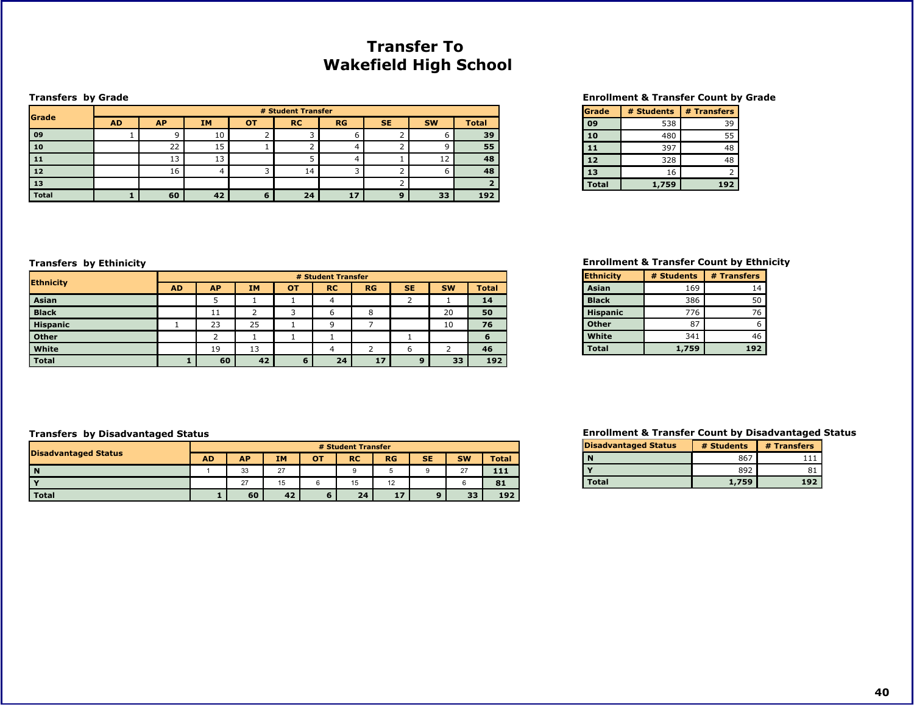# Transfer To
# Wakefield High School

### Transfers by Grade

| Grade | # Student Transfer | | | | | | | | |
|---|---|---|---|---|---|---|---|---|---|
| | AD | AP | IM | OT | RC | RG | SE | SW | Total |
| 09 | 1 | 9 | 10 | 2 | 3 | 6 | 2 | 6 | 39 |
| 10 | | 22 | 15 | 1 | 2 | 4 | 2 | 9 | 55 |
| 11 | | 13 | 13 | | 5 | 4 | 1 | 12 | 48 |
| 12 | | 16 | 4 | 3 | 14 | 3 | 2 | 6 | 48 |
| 13 | | | | | | | 2 | | 2 |
| Total | 1 | 60 | 42 | 6 | 24 | 17 | 9 | 33 | 192 |

### Enrollment & Transfer Count by Grade

| Grade | # Students | # Transfers |
|---|---|---|
| 09 | 538 | 39 |
| 10 | 480 | 55 |
| 11 | 397 | 48 |
| 12 | 328 | 48 |
| 13 | 16 | 2 |
| Total | 1,759 | 192 |

### Transfers by Ethinicity

| Ethnicity | # Student Transfer | | | | | | | | |
|---|---|---|---|---|---|---|---|---|---|
| | AD | AP | IM | OT | RC | RG | SE | SW | Total |
| Asian | | 5 | 1 | 1 | 4 | | 2 | 1 | 14 |
| Black | | 11 | 2 | 3 | 6 | 8 | | 20 | 50 |
| Hispanic | 1 | 23 | 25 | 1 | 9 | 7 | | 10 | 76 |
| Other | | 2 | 1 | 1 | 1 | | 1 | | 6 |
| White | | 19 | 13 | | 4 | 2 | 6 | 2 | 46 |
| Total | 1 | 60 | 42 | 6 | 24 | 17 | 9 | 33 | 192 |

### Enrollment & Transfer Count by Ethnicity

| Ethnicity | # Students | # Transfers |
|---|---|---|
| Asian | 169 | 14 |
| Black | 386 | 50 |
| Hispanic | 776 | 76 |
| Other | 87 | 6 |
| White | 341 | 46 |
| Total | 1,759 | 192 |

### Transfers by Disadvantaged Status

| Disadvantaged Status | # Student Transfer | | | | | | | | |
|---|---|---|---|---|---|---|---|---|---|
| | AD | AP | IM | OT | RC | RG | SE | SW | Total |
| N | 1 | 33 | 27 | | 9 | 5 | 9 | 27 | 111 |
| Y | | 27 | 15 | 6 | 15 | 12 | | 6 | 81 |
| Total | 1 | 60 | 42 | 6 | 24 | 17 | 9 | 33 | 192 |

### Enrollment & Transfer Count by Disadvantaged Status

| Disadvantaged Status | # Students | # Transfers |
|---|---|---|
| N | 867 | 111 |
| Y | 892 | 81 |
| Total | 1,759 | 192 |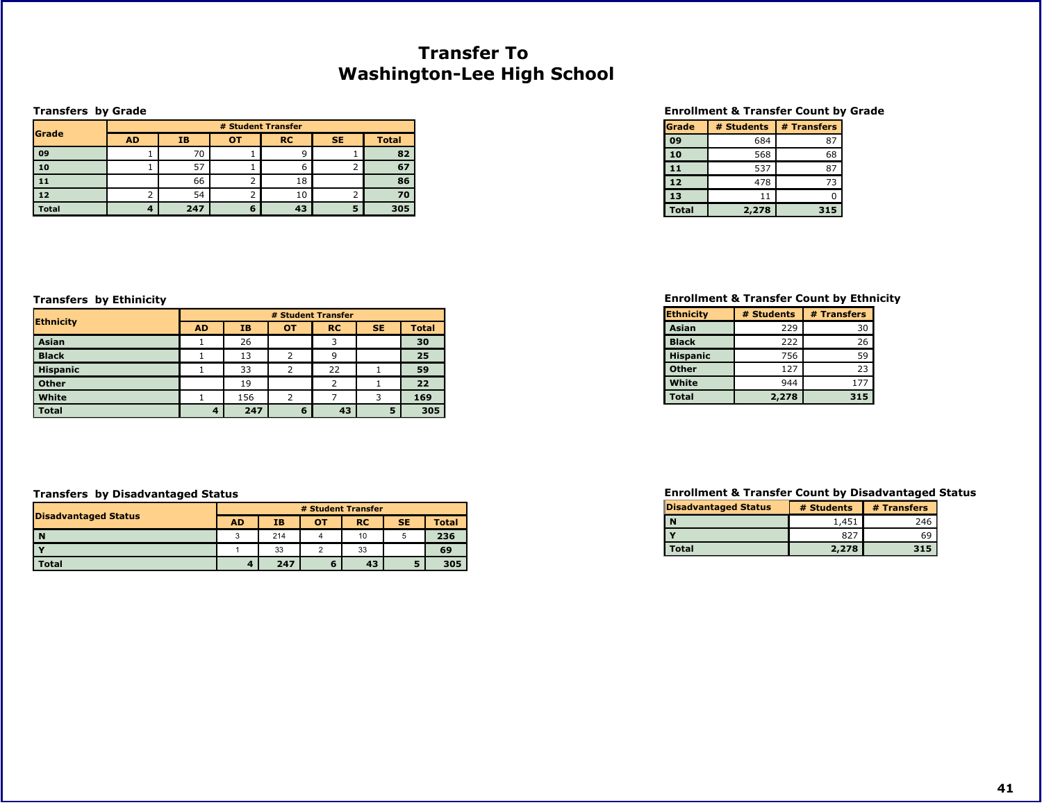# Transfer To
# Washington-Lee High School

### Transfers by Grade

| Grade | # Student Transfer | | | | | |
|---|---|---|---|---|---|---|
| | AD | IB | OT | RC | SE | Total |
| 09 | 1 | 70 | 1 | 9 | 1 | 82 |
| 10 | 1 | 57 | 1 | 6 | 2 | 67 |
| 11 | | 66 | 2 | 18 | | 86 |
| 12 | 2 | 54 | 2 | 10 | 2 | 70 |
| Total | 4 | 247 | 6 | 43 | 5 | 305 |

### Enrollment & Transfer Count by Grade

| Grade | # Students | # Transfers |
|---|---|---|
| 09 | 684 | 87 |
| 10 | 568 | 68 |
| 11 | 537 | 87 |
| 12 | 478 | 73 |
| 13 | 11 | 0 |
| Total | 2,278 | 315 |

### Transfers by Ethinicity

| Ethnicity | # Student Transfer | | | | | |
|---|---|---|---|---|---|---|
| | AD | IB | OT | RC | SE | Total |
| Asian | 1 | 26 | | 3 | | 30 |
| Black | 1 | 13 | 2 | 9 | | 25 |
| Hispanic | 1 | 33 | 2 | 22 | 1 | 59 |
| Other | | 19 | | 2 | 1 | 22 |
| White | 1 | 156 | 2 | 7 | 3 | 169 |
| Total | 4 | 247 | 6 | 43 | 5 | 305 |

### Enrollment & Transfer Count by Ethnicity

| Ethnicity | # Students | # Transfers |
|---|---|---|
| Asian | 229 | 30 |
| Black | 222 | 26 |
| Hispanic | 756 | 59 |
| Other | 127 | 23 |
| White | 944 | 177 |
| Total | 2,278 | 315 |

### Transfers by Disadvantaged Status

| Disadvantaged Status | # Student Transfer | | | | | |
|---|---|---|---|---|---|---|
| | AD | IB | OT | RC | SE | Total |
| N | 3 | 214 | 4 | 10 | 5 | 236 |
| Y | 1 | 33 | 2 | 33 | | 69 |
| Total | 4 | 247 | 6 | 43 | 5 | 305 |

### Enrollment & Transfer Count by Disadvantaged Status

| Disadvantaged Status | # Students | # Transfers |
|---|---|---|
| N | 1,451 | 246 |
| Y | 827 | 69 |
| Total | 2,278 | 315 |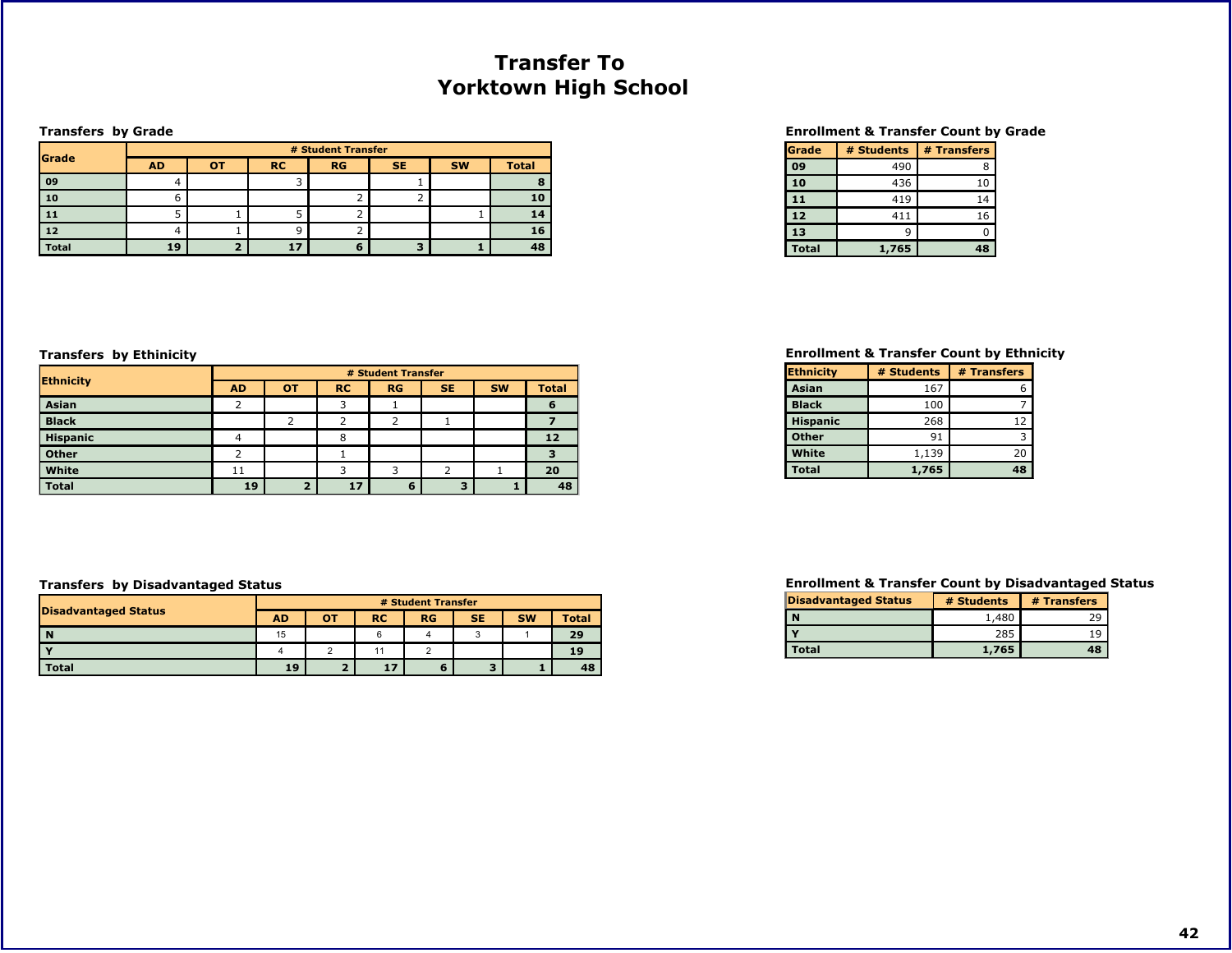# Transfer To
# Yorktown High School

### Transfers by Grade

| Grade | # Student Transfer | | | | | | |
|---|---|---|---|---|---|---|---|
| | AD | OT | RC | RG | SE | SW | Total |
| 09 | 4 | | 3 | | 1 | | 8 |
| 10 | 6 | | | 2 | 2 | | 10 |
| 11 | 5 | 1 | 5 | 2 | | 1 | 14 |
| 12 | 4 | 1 | 9 | 2 | | | 16 |
| Total | 19 | 2 | 17 | 6 | 3 | 1 | 48 |

### Enrollment & Transfer Count by Grade

| Grade | # Students | # Transfers |
|---|---|---|
| 09 | 490 | 8 |
| 10 | 436 | 10 |
| 11 | 419 | 14 |
| 12 | 411 | 16 |
| 13 | 9 | 0 |
| Total | 1,765 | 48 |

### Transfers by Ethinicity

| Ethnicity | # Student Transfer | | | | | | |
|---|---|---|---|---|---|---|---|
| | AD | OT | RC | RG | SE | SW | Total |
| Asian | 2 | | 3 | 1 | | | 6 |
| Black | | 2 | 2 | 2 | 1 | | 7 |
| Hispanic | 4 | | 8 | | | | 12 |
| Other | 2 | | 1 | | | | 3 |
| White | 11 | | 3 | 3 | 2 | 1 | 20 |
| Total | 19 | 2 | 17 | 6 | 3 | 1 | 48 |

### Enrollment & Transfer Count by Ethnicity

| Ethnicity | # Students | # Transfers |
|---|---|---|
| Asian | 167 | 6 |
| Black | 100 | 7 |
| Hispanic | 268 | 12 |
| Other | 91 | 3 |
| White | 1,139 | 20 |
| Total | 1,765 | 48 |

### Transfers by Disadvantaged Status

| Disadvantaged Status | # Student Transfer | | | | | | |
|---|---|---|---|---|---|---|---|
| | AD | OT | RC | RG | SE | SW | Total |
| N | 15 | | 6 | 4 | 3 | 1 | 29 |
| Y | 4 | 2 | 11 | 2 | | | 19 |
| Total | 19 | 2 | 17 | 6 | 3 | 1 | 48 |

### Enrollment & Transfer Count by Disadvantaged Status

| Disadvantaged Status | # Students | # Transfers |
|---|---|---|
| N | 1,480 | 29 |
| Y | 285 | 19 |
| Total | 1,765 | 48 |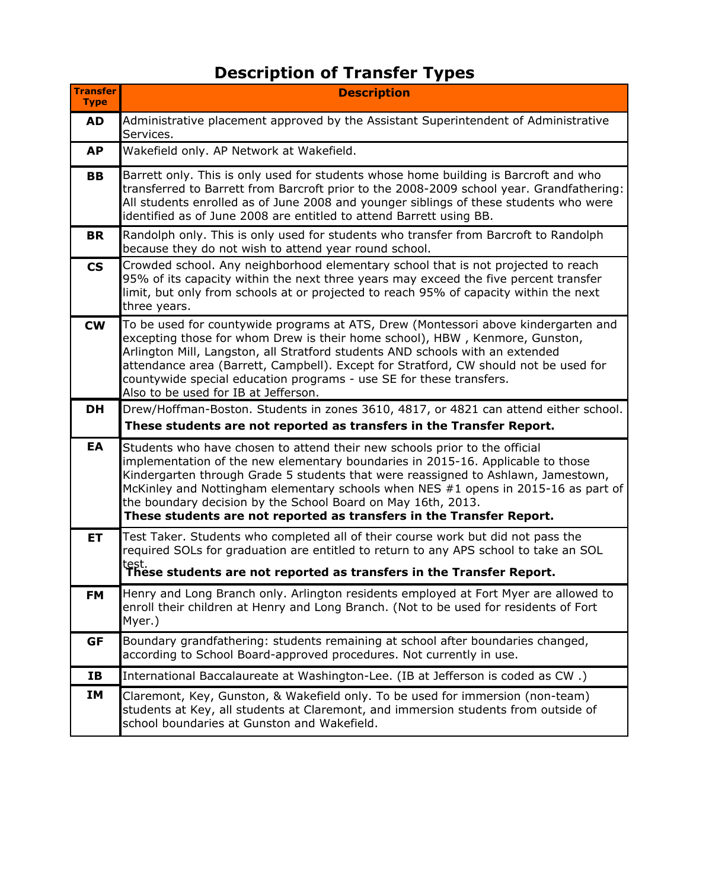# Description of Transfer Types

| Transfer Type | Description |
|---|---|
| **AD** | Administrative placement approved by the Assistant Superintendent of Administrative Services. |
| **AP** | Wakefield only. AP Network at Wakefield. |
| **BB** | Barrett only. This is only used for students whose home building is Barcroft and who transferred to Barrett from Barcroft prior to the 2008-2009 school year. Grandfathering: All students enrolled as of June 2008 and younger siblings of these students who were identified as of June 2008 are entitled to attend Barrett using BB. |
| **BR** | Randolph only. This is only used for students who transfer from Barcroft to Randolph because they do not wish to attend year round school. |
| **CS** | Crowded school. Any neighborhood elementary school that is not projected to reach 95% of its capacity within the next three years may exceed the five percent transfer limit, but only from schools at or projected to reach 95% of capacity within the next three years. |
| **CW** | To be used for countywide programs at ATS, Drew (Montessori above kindergarten and excepting those for whom Drew is their home school), HBW , Kenmore, Gunston, Arlington Mill, Langston, all Stratford students AND schools with an extended attendance area (Barrett, Campbell). Except for Stratford, CW should not be used for countywide special education programs - use SE for these transfers. Also to be used for IB at Jefferson. |
| **DH** | Drew/Hoffman-Boston. Students in zones 3610, 4817, or 4821 can attend either school. **These students are not reported as transfers in the Transfer Report.** |
| **EA** | Students who have chosen to attend their new schools prior to the official implementation of the new elementary boundaries in 2015-16. Applicable to those Kindergarten through Grade 5 students that were reassigned to Ashlawn, Jamestown, McKinley and Nottingham elementary schools when NES #1 opens in 2015-16 as part of the boundary decision by the School Board on May 16th, 2013. **These students are not reported as transfers in the Transfer Report.** |
| **ET** | Test Taker. Students who completed all of their course work but did not pass the required SOLs for graduation are entitled to return to any APS school to take an SOL test. **These students are not reported as transfers in the Transfer Report.** |
| **FM** | Henry and Long Branch only. Arlington residents employed at Fort Myer are allowed to enroll their children at Henry and Long Branch. (Not to be used for residents of Fort Myer.) |
| **GF** | Boundary grandfathering: students remaining at school after boundaries changed, according to School Board-approved procedures. Not currently in use. |
| **IB** | International Baccalaureate at Washington-Lee. (IB at Jefferson is coded as CW .) |
| **IM** | Claremont, Key, Gunston, & Wakefield only. To be used for immersion (non-team) students at Key, all students at Claremont, and immersion students from outside of school boundaries at Gunston and Wakefield. |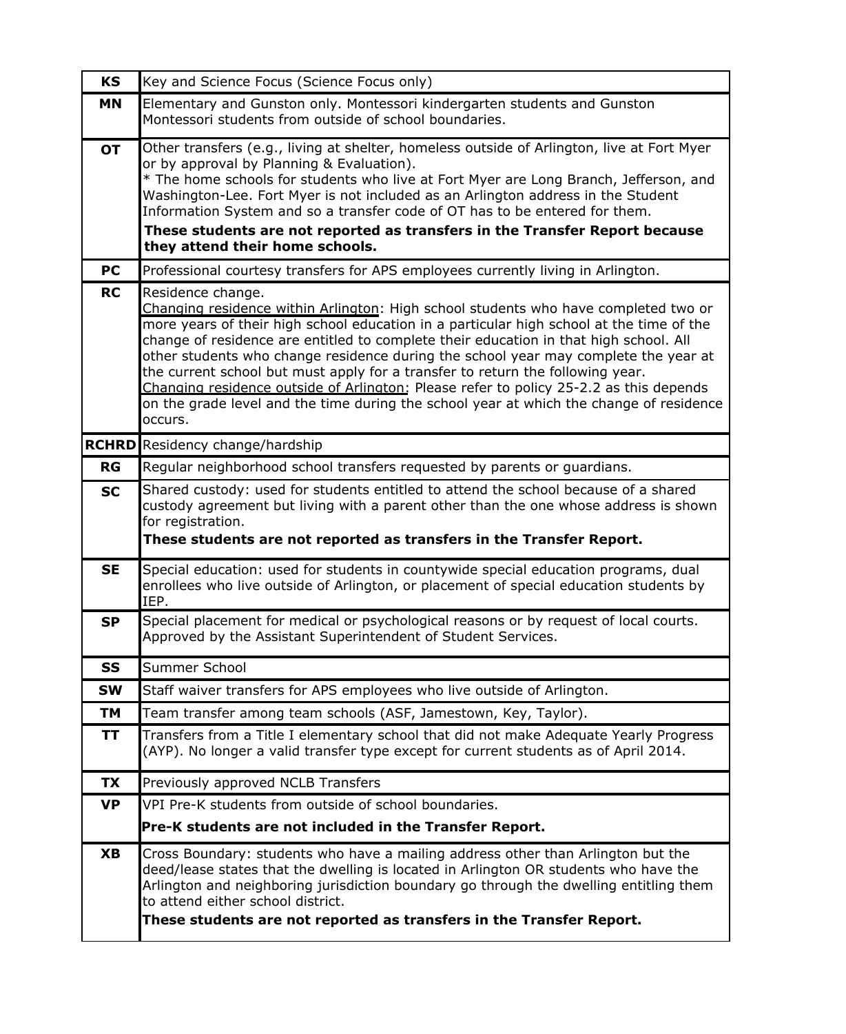| | |
|---|---|
| **KS** | Key and Science Focus (Science Focus only) |
| **MN** | Elementary and Gunston only. Montessori kindergarten students and Gunston Montessori students from outside of school boundaries. |
| **OT** | Other transfers (e.g., living at shelter, homeless outside of Arlington, live at Fort Myer or by approval by Planning & Evaluation).<br>* The home schools for students who live at Fort Myer are Long Branch, Jefferson, and Washington-Lee. Fort Myer is not included as an Arlington address in the Student Information System and so a transfer code of OT has to be entered for them.<br>**These students are not reported as transfers in the Transfer Report because they attend their home schools.** |
| **PC** | Professional courtesy transfers for APS employees currently living in Arlington. |
| **RC** | Residence change.<br>Changing residence within Arlington: High school students who have completed two or more years of their high school education in a particular high school at the time of the change of residence are entitled to complete their education in that high school. All other students who change residence during the school year may complete the year at the current school but must apply for a transfer to return the following year.<br>Changing residence outside of Arlington: Please refer to policy 25-2.2 as this depends on the grade level and the time during the school year at which the change of residence occurs. |
| **RCHRD** | Residency change/hardship |
| **RG** | Regular neighborhood school transfers requested by parents or guardians. |
| **SC** | Shared custody: used for students entitled to attend the school because of a shared custody agreement but living with a parent other than the one whose address is shown for registration.<br>**These students are not reported as transfers in the Transfer Report.** |
| **SE** | Special education: used for students in countywide special education programs, dual enrollees who live outside of Arlington, or placement of special education students by IEP. |
| **SP** | Special placement for medical or psychological reasons or by request of local courts. Approved by the Assistant Superintendent of Student Services. |
| **SS** | Summer School |
| **SW** | Staff waiver transfers for APS employees who live outside of Arlington. |
| **TM** | Team transfer among team schools (ASF, Jamestown, Key, Taylor). |
| **TT** | Transfers from a Title I elementary school that did not make Adequate Yearly Progress (AYP). No longer a valid transfer type except for current students as of April 2014. |
| **TX** | Previously approved NCLB Transfers |
| **VP** | VPI Pre-K students from outside of school boundaries.<br>**Pre-K students are not included in the Transfer Report.** |
| **XB** | Cross Boundary: students who have a mailing address other than Arlington but the deed/lease states that the dwelling is located in Arlington OR students who have the Arlington and neighboring jurisdiction boundary go through the dwelling entitling them to attend either school district.<br>**These students are not reported as transfers in the Transfer Report.** |